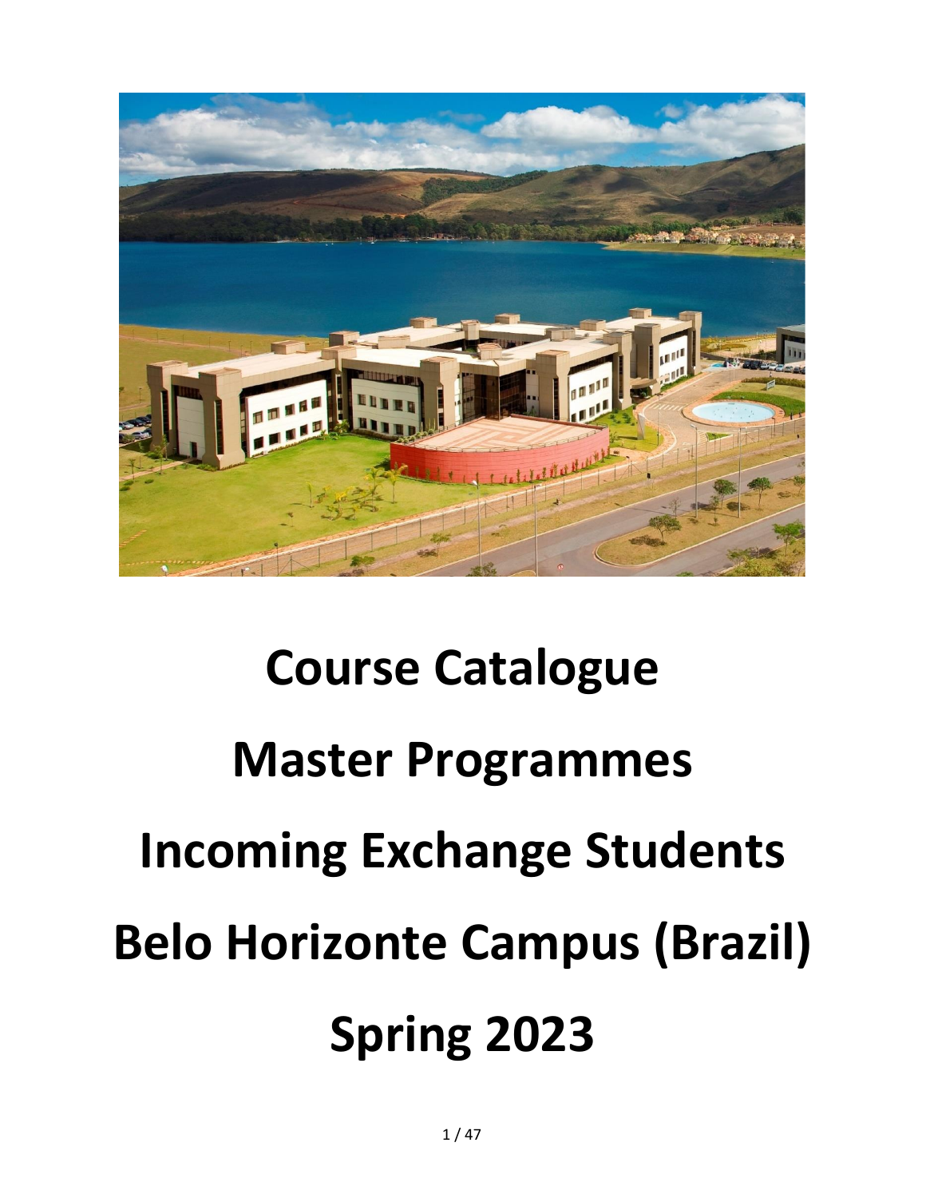# Course Catalogue

# Master Programmes

# Incoming Exchange Students

# Belo Horizonte Campus (Brazil)

# Spring 2023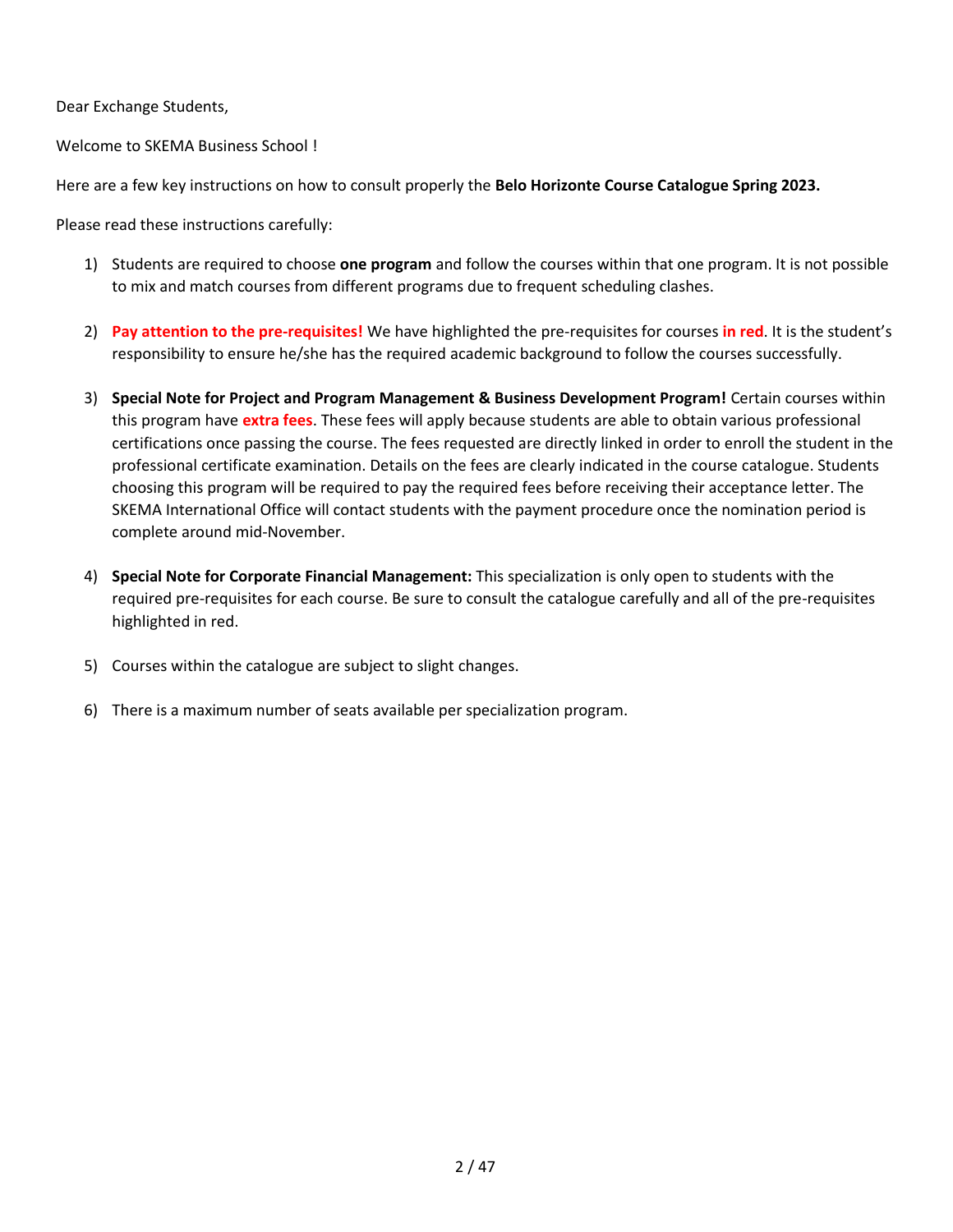Dear Exchange Students,

Welcome to SKEMA Business School !

Here are a few key instructions on how to consult properly the **Belo Horizonte Course Catalogue Spring 2023.**

Please read these instructions carefully:

1) Students are required to choose **one program** and follow the courses within that one program. It is not possible to mix and match courses from different programs due to frequent scheduling clashes.

2) **Pay attention to the pre-requisites!** We have highlighted the pre-requisites for courses **in red**. It is the student's responsibility to ensure he/she has the required academic background to follow the courses successfully.

3) **Special Note for Project and Program Management & Business Development Program!** Certain courses within this program have **extra fees**. These fees will apply because students are able to obtain various professional certifications once passing the course. The fees requested are directly linked in order to enroll the student in the professional certificate examination. Details on the fees are clearly indicated in the course catalogue. Students choosing this program will be required to pay the required fees before receiving their acceptance letter. The SKEMA International Office will contact students with the payment procedure once the nomination period is complete around mid-November.

4) **Special Note for Corporate Financial Management:** This specialization is only open to students with the required pre-requisites for each course. Be sure to consult the catalogue carefully and all of the pre-requisites highlighted in red.

5) Courses within the catalogue are subject to slight changes.

6) There is a maximum number of seats available per specialization program.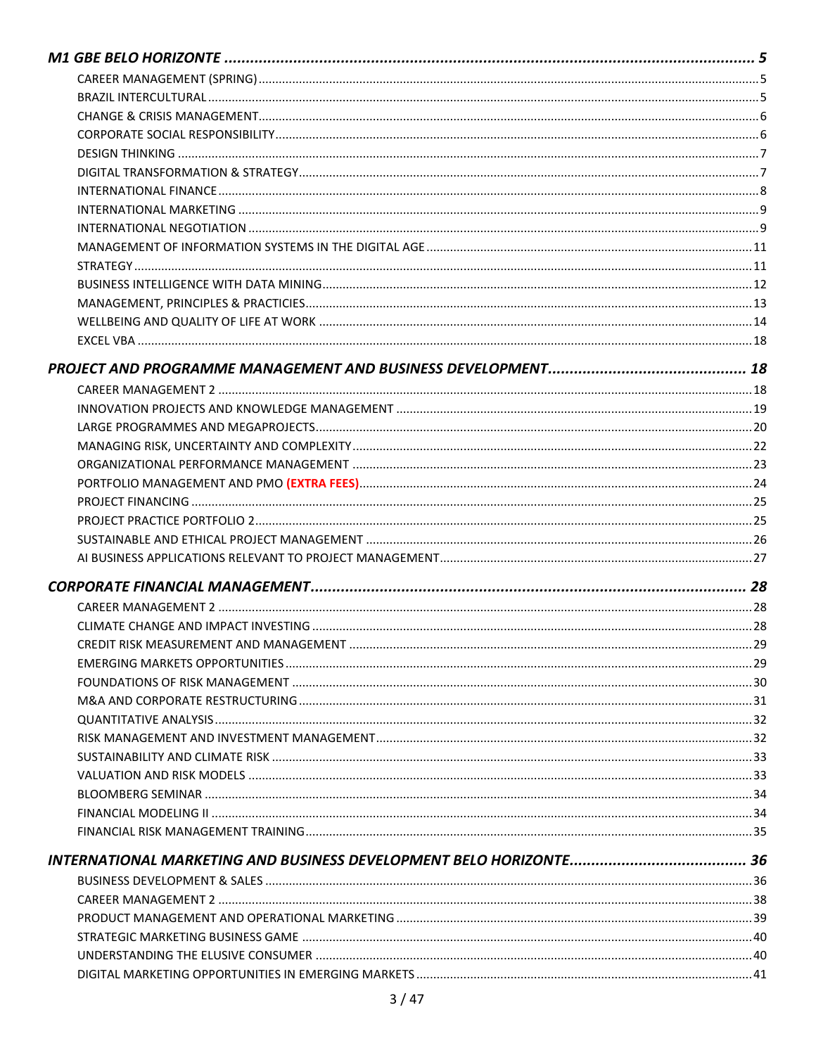***M1 GBE BELO HORIZONTE*** ........ 5

- CAREER MANAGEMENT (SPRING) ........ 5
- BRAZIL INTERCULTURAL ........ 5
- CHANGE & CRISIS MANAGEMENT ........ 6
- CORPORATE SOCIAL RESPONSIBILITY ........ 6
- DESIGN THINKING ........ 7
- DIGITAL TRANSFORMATION & STRATEGY ........ 7
- INTERNATIONAL FINANCE ........ 8
- INTERNATIONAL MARKETING ........ 9
- INTERNATIONAL NEGOTIATION ........ 9
- MANAGEMENT OF INFORMATION SYSTEMS IN THE DIGITAL AGE ........ 11
- STRATEGY ........ 11
- BUSINESS INTELLIGENCE WITH DATA MINING ........ 12
- MANAGEMENT, PRINCIPLES & PRACTICIES ........ 13
- WELLBEING AND QUALITY OF LIFE AT WORK ........ 14
- EXCEL VBA ........ 18

***PROJECT AND PROGRAMME MANAGEMENT AND BUSINESS DEVELOPMENT*** ........ 18

- CAREER MANAGEMENT 2 ........ 18
- INNOVATION PROJECTS AND KNOWLEDGE MANAGEMENT ........ 19
- LARGE PROGRAMMES AND MEGAPROJECTS ........ 20
- MANAGING RISK, UNCERTAINTY AND COMPLEXITY ........ 22
- ORGANIZATIONAL PERFORMANCE MANAGEMENT ........ 23
- PORTFOLIO MANAGEMENT AND PMO **(EXTRA FEES)** ........ 24
- PROJECT FINANCING ........ 25
- PROJECT PRACTICE PORTFOLIO 2 ........ 25
- SUSTAINABLE AND ETHICAL PROJECT MANAGEMENT ........ 26
- AI BUSINESS APPLICATIONS RELEVANT TO PROJECT MANAGEMENT ........ 27

***CORPORATE FINANCIAL MANAGEMENT*** ........ 28

- CAREER MANAGEMENT 2 ........ 28
- CLIMATE CHANGE AND IMPACT INVESTING ........ 28
- CREDIT RISK MEASUREMENT AND MANAGEMENT ........ 29
- EMERGING MARKETS OPPORTUNITIES ........ 29
- FOUNDATIONS OF RISK MANAGEMENT ........ 30
- M&A AND CORPORATE RESTRUCTURING ........ 31
- QUANTITATIVE ANALYSIS ........ 32
- RISK MANAGEMENT AND INVESTMENT MANAGEMENT ........ 32
- SUSTAINABILITY AND CLIMATE RISK ........ 33
- VALUATION AND RISK MODELS ........ 33
- BLOOMBERG SEMINAR ........ 34
- FINANCIAL MODELING II ........ 34
- FINANCIAL RISK MANAGEMENT TRAINING ........ 35

***INTERNATIONAL MARKETING AND BUSINESS DEVELOPMENT BELO HORIZONTE*** ........ 36

- BUSINESS DEVELOPMENT & SALES ........ 36
- CAREER MANAGEMENT 2 ........ 38
- PRODUCT MANAGEMENT AND OPERATIONAL MARKETING ........ 39
- STRATEGIC MARKETING BUSINESS GAME ........ 40
- UNDERSTANDING THE ELUSIVE CONSUMER ........ 40
- DIGITAL MARKETING OPPORTUNITIES IN EMERGING MARKETS ........ 41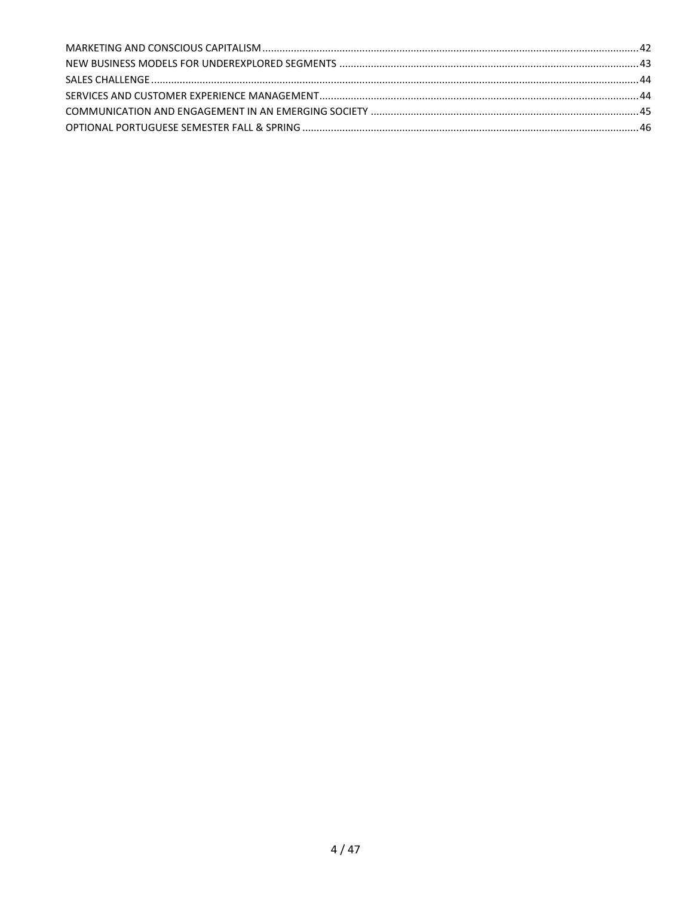MARKETING AND CONSCIOUS CAPITALISM ........................................................................................................................................ 42
NEW BUSINESS MODELS FOR UNDEREXPLORED SEGMENTS ................................................................................................. 43
SALES CHALLENGE .......................................................................................................................................................................... 44
SERVICES AND CUSTOMER EXPERIENCE MANAGEMENT ............................................................................................................ 44
COMMUNICATION AND ENGAGEMENT IN AN EMERGING SOCIETY ............................................................................................ 45
OPTIONAL PORTUGUESE SEMESTER FALL & SPRING ...................................................................................................................... 46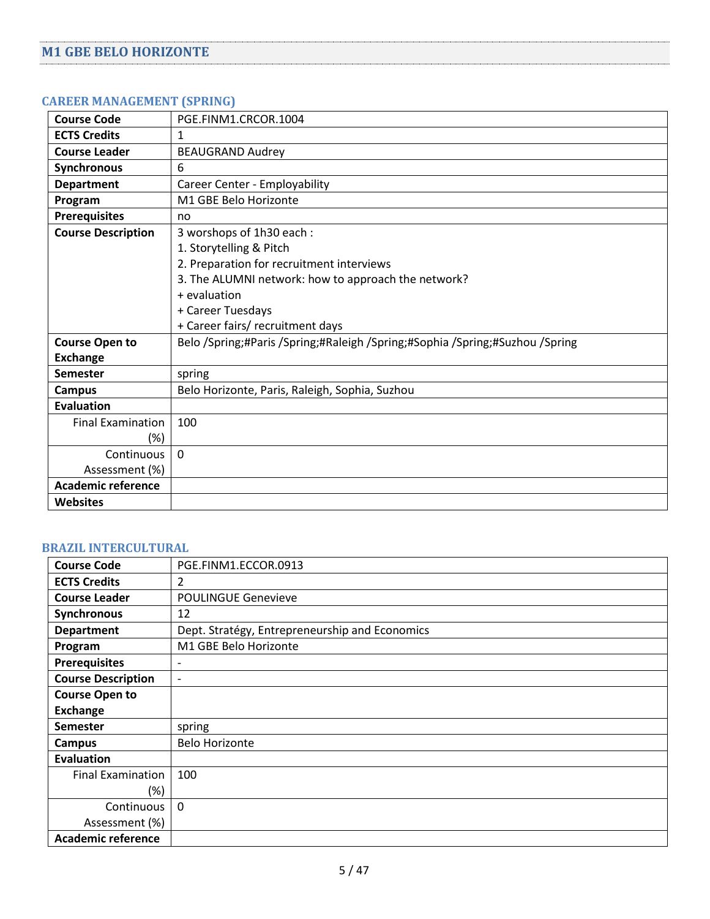## M1 GBE BELO HORIZONTE

### CAREER MANAGEMENT (SPRING)

| | |
|---|---|
| **Course Code** | PGE.FINM1.CRCOR.1004 |
| **ECTS Credits** | 1 |
| **Course Leader** | BEAUGRAND Audrey |
| **Synchronous** | 6 |
| **Department** | Career Center - Employability |
| **Program** | M1 GBE Belo Horizonte |
| **Prerequisites** | no |
| **Course Description** | 3 worshops of 1h30 each :<br>1. Storytelling & Pitch<br>2. Preparation for recruitment interviews<br>3. The ALUMNI network: how to approach the network?<br>+ evaluation<br>+ Career Tuesdays<br>+ Career fairs/ recruitment days |
| **Course Open to Exchange** | Belo /Spring;#Paris /Spring;#Raleigh /Spring;#Sophia /Spring;#Suzhou /Spring |
| **Semester** | spring |
| **Campus** | Belo Horizonte, Paris, Raleigh, Sophia, Suzhou |
| **Evaluation** | |
| Final Examination (%) | 100 |
| Continuous Assessment (%) | 0 |
| **Academic reference** | |
| **Websites** | |

### BRAZIL INTERCULTURAL

| | |
|---|---|
| **Course Code** | PGE.FINM1.ECCOR.0913 |
| **ECTS Credits** | 2 |
| **Course Leader** | POULINGUE Genevieve |
| **Synchronous** | 12 |
| **Department** | Dept. Stratégy, Entrepreneurship and Economics |
| **Program** | M1 GBE Belo Horizonte |
| **Prerequisites** | - |
| **Course Description** | - |
| **Course Open to Exchange** | |
| **Semester** | spring |
| **Campus** | Belo Horizonte |
| **Evaluation** | |
| Final Examination (%) | 100 |
| Continuous Assessment (%) | 0 |
| **Academic reference** | |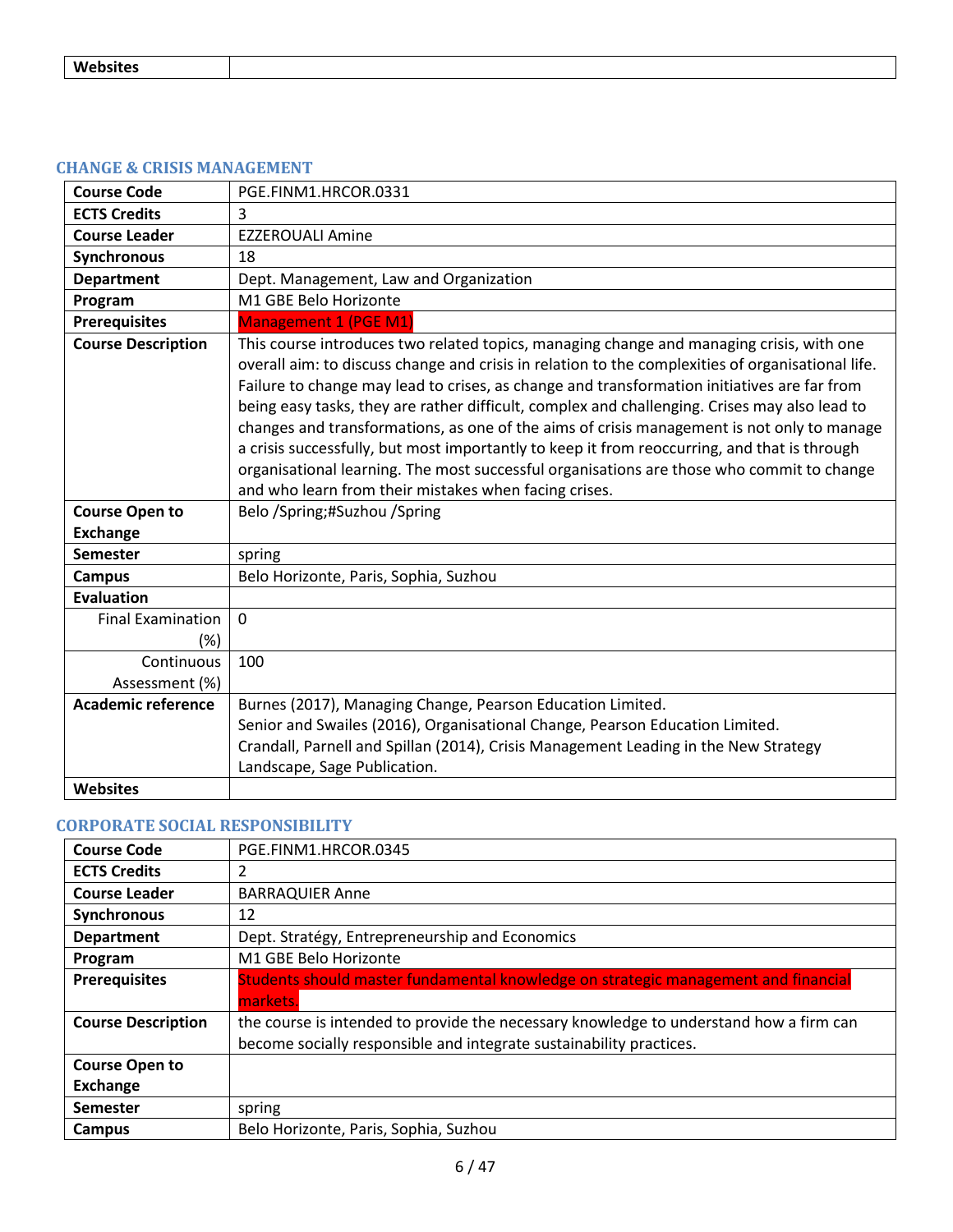| Websites | |
|---|---|

## CHANGE & CRISIS MANAGEMENT

| Course Code | PGE.FINM1.HRCOR.0331 |
|---|---|
| ECTS Credits | 3 |
| Course Leader | EZZEROUALI Amine |
| Synchronous | 18 |
| Department | Dept. Management, Law and Organization |
| Program | M1 GBE Belo Horizonte |
| Prerequisites | Management 1 (PGE M1) |
| Course Description | This course introduces two related topics, managing change and managing crisis, with one overall aim: to discuss change and crisis in relation to the complexities of organisational life. Failure to change may lead to crises, as change and transformation initiatives are far from being easy tasks, they are rather difficult, complex and challenging. Crises may also lead to changes and transformations, as one of the aims of crisis management is not only to manage a crisis successfully, but most importantly to keep it from reoccurring, and that is through organisational learning. The most successful organisations are those who commit to change and who learn from their mistakes when facing crises. |
| Course Open to Exchange | Belo /Spring;#Suzhou /Spring |
| Semester | spring |
| Campus | Belo Horizonte, Paris, Sophia, Suzhou |
| Evaluation | |
| Final Examination (%) | 0 |
| Continuous Assessment (%) | 100 |
| Academic reference | Burnes (2017), Managing Change, Pearson Education Limited.<br>Senior and Swailes (2016), Organisational Change, Pearson Education Limited.<br>Crandall, Parnell and Spillan (2014), Crisis Management Leading in the New Strategy Landscape, Sage Publication. |
| Websites | |

## CORPORATE SOCIAL RESPONSIBILITY

| Course Code | PGE.FINM1.HRCOR.0345 |
|---|---|
| ECTS Credits | 2 |
| Course Leader | BARRAQUIER Anne |
| Synchronous | 12 |
| Department | Dept. Stratégy, Entrepreneurship and Economics |
| Program | M1 GBE Belo Horizonte |
| Prerequisites | Students should master fundamental knowledge on strategic management and financial markets. |
| Course Description | the course is intended to provide the necessary knowledge to understand how a firm can become socially responsible and integrate sustainability practices. |
| Course Open to Exchange | |
| Semester | spring |
| Campus | Belo Horizonte, Paris, Sophia, Suzhou |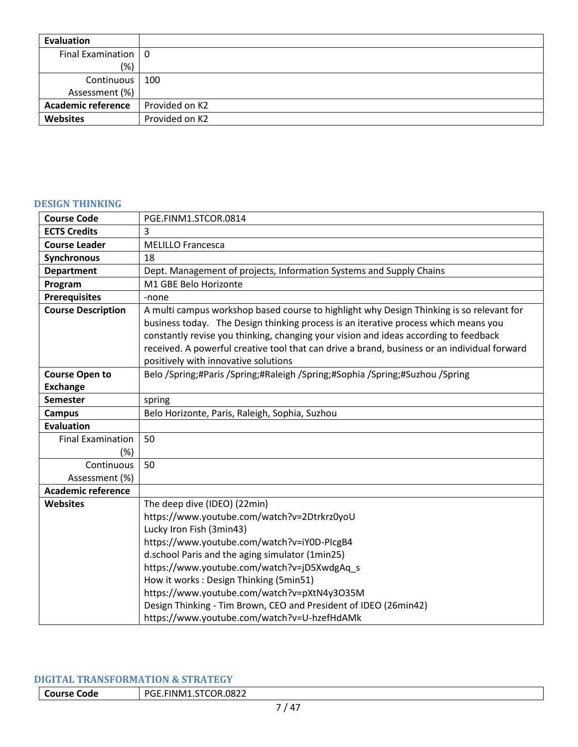| Evaluation | |
|---|---|
| Final Examination (%) | 0 |
| Continuous Assessment (%) | 100 |
| Academic reference | Provided on K2 |
| Websites | Provided on K2 |

## DESIGN THINKING

| Course Code | PGE.FINM1.STCOR.0814 |
|---|---|
| ECTS Credits | 3 |
| Course Leader | MELILLO Francesca |
| Synchronous | 18 |
| Department | Dept. Management of projects, Information Systems and Supply Chains |
| Program | M1 GBE Belo Horizonte |
| Prerequisites | -none |
| Course Description | A multi campus workshop based course to highlight why Design Thinking is so relevant for business today. The Design thinking process is an iterative process which means you constantly revise you thinking, changing your vision and ideas according to feedback received. A powerful creative tool that can drive a brand, business or an individual forward positively with innovative solutions |
| Course Open to Exchange | Belo /Spring;#Paris /Spring;#Raleigh /Spring;#Sophia /Spring;#Suzhou /Spring |
| Semester | spring |
| Campus | Belo Horizonte, Paris, Raleigh, Sophia, Suzhou |
| Evaluation | |
| Final Examination (%) | 50 |
| Continuous Assessment (%) | 50 |
| Academic reference | |
| Websites | The deep dive (IDEO) (22min)<br>https://www.youtube.com/watch?v=2Dtrkrz0yoU<br>Lucky Iron Fish (3min43)<br>https://www.youtube.com/watch?v=iY0D-PIcgB4<br>d.school Paris and the aging simulator (1min25)<br>https://www.youtube.com/watch?v=jD5XwdgAq_s<br>How it works : Design Thinking (5min51)<br>https://www.youtube.com/watch?v=pXtN4y3O35M<br>Design Thinking - Tim Brown, CEO and President of IDEO (26min42)<br>https://www.youtube.com/watch?v=U-hzefHdAMk |

## DIGITAL TRANSFORMATION & STRATEGY

| Course Code | PGE.FINM1.STCOR.0822 |
|---|---|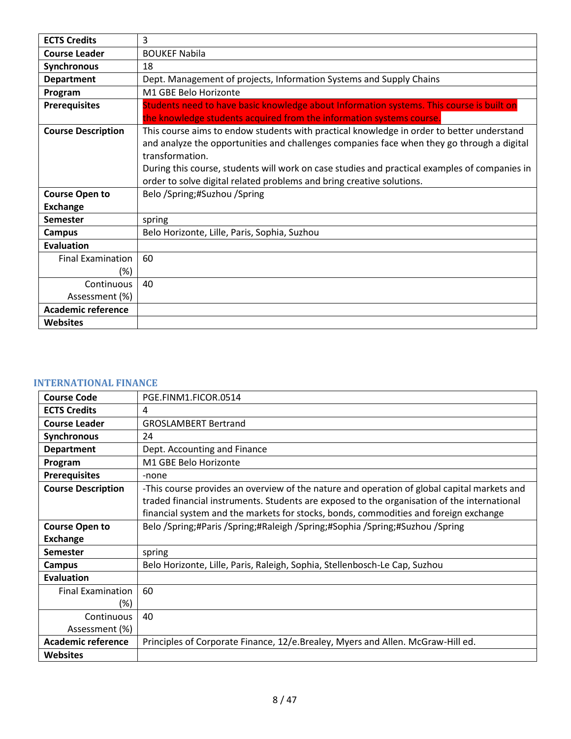| ECTS Credits | 3 |
|---|---|
| Course Leader | BOUKEF Nabila |
| Synchronous | 18 |
| Department | Dept. Management of projects, Information Systems and Supply Chains |
| Program | M1 GBE Belo Horizonte |
| Prerequisites | Students need to have basic knowledge about Information systems. This course is built on the knowledge students acquired from the information systems course. |
| Course Description | This course aims to endow students with practical knowledge in order to better understand and analyze the opportunities and challenges companies face when they go through a digital transformation.<br>During this course, students will work on case studies and practical examples of companies in order to solve digital related problems and bring creative solutions. |
| Course Open to Exchange | Belo /Spring;#Suzhou /Spring |
| Semester | spring |
| Campus | Belo Horizonte, Lille, Paris, Sophia, Suzhou |
| Evaluation | |
| Final Examination (%) | 60 |
| Continuous Assessment (%) | 40 |
| Academic reference | |
| Websites | |

### INTERNATIONAL FINANCE

| Course Code | PGE.FINM1.FICOR.0514 |
|---|---|
| ECTS Credits | 4 |
| Course Leader | GROSLAMBERT Bertrand |
| Synchronous | 24 |
| Department | Dept. Accounting and Finance |
| Program | M1 GBE Belo Horizonte |
| Prerequisites | -none |
| Course Description | -This course provides an overview of the nature and operation of global capital markets and traded financial instruments. Students are exposed to the organisation of the international financial system and the markets for stocks, bonds, commodities and foreign exchange |
| Course Open to Exchange | Belo /Spring;#Paris /Spring;#Raleigh /Spring;#Sophia /Spring;#Suzhou /Spring |
| Semester | spring |
| Campus | Belo Horizonte, Lille, Paris, Raleigh, Sophia, Stellenbosch-Le Cap, Suzhou |
| Evaluation | |
| Final Examination (%) | 60 |
| Continuous Assessment (%) | 40 |
| Academic reference | Principles of Corporate Finance, 12/e.Brealey, Myers and Allen. McGraw-Hill ed. |
| Websites | |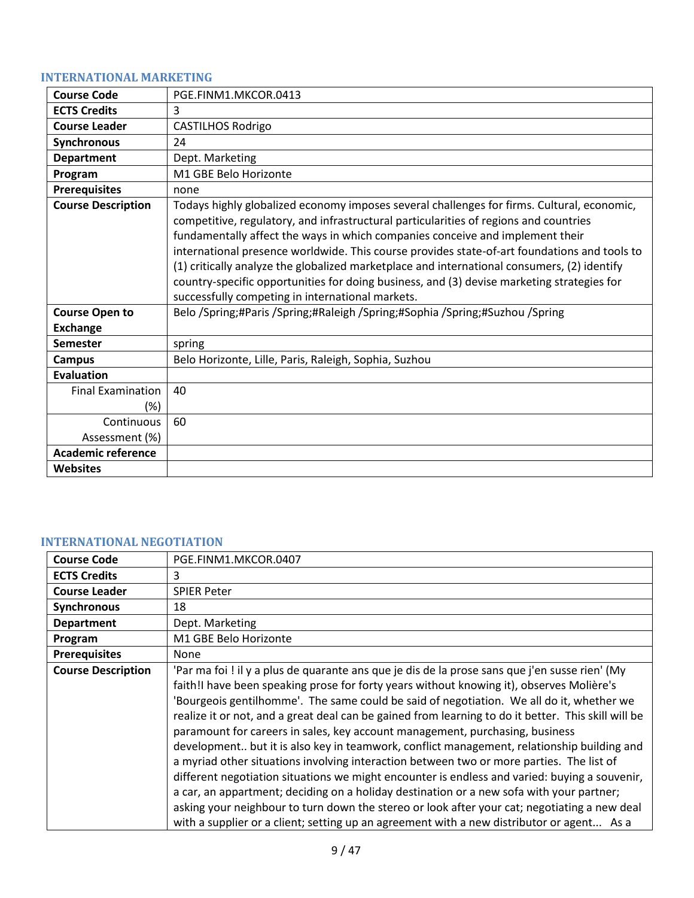### INTERNATIONAL MARKETING

| Course Code | PGE.FINM1.MKCOR.0413 |
|---|---|
| ECTS Credits | 3 |
| Course Leader | CASTILHOS Rodrigo |
| Synchronous | 24 |
| Department | Dept. Marketing |
| Program | M1 GBE Belo Horizonte |
| Prerequisites | none |
| Course Description | Todays highly globalized economy imposes several challenges for firms. Cultural, economic, competitive, regulatory, and infrastructural particularities of regions and countries fundamentally affect the ways in which companies conceive and implement their international presence worldwide. This course provides state-of-art foundations and tools to (1) critically analyze the globalized marketplace and international consumers, (2) identify country-specific opportunities for doing business, and (3) devise marketing strategies for successfully competing in international markets. |
| Course Open to Exchange | Belo /Spring;#Paris /Spring;#Raleigh /Spring;#Sophia /Spring;#Suzhou /Spring |
| Semester | spring |
| Campus | Belo Horizonte, Lille, Paris, Raleigh, Sophia, Suzhou |
| Evaluation | |
| Final Examination (%) | 40 |
| Continuous Assessment (%) | 60 |
| Academic reference | |
| Websites | |

### INTERNATIONAL NEGOTIATION

| Course Code | PGE.FINM1.MKCOR.0407 |
|---|---|
| ECTS Credits | 3 |
| Course Leader | SPIER Peter |
| Synchronous | 18 |
| Department | Dept. Marketing |
| Program | M1 GBE Belo Horizonte |
| Prerequisites | None |
| Course Description | 'Par ma foi ! il y a plus de quarante ans que je dis de la prose sans que j'en susse rien' (My faith!I have been speaking prose for forty years without knowing it), observes Molière's 'Bourgeois gentilhomme'. The same could be said of negotiation. We all do it, whether we realize it or not, and a great deal can be gained from learning to do it better. This skill will be paramount for careers in sales, key account management, purchasing, business development.. but it is also key in teamwork, conflict management, relationship building and a myriad other situations involving interaction between two or more parties. The list of different negotiation situations we might encounter is endless and varied: buying a souvenir, a car, an appartment; deciding on a holiday destination or a new sofa with your partner; asking your neighbour to turn down the stereo or look after your cat; negotiating a new deal with a supplier or a client; setting up an agreement with a new distributor or agent... As a |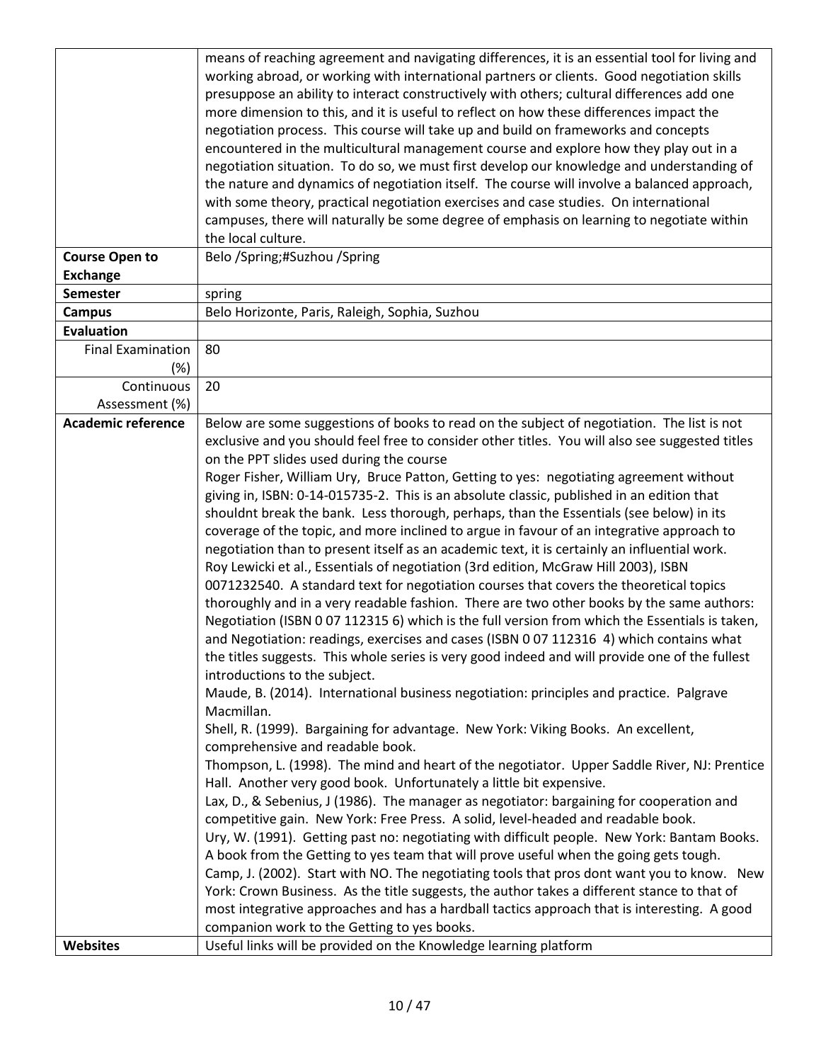| | |
|---|---|
| | means of reaching agreement and navigating differences, it is an essential tool for living and working abroad, or working with international partners or clients. Good negotiation skills presuppose an ability to interact constructively with others; cultural differences add one more dimension to this, and it is useful to reflect on how these differences impact the negotiation process. This course will take up and build on frameworks and concepts encountered in the multicultural management course and explore how they play out in a negotiation situation. To do so, we must first develop our knowledge and understanding of the nature and dynamics of negotiation itself. The course will involve a balanced approach, with some theory, practical negotiation exercises and case studies. On international campuses, there will naturally be some degree of emphasis on learning to negotiate within the local culture. |
| **Course Open to Exchange** | Belo /Spring;#Suzhou /Spring |
| **Semester** | spring |
| **Campus** | Belo Horizonte, Paris, Raleigh, Sophia, Suzhou |
| **Evaluation** | |
| Final Examination (%) | 80 |
| Continuous Assessment (%) | 20 |
| **Academic reference** | Below are some suggestions of books to read on the subject of negotiation. The list is not exclusive and you should feel free to consider other titles. You will also see suggested titles on the PPT slides used during the course<br>Roger Fisher, William Ury, Bruce Patton, Getting to yes: negotiating agreement without giving in, ISBN: 0-14-015735-2. This is an absolute classic, published in an edition that shouldnt break the bank. Less thorough, perhaps, than the Essentials (see below) in its coverage of the topic, and more inclined to argue in favour of an integrative approach to negotiation than to present itself as an academic text, it is certainly an influential work.<br>Roy Lewicki et al., Essentials of negotiation (3rd edition, McGraw Hill 2003), ISBN 0071232540. A standard text for negotiation courses that covers the theoretical topics thoroughly and in a very readable fashion. There are two other books by the same authors: Negotiation (ISBN 0 07 112315 6) which is the full version from which the Essentials is taken, and Negotiation: readings, exercises and cases (ISBN 0 07 112316 4) which contains what the titles suggests. This whole series is very good indeed and will provide one of the fullest introductions to the subject.<br>Maude, B. (2014). International business negotiation: principles and practice. Palgrave Macmillan.<br>Shell, R. (1999). Bargaining for advantage. New York: Viking Books. An excellent, comprehensive and readable book.<br>Thompson, L. (1998). The mind and heart of the negotiator. Upper Saddle River, NJ: Prentice Hall. Another very good book. Unfortunately a little bit expensive.<br>Lax, D., & Sebenius, J (1986). The manager as negotiator: bargaining for cooperation and competitive gain. New York: Free Press. A solid, level-headed and readable book.<br>Ury, W. (1991). Getting past no: negotiating with difficult people. New York: Bantam Books. A book from the Getting to yes team that will prove useful when the going gets tough.<br>Camp, J. (2002). Start with NO. The negotiating tools that pros dont want you to know. New York: Crown Business. As the title suggests, the author takes a different stance to that of most integrative approaches and has a hardball tactics approach that is interesting. A good companion work to the Getting to yes books. |
| **Websites** | Useful links will be provided on the Knowledge learning platform |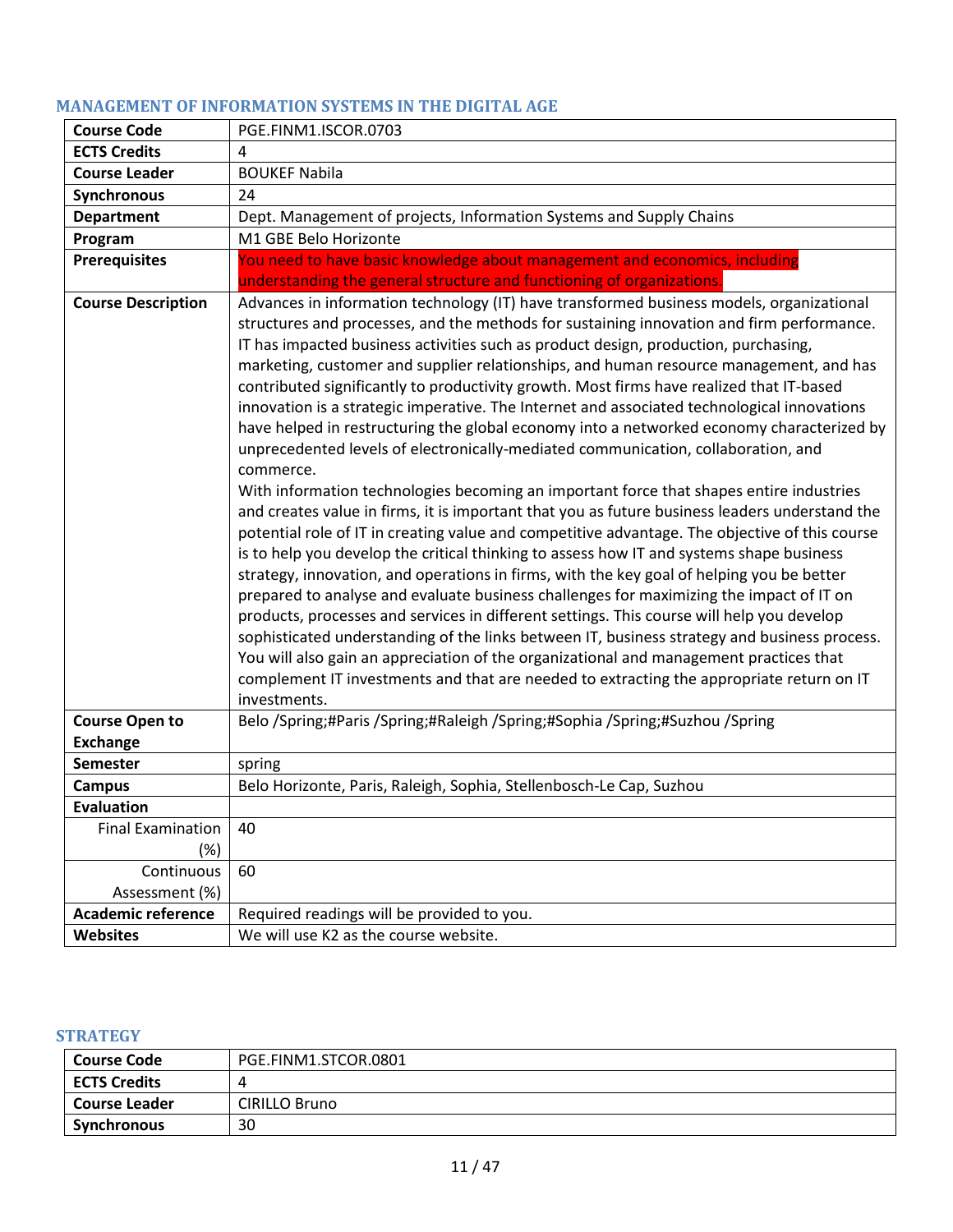### MANAGEMENT OF INFORMATION SYSTEMS IN THE DIGITAL AGE

| | |
|---|---|
| **Course Code** | PGE.FINM1.ISCOR.0703 |
| **ECTS Credits** | 4 |
| **Course Leader** | BOUKEF Nabila |
| **Synchronous** | 24 |
| **Department** | Dept. Management of projects, Information Systems and Supply Chains |
| **Program** | M1 GBE Belo Horizonte |
| **Prerequisites** | You need to have basic knowledge about management and economics, including understanding the general structure and functioning of organizations. |
| **Course Description** | Advances in information technology (IT) have transformed business models, organizational structures and processes, and the methods for sustaining innovation and firm performance. IT has impacted business activities such as product design, production, purchasing, marketing, customer and supplier relationships, and human resource management, and has contributed significantly to productivity growth. Most firms have realized that IT-based innovation is a strategic imperative. The Internet and associated technological innovations have helped in restructuring the global economy into a networked economy characterized by unprecedented levels of electronically-mediated communication, collaboration, and commerce.<br>With information technologies becoming an important force that shapes entire industries and creates value in firms, it is important that you as future business leaders understand the potential role of IT in creating value and competitive advantage. The objective of this course is to help you develop the critical thinking to assess how IT and systems shape business strategy, innovation, and operations in firms, with the key goal of helping you be better prepared to analyse and evaluate business challenges for maximizing the impact of IT on products, processes and services in different settings. This course will help you develop sophisticated understanding of the links between IT, business strategy and business process. You will also gain an appreciation of the organizational and management practices that complement IT investments and that are needed to extracting the appropriate return on IT investments. |
| **Course Open to Exchange** | Belo /Spring;#Paris /Spring;#Raleigh /Spring;#Sophia /Spring;#Suzhou /Spring |
| **Semester** | spring |
| **Campus** | Belo Horizonte, Paris, Raleigh, Sophia, Stellenbosch-Le Cap, Suzhou |
| **Evaluation** | |
| Final Examination (%) | 40 |
| Continuous Assessment (%) | 60 |
| **Academic reference** | Required readings will be provided to you. |
| **Websites** | We will use K2 as the course website. |

### STRATEGY

| | |
|---|---|
| **Course Code** | PGE.FINM1.STCOR.0801 |
| **ECTS Credits** | 4 |
| **Course Leader** | CIRILLO Bruno |
| **Synchronous** | 30 |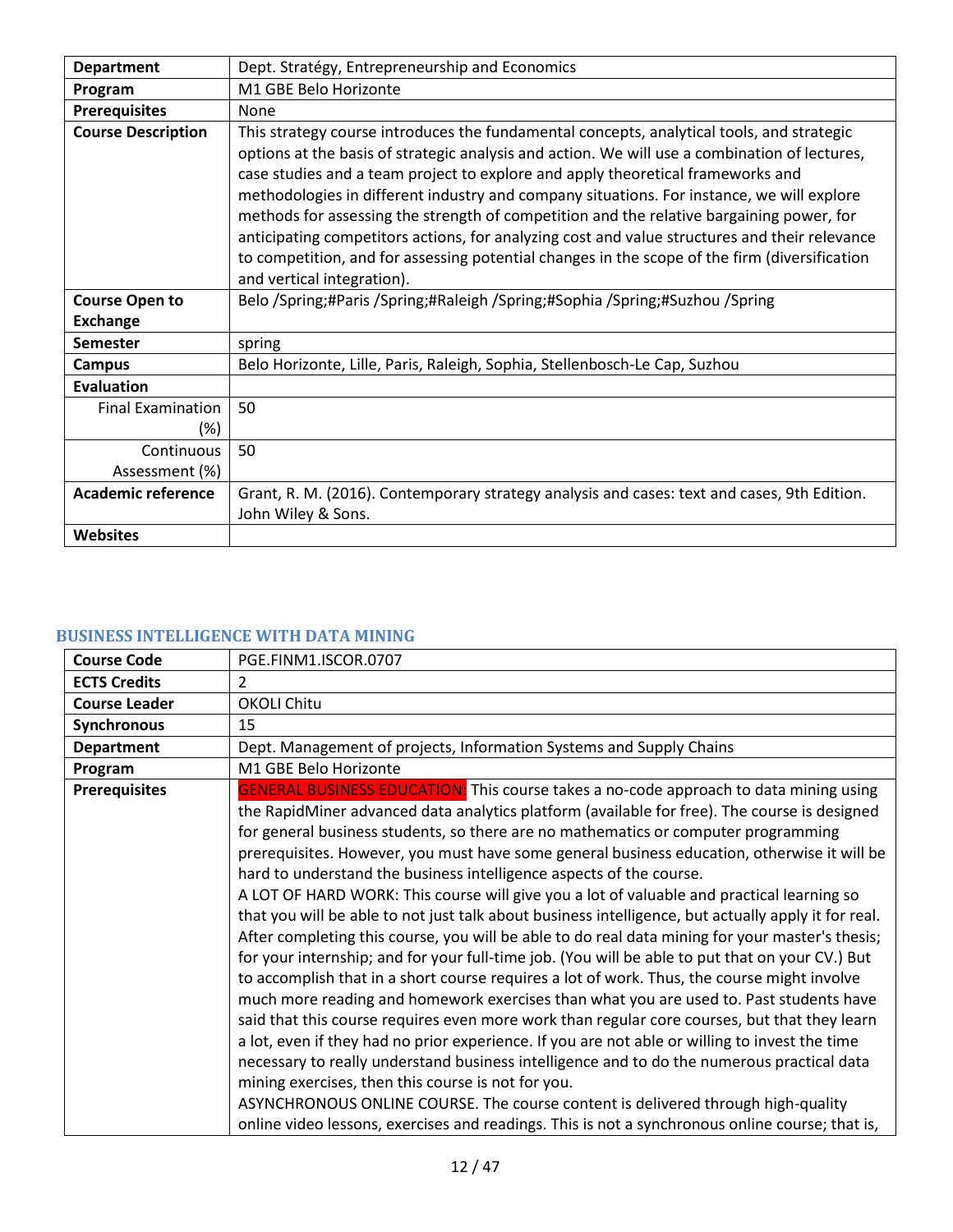| | |
|---|---|
| **Department** | Dept. Stratégy, Entrepreneurship and Economics |
| **Program** | M1 GBE Belo Horizonte |
| **Prerequisites** | None |
| **Course Description** | This strategy course introduces the fundamental concepts, analytical tools, and strategic options at the basis of strategic analysis and action. We will use a combination of lectures, case studies and a team project to explore and apply theoretical frameworks and methodologies in different industry and company situations. For instance, we will explore methods for assessing the strength of competition and the relative bargaining power, for anticipating competitors actions, for analyzing cost and value structures and their relevance to competition, and for assessing potential changes in the scope of the firm (diversification and vertical integration). |
| **Course Open to Exchange** | Belo /Spring;#Paris /Spring;#Raleigh /Spring;#Sophia /Spring;#Suzhou /Spring |
| **Semester** | spring |
| **Campus** | Belo Horizonte, Lille, Paris, Raleigh, Sophia, Stellenbosch-Le Cap, Suzhou |
| **Evaluation** | |
| Final Examination (%) | 50 |
| Continuous Assessment (%) | 50 |
| **Academic reference** | Grant, R. M. (2016). Contemporary strategy analysis and cases: text and cases, 9th Edition. John Wiley & Sons. |
| **Websites** | |

### BUSINESS INTELLIGENCE WITH DATA MINING

| | |
|---|---|
| **Course Code** | PGE.FINM1.ISCOR.0707 |
| **ECTS Credits** | 2 |
| **Course Leader** | OKOLI Chitu |
| **Synchronous** | 15 |
| **Department** | Dept. Management of projects, Information Systems and Supply Chains |
| **Program** | M1 GBE Belo Horizonte |
| **Prerequisites** | GENERAL BUSINESS EDUCATION: This course takes a no-code approach to data mining using the RapidMiner advanced data analytics platform (available for free). The course is designed for general business students, so there are no mathematics or computer programming prerequisites. However, you must have some general business education, otherwise it will be hard to understand the business intelligence aspects of the course.<br>A LOT OF HARD WORK: This course will give you a lot of valuable and practical learning so that you will be able to not just talk about business intelligence, but actually apply it for real. After completing this course, you will be able to do real data mining for your master's thesis; for your internship; and for your full-time job. (You will be able to put that on your CV.) But to accomplish that in a short course requires a lot of work. Thus, the course might involve much more reading and homework exercises than what you are used to. Past students have said that this course requires even more work than regular core courses, but that they learn a lot, even if they had no prior experience. If you are not able or willing to invest the time necessary to really understand business intelligence and to do the numerous practical data mining exercises, then this course is not for you.<br>ASYNCHRONOUS ONLINE COURSE. The course content is delivered through high-quality online video lessons, exercises and readings. This is not a synchronous online course; that is, |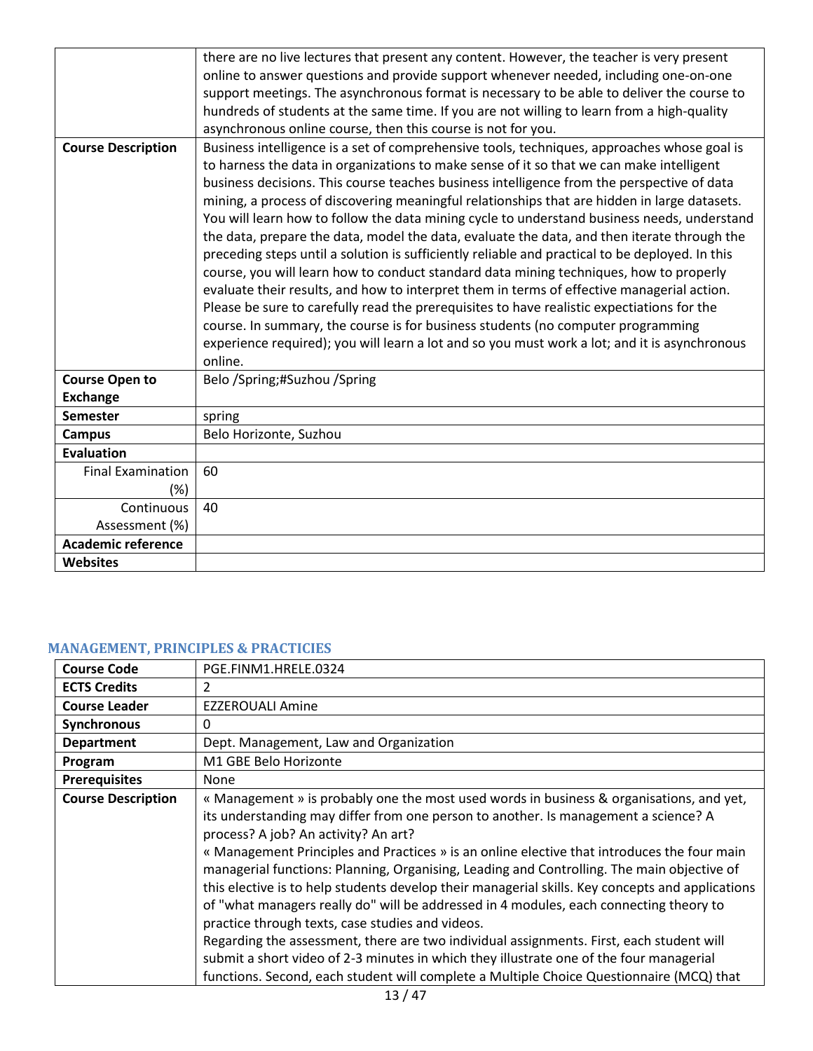| | |
|---|---|
| | there are no live lectures that present any content. However, the teacher is very present online to answer questions and provide support whenever needed, including one-on-one support meetings. The asynchronous format is necessary to be able to deliver the course to hundreds of students at the same time. If you are not willing to learn from a high-quality asynchronous online course, then this course is not for you. |
| **Course Description** | Business intelligence is a set of comprehensive tools, techniques, approaches whose goal is to harness the data in organizations to make sense of it so that we can make intelligent business decisions. This course teaches business intelligence from the perspective of data mining, a process of discovering meaningful relationships that are hidden in large datasets. You will learn how to follow the data mining cycle to understand business needs, understand the data, prepare the data, model the data, evaluate the data, and then iterate through the preceding steps until a solution is sufficiently reliable and practical to be deployed. In this course, you will learn how to conduct standard data mining techniques, how to properly evaluate their results, and how to interpret them in terms of effective managerial action. Please be sure to carefully read the prerequisites to have realistic expectations for the course. In summary, the course is for business students (no computer programming experience required); you will learn a lot and so you must work a lot; and it is asynchronous online. |
| **Course Open to Exchange** | Belo /Spring;#Suzhou /Spring |
| **Semester** | spring |
| **Campus** | Belo Horizonte, Suzhou |
| **Evaluation** | |
| Final Examination (%) | 60 |
| Continuous Assessment (%) | 40 |
| **Academic reference** | |
| **Websites** | |

## MANAGEMENT, PRINCIPLES & PRACTICIES

| | |
|---|---|
| **Course Code** | PGE.FINM1.HRELE.0324 |
| **ECTS Credits** | 2 |
| **Course Leader** | EZZEROUALI Amine |
| **Synchronous** | 0 |
| **Department** | Dept. Management, Law and Organization |
| **Program** | M1 GBE Belo Horizonte |
| **Prerequisites** | None |
| **Course Description** | « Management » is probably one the most used words in business & organisations, and yet, its understanding may differ from one person to another. Is management a science? A process? A job? An activity? An art?<br>« Management Principles and Practices » is an online elective that introduces the four main managerial functions: Planning, Organising, Leading and Controlling. The main objective of this elective is to help students develop their managerial skills. Key concepts and applications of "what managers really do" will be addressed in 4 modules, each connecting theory to practice through texts, case studies and videos.<br>Regarding the assessment, there are two individual assignments. First, each student will submit a short video of 2-3 minutes in which they illustrate one of the four managerial functions. Second, each student will complete a Multiple Choice Questionnaire (MCQ) that |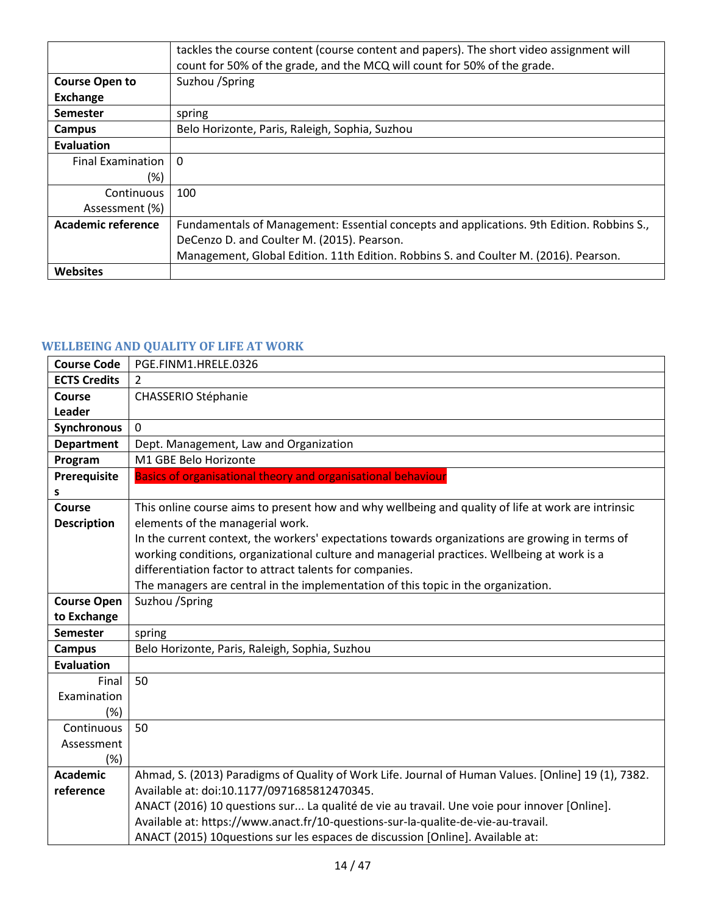|  |  |
|---|---|
|  | tackles the course content (course content and papers). The short video assignment will count for 50% of the grade, and the MCQ will count for 50% of the grade. |
| **Course Open to Exchange** | Suzhou /Spring |
| **Semester** | spring |
| **Campus** | Belo Horizonte, Paris, Raleigh, Sophia, Suzhou |
| **Evaluation** |  |
| Final Examination (%) | 0 |
| Continuous Assessment (%) | 100 |
| **Academic reference** | Fundamentals of Management: Essential concepts and applications. 9th Edition. Robbins S., DeCenzo D. and Coulter M. (2015). Pearson.<br>Management, Global Edition. 11th Edition. Robbins S. and Coulter M. (2016). Pearson. |
| **Websites** |  |

### WELLBEING AND QUALITY OF LIFE AT WORK

| **Course Code** | PGE.FINM1.HRELE.0326 |
|---|---|
| **ECTS Credits** | 2 |
| **Course Leader** | CHASSERIO Stéphanie |
| **Synchronous** | 0 |
| **Department** | Dept. Management, Law and Organization |
| **Program** | M1 GBE Belo Horizonte |
| **Prerequisites** | Basics of organisational theory and organisational behaviour |
| **Course Description** | This online course aims to present how and why wellbeing and quality of life at work are intrinsic elements of the managerial work.<br>In the current context, the workers' expectations towards organizations are growing in terms of working conditions, organizational culture and managerial practices. Wellbeing at work is a differentiation factor to attract talents for companies.<br>The managers are central in the implementation of this topic in the organization. |
| **Course Open to Exchange** | Suzhou /Spring |
| **Semester** | spring |
| **Campus** | Belo Horizonte, Paris, Raleigh, Sophia, Suzhou |
| **Evaluation** |  |
| Final Examination (%) | 50 |
| Continuous Assessment (%) | 50 |
| **Academic reference** | Ahmad, S. (2013) Paradigms of Quality of Work Life. Journal of Human Values. [Online] 19 (1), 7382. Available at: doi:10.1177/0971685812470345.<br>ANACT (2016) 10 questions sur... La qualité de vie au travail. Une voie pour innover [Online]. Available at: https://www.anact.fr/10-questions-sur-la-qualite-de-vie-au-travail.<br>ANACT (2015) 10questions sur les espaces de discussion [Online]. Available at: |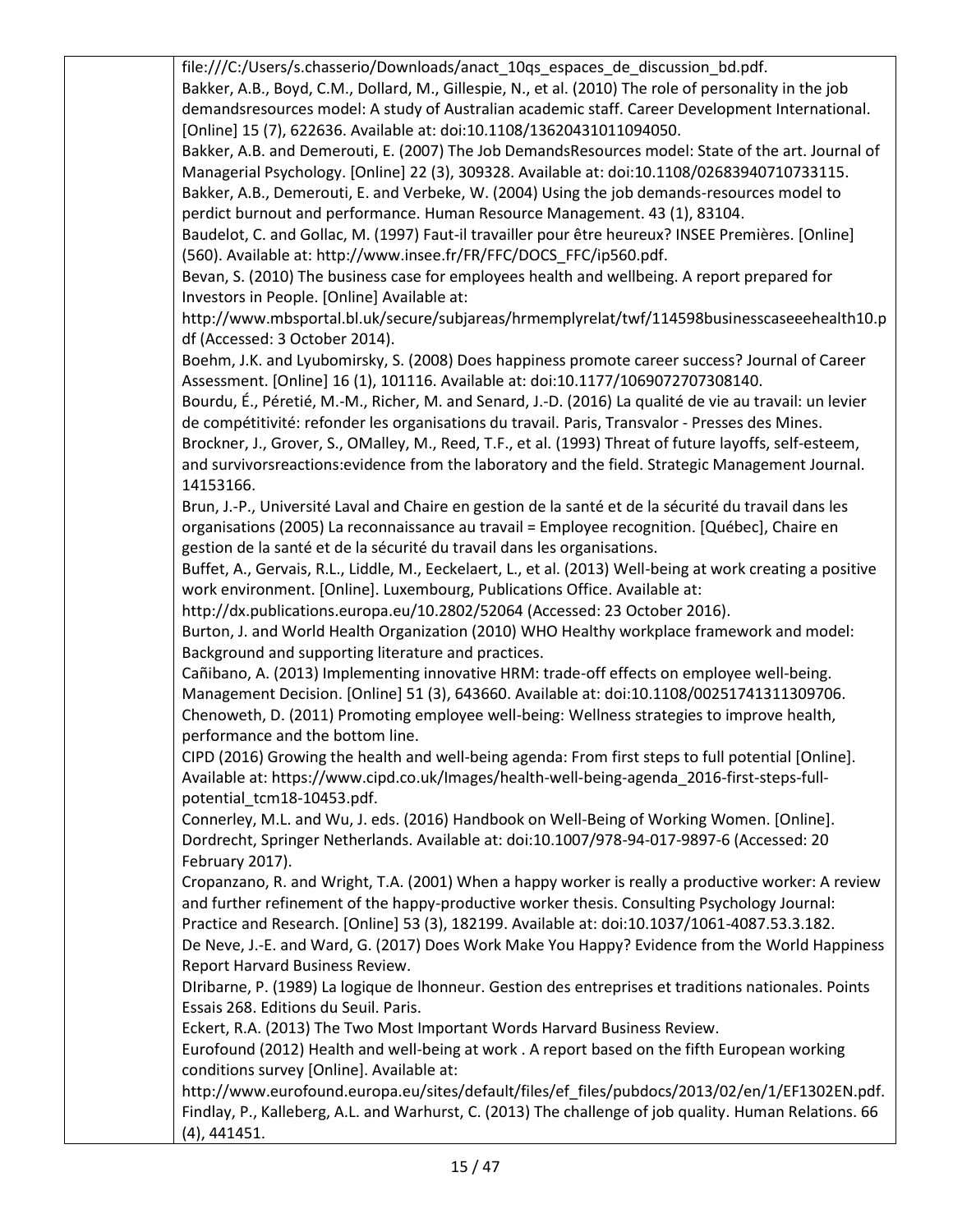file:///C:/Users/s.chasserio/Downloads/anact_10qs_espaces_de_discussion_bd.pdf.

Bakker, A.B., Boyd, C.M., Dollard, M., Gillespie, N., et al. (2010) The role of personality in the job demandsresources model: A study of Australian academic staff. Career Development International. [Online] 15 (7), 622636. Available at: doi:10.1108/13620431011094050.

Bakker, A.B. and Demerouti, E. (2007) The Job DemandsResources model: State of the art. Journal of Managerial Psychology. [Online] 22 (3), 309328. Available at: doi:10.1108/02683940710733115.

Bakker, A.B., Demerouti, E. and Verbeke, W. (2004) Using the job demands-resources model to perdict burnout and performance. Human Resource Management. 43 (1), 83104.

Baudelot, C. and Gollac, M. (1997) Faut-il travailler pour être heureux? INSEE Premières. [Online] (560). Available at: http://www.insee.fr/FR/FFC/DOCS_FFC/ip560.pdf.

Bevan, S. (2010) The business case for employees health and wellbeing. A report prepared for Investors in People. [Online] Available at: http://www.mbsportal.bl.uk/secure/subjareas/hrmemplyrelat/twf/114598businesscaseeehealth10.pdf (Accessed: 3 October 2014).

Boehm, J.K. and Lyubomirsky, S. (2008) Does happiness promote career success? Journal of Career Assessment. [Online] 16 (1), 101116. Available at: doi:10.1177/1069072707308140.

Bourdu, É., Péretié, M.-M., Richer, M. and Senard, J.-D. (2016) La qualité de vie au travail: un levier de compétitivité: refonder les organisations du travail. Paris, Transvalor - Presses des Mines.

Brockner, J., Grover, S., OMalley, M., Reed, T.F., et al. (1993) Threat of future layoffs, self-esteem, and survivorsreactions:evidence from the laboratory and the field. Strategic Management Journal. 14153166.

Brun, J.-P., Université Laval and Chaire en gestion de la santé et de la sécurité du travail dans les organisations (2005) La reconnaissance au travail = Employee recognition. [Québec], Chaire en gestion de la santé et de la sécurité du travail dans les organisations.

Buffet, A., Gervais, R.L., Liddle, M., Eeckelaert, L., et al. (2013) Well-being at work creating a positive work environment. [Online]. Luxembourg, Publications Office. Available at: http://dx.publications.europa.eu/10.2802/52064 (Accessed: 23 October 2016).

Burton, J. and World Health Organization (2010) WHO Healthy workplace framework and model: Background and supporting literature and practices.

Cañibano, A. (2013) Implementing innovative HRM: trade-off effects on employee well-being. Management Decision. [Online] 51 (3), 643660. Available at: doi:10.1108/00251741311309706.

Chenoweth, D. (2011) Promoting employee well-being: Wellness strategies to improve health, performance and the bottom line.

CIPD (2016) Growing the health and well-being agenda: From first steps to full potential [Online]. Available at: https://www.cipd.co.uk/Images/health-well-being-agenda_2016-first-steps-full-potential_tcm18-10453.pdf.

Connerley, M.L. and Wu, J. eds. (2016) Handbook on Well-Being of Working Women. [Online]. Dordrecht, Springer Netherlands. Available at: doi:10.1007/978-94-017-9897-6 (Accessed: 20 February 2017).

Cropanzano, R. and Wright, T.A. (2001) When a happy worker is really a productive worker: A review and further refinement of the happy-productive worker thesis. Consulting Psychology Journal: Practice and Research. [Online] 53 (3), 182199. Available at: doi:10.1037/1061-4087.53.3.182.

De Neve, J.-E. and Ward, G. (2017) Does Work Make You Happy? Evidence from the World Happiness Report Harvard Business Review.

DIribarne, P. (1989) La logique de lhonneur. Gestion des entreprises et traditions nationales. Points Essais 268. Editions du Seuil. Paris.

Eckert, R.A. (2013) The Two Most Important Words Harvard Business Review.

Eurofound (2012) Health and well-being at work . A report based on the fifth European working conditions survey [Online]. Available at: http://www.eurofound.europa.eu/sites/default/files/ef_files/pubdocs/2013/02/en/1/EF1302EN.pdf.

Findlay, P., Kalleberg, A.L. and Warhurst, C. (2013) The challenge of job quality. Human Relations. 66 (4), 441451.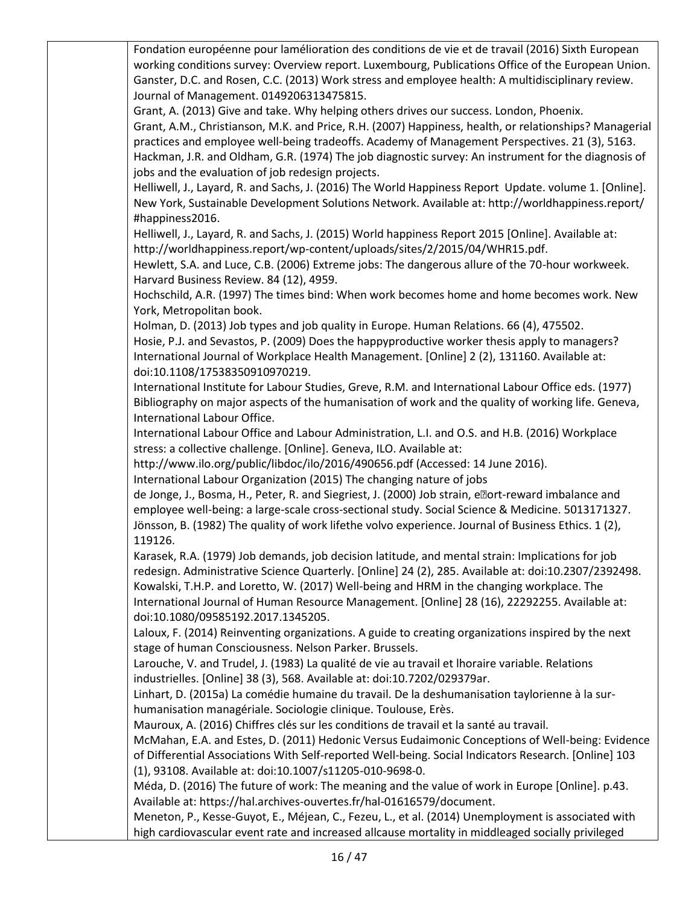Fondation européenne pour lamélioration des conditions de vie et de travail (2016) Sixth European working conditions survey: Overview report. Luxembourg, Publications Office of the European Union.

Ganster, D.C. and Rosen, C.C. (2013) Work stress and employee health: A multidisciplinary review. Journal of Management. 0149206313475815.

Grant, A. (2013) Give and take. Why helping others drives our success. London, Phoenix.

Grant, A.M., Christianson, M.K. and Price, R.H. (2007) Happiness, health, or relationships? Managerial practices and employee well-being tradeoffs. Academy of Management Perspectives. 21 (3), 5163.

Hackman, J.R. and Oldham, G.R. (1974) The job diagnostic survey: An instrument for the diagnosis of jobs and the evaluation of job redesign projects.

Helliwell, J., Layard, R. and Sachs, J. (2016) The World Happiness Report Update. volume 1. [Online]. New York, Sustainable Development Solutions Network. Available at: http://worldhappiness.report/#happiness2016.

Helliwell, J., Layard, R. and Sachs, J. (2015) World happiness Report 2015 [Online]. Available at: http://worldhappiness.report/wp-content/uploads/sites/2/2015/04/WHR15.pdf.

Hewlett, S.A. and Luce, C.B. (2006) Extreme jobs: The dangerous allure of the 70-hour workweek. Harvard Business Review. 84 (12), 4959.

Hochschild, A.R. (1997) The times bind: When work becomes home and home becomes work. New York, Metropolitan book.

Holman, D. (2013) Job types and job quality in Europe. Human Relations. 66 (4), 475502.

Hosie, P.J. and Sevastos, P. (2009) Does the happyproductive worker thesis apply to managers? International Journal of Workplace Health Management. [Online] 2 (2), 131160. Available at: doi:10.1108/17538350910970219.

International Institute for Labour Studies, Greve, R.M. and International Labour Office eds. (1977) Bibliography on major aspects of the humanisation of work and the quality of working life. Geneva, International Labour Office.

International Labour Office and Labour Administration, L.I. and O.S. and H.B. (2016) Workplace stress: a collective challenge. [Online]. Geneva, ILO. Available at: http://www.ilo.org/public/libdoc/ilo/2016/490656.pdf (Accessed: 14 June 2016).

International Labour Organization (2015) The changing nature of jobs

de Jonge, J., Bosma, H., Peter, R. and Siegriest, J. (2000) Job strain, e�ort-reward imbalance and employee well-being: a large-scale cross-sectional study. Social Science & Medicine. 5013171327.

Jönsson, B. (1982) The quality of work lifethe volvo experience. Journal of Business Ethics. 1 (2), 119126.

Karasek, R.A. (1979) Job demands, job decision latitude, and mental strain: Implications for job redesign. Administrative Science Quarterly. [Online] 24 (2), 285. Available at: doi:10.2307/2392498.

Kowalski, T.H.P. and Loretto, W. (2017) Well-being and HRM in the changing workplace. The International Journal of Human Resource Management. [Online] 28 (16), 22292255. Available at: doi:10.1080/09585192.2017.1345205.

Laloux, F. (2014) Reinventing organizations. A guide to creating organizations inspired by the next stage of human Consciousness. Nelson Parker. Brussels.

Larouche, V. and Trudel, J. (1983) La qualité de vie au travail et lhoraire variable. Relations industrielles. [Online] 38 (3), 568. Available at: doi:10.7202/029379ar.

Linhart, D. (2015a) La comédie humaine du travail. De la deshumanisation taylorienne à la sur-humanisation managériale. Sociologie clinique. Toulouse, Erès.

Mauroux, A. (2016) Chiffres clés sur les conditions de travail et la santé au travail.

McMahan, E.A. and Estes, D. (2011) Hedonic Versus Eudaimonic Conceptions of Well-being: Evidence of Differential Associations With Self-reported Well-being. Social Indicators Research. [Online] 103 (1), 93108. Available at: doi:10.1007/s11205-010-9698-0.

Méda, D. (2016) The future of work: The meaning and the value of work in Europe [Online]. p.43. Available at: https://hal.archives-ouvertes.fr/hal-01616579/document.

Meneton, P., Kesse-Guyot, E., Méjean, C., Fezeu, L., et al. (2014) Unemployment is associated with high cardiovascular event rate and increased allcause mortality in middleaged socially privileged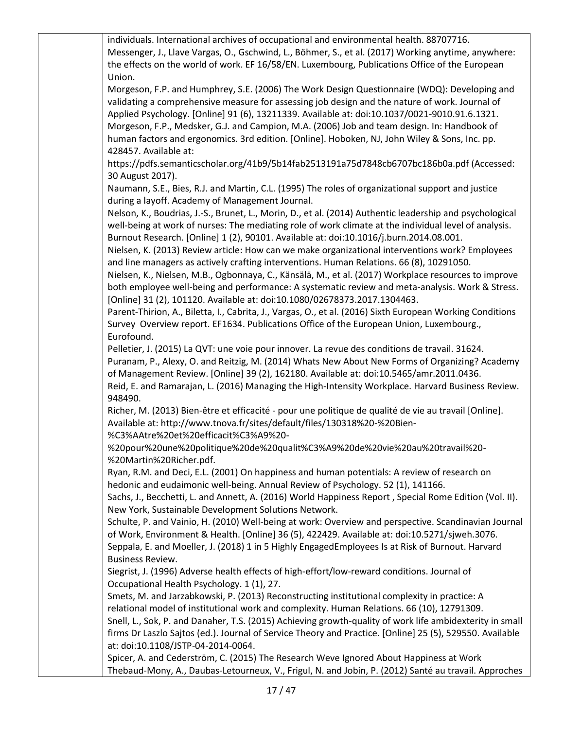individuals. International archives of occupational and environmental health. 88707716.

Messenger, J., Llave Vargas, O., Gschwind, L., Böhmer, S., et al. (2017) Working anytime, anywhere: the effects on the world of work. EF 16/58/EN. Luxembourg, Publications Office of the European Union.

Morgeson, F.P. and Humphrey, S.E. (2006) The Work Design Questionnaire (WDQ): Developing and validating a comprehensive measure for assessing job design and the nature of work. Journal of Applied Psychology. [Online] 91 (6), 13211339. Available at: doi:10.1037/0021-9010.91.6.1321.

Morgeson, F.P., Medsker, G.J. and Campion, M.A. (2006) Job and team design. In: Handbook of human factors and ergonomics. 3rd edition. [Online]. Hoboken, NJ, John Wiley & Sons, Inc. pp. 428457. Available at: https://pdfs.semanticscholar.org/41b9/5b14fab2513191a75d7848cb6707bc186b0a.pdf (Accessed: 30 August 2017).

Naumann, S.E., Bies, R.J. and Martin, C.L. (1995) The roles of organizational support and justice during a layoff. Academy of Management Journal.

Nelson, K., Boudrias, J.-S., Brunet, L., Morin, D., et al. (2014) Authentic leadership and psychological well-being at work of nurses: The mediating role of work climate at the individual level of analysis. Burnout Research. [Online] 1 (2), 90101. Available at: doi:10.1016/j.burn.2014.08.001.

Nielsen, K. (2013) Review article: How can we make organizational interventions work? Employees and line managers as actively crafting interventions. Human Relations. 66 (8), 10291050.

Nielsen, K., Nielsen, M.B., Ogbonnaya, C., Känsälä, M., et al. (2017) Workplace resources to improve both employee well-being and performance: A systematic review and meta-analysis. Work & Stress. [Online] 31 (2), 101120. Available at: doi:10.1080/02678373.2017.1304463.

Parent-Thirion, A., Biletta, I., Cabrita, J., Vargas, O., et al. (2016) Sixth European Working Conditions Survey Overview report. EF1634. Publications Office of the European Union, Luxembourg., Eurofound.

Pelletier, J. (2015) La QVT: une voie pour innover. La revue des conditions de travail. 31624.

Puranam, P., Alexy, O. and Reitzig, M. (2014) Whats New About New Forms of Organizing? Academy of Management Review. [Online] 39 (2), 162180. Available at: doi:10.5465/amr.2011.0436.

Reid, E. and Ramarajan, L. (2016) Managing the High-Intensity Workplace. Harvard Business Review. 948490.

Richer, M. (2013) Bien-être et efficacité - pour une politique de qualité de vie au travail [Online]. Available at: http://www.tnova.fr/sites/default/files/130318%20-%20Bien-%C3%AAtre%20et%20efficacit%C3%A9%20-%20pour%20une%20politique%20de%20qualit%C3%A9%20de%20vie%20au%20travail%20-%20Martin%20Richer.pdf.

Ryan, R.M. and Deci, E.L. (2001) On happiness and human potentials: A review of research on hedonic and eudaimonic well-being. Annual Review of Psychology. 52 (1), 141166.

Sachs, J., Becchetti, L. and Annett, A. (2016) World Happiness Report , Special Rome Edition (Vol. II). New York, Sustainable Development Solutions Network.

Schulte, P. and Vainio, H. (2010) Well-being at work: Overview and perspective. Scandinavian Journal of Work, Environment & Health. [Online] 36 (5), 422429. Available at: doi:10.5271/sjweh.3076.

Seppala, E. and Moeller, J. (2018) 1 in 5 Highly EngagedEmployees Is at Risk of Burnout. Harvard Business Review.

Siegrist, J. (1996) Adverse health effects of high-effort/low-reward conditions. Journal of Occupational Health Psychology. 1 (1), 27.

Smets, M. and Jarzabkowski, P. (2013) Reconstructing institutional complexity in practice: A relational model of institutional work and complexity. Human Relations. 66 (10), 12791309.

Snell, L., Sok, P. and Danaher, T.S. (2015) Achieving growth-quality of work life ambidexterity in small firms Dr Laszlo Sajtos (ed.). Journal of Service Theory and Practice. [Online] 25 (5), 529550. Available at: doi:10.1108/JSTP-04-2014-0064.

Spicer, A. and Cederström, C. (2015) The Research Weve Ignored About Happiness at Work

Thebaud-Mony, A., Daubas-Letourneux, V., Frigul, N. and Jobin, P. (2012) Santé au travail. Approches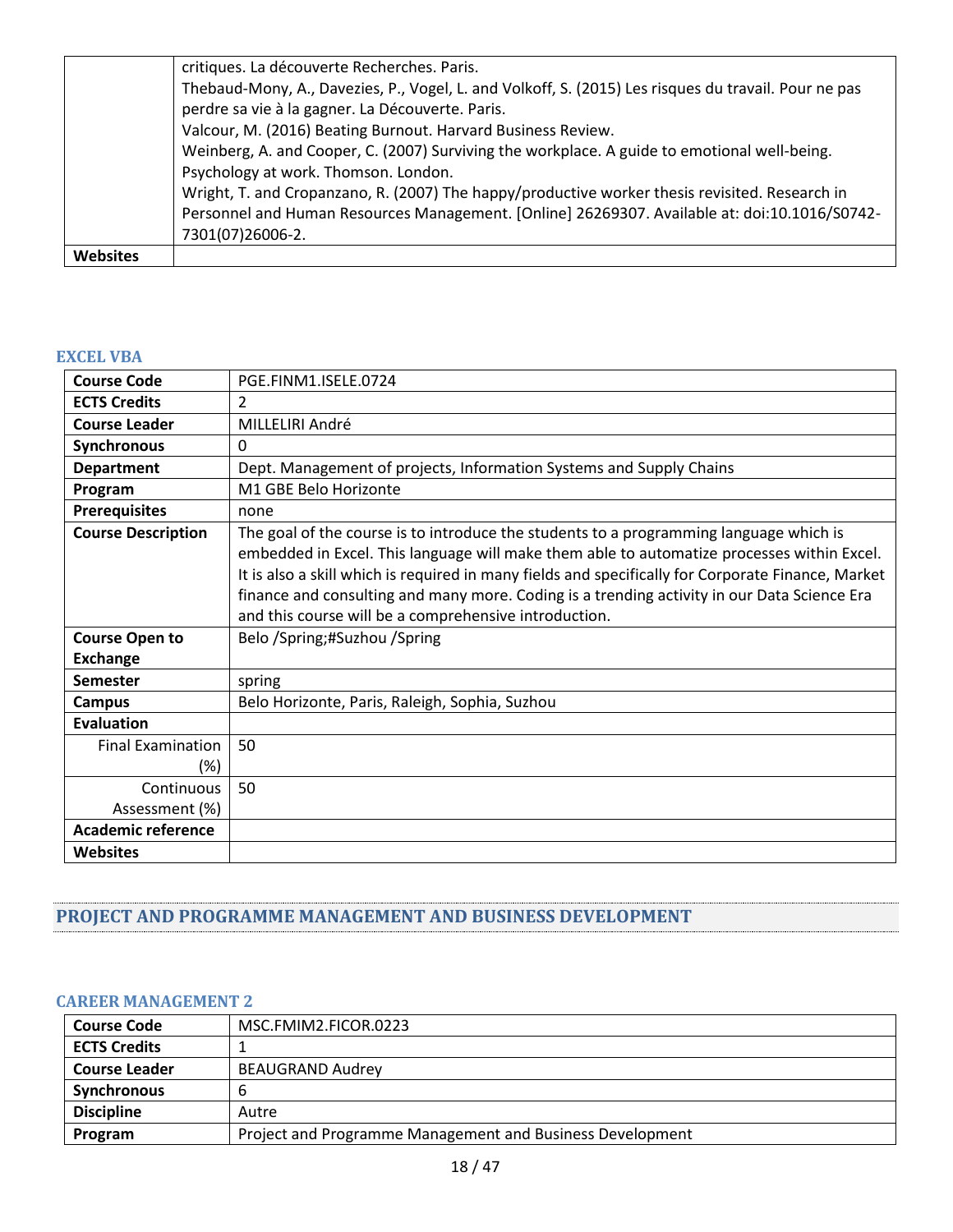|  |  |
|---|---|
|  | critiques. La découverte Recherches. Paris.<br>Thebaud-Mony, A., Davezies, P., Vogel, L. and Volkoff, S. (2015) Les risques du travail. Pour ne pas perdre sa vie à la gagner. La Découverte. Paris.<br>Valcour, M. (2016) Beating Burnout. Harvard Business Review.<br>Weinberg, A. and Cooper, C. (2007) Surviving the workplace. A guide to emotional well-being. Psychology at work. Thomson. London.<br>Wright, T. and Cropanzano, R. (2007) The happy/productive worker thesis revisited. Research in Personnel and Human Resources Management. [Online] 26269307. Available at: doi:10.1016/S0742-7301(07)26006-2. |
| **Websites** |  |

### EXCEL VBA

| **Course Code** | PGE.FINM1.ISELE.0724 |
|---|---|
| **ECTS Credits** | 2 |
| **Course Leader** | MILLELIRI André |
| **Synchronous** | 0 |
| **Department** | Dept. Management of projects, Information Systems and Supply Chains |
| **Program** | M1 GBE Belo Horizonte |
| **Prerequisites** | none |
| **Course Description** | The goal of the course is to introduce the students to a programming language which is embedded in Excel. This language will make them able to automatize processes within Excel. It is also a skill which is required in many fields and specifically for Corporate Finance, Market finance and consulting and many more. Coding is a trending activity in our Data Science Era and this course will be a comprehensive introduction. |
| **Course Open to Exchange** | Belo /Spring;#Suzhou /Spring |
| **Semester** | spring |
| **Campus** | Belo Horizonte, Paris, Raleigh, Sophia, Suzhou |
| **Evaluation** |  |
| Final Examination (%) | 50 |
| Continuous Assessment (%) | 50 |
| **Academic reference** |  |
| **Websites** |  |

## PROJECT AND PROGRAMME MANAGEMENT AND BUSINESS DEVELOPMENT

### CAREER MANAGEMENT 2

| **Course Code** | MSC.FMIM2.FICOR.0223 |
|---|---|
| **ECTS Credits** | 1 |
| **Course Leader** | BEAUGRAND Audrey |
| **Synchronous** | 6 |
| **Discipline** | Autre |
| **Program** | Project and Programme Management and Business Development |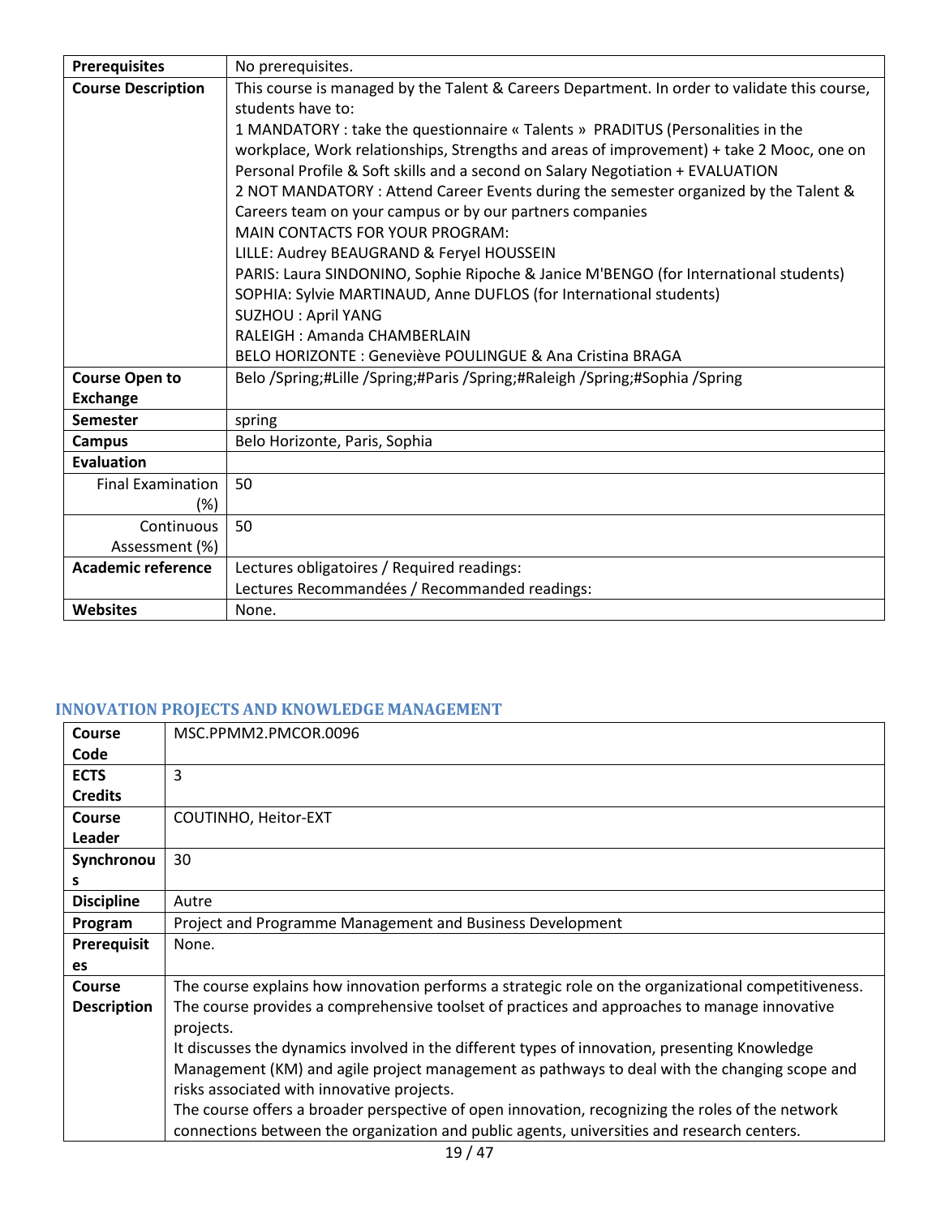| | |
|---|---|
| **Prerequisites** | No prerequisites. |
| **Course Description** | This course is managed by the Talent & Careers Department. In order to validate this course, students have to:<br>1 MANDATORY : take the questionnaire « Talents » PRADITUS (Personalities in the workplace, Work relationships, Strengths and areas of improvement) + take 2 Mooc, one on Personal Profile & Soft skills and a second on Salary Negotiation + EVALUATION<br>2 NOT MANDATORY : Attend Career Events during the semester organized by the Talent & Careers team on your campus or by our partners companies<br>MAIN CONTACTS FOR YOUR PROGRAM:<br>LILLE: Audrey BEAUGRAND & Feryel HOUSSEIN<br>PARIS: Laura SINDONINO, Sophie Ripoche & Janice M'BENGO (for International students)<br>SOPHIA: Sylvie MARTINAUD, Anne DUFLOS (for International students)<br>SUZHOU : April YANG<br>RALEIGH : Amanda CHAMBERLAIN<br>BELO HORIZONTE : Geneviève POULINGUE & Ana Cristina BRAGA |
| **Course Open to Exchange** | Belo /Spring;#Lille /Spring;#Paris /Spring;#Raleigh /Spring;#Sophia /Spring |
| **Semester** | spring |
| **Campus** | Belo Horizonte, Paris, Sophia |
| **Evaluation** | |
| Final Examination (%) | 50 |
| Continuous Assessment (%) | 50 |
| **Academic reference** | Lectures obligatoires / Required readings:<br>Lectures Recommandées / Recommanded readings: |
| **Websites** | None. |

## INNOVATION PROJECTS AND KNOWLEDGE MANAGEMENT

| | |
|---|---|
| **Course Code** | MSC.PPMM2.PMCOR.0096 |
| **ECTS Credits** | 3 |
| **Course Leader** | COUTINHO, Heitor-EXT |
| **Synchronous** | 30 |
| **Discipline** | Autre |
| **Program** | Project and Programme Management and Business Development |
| **Prerequisites** | None. |
| **Course Description** | The course explains how innovation performs a strategic role on the organizational competitiveness.<br>The course provides a comprehensive toolset of practices and approaches to manage innovative projects.<br>It discusses the dynamics involved in the different types of innovation, presenting Knowledge Management (KM) and agile project management as pathways to deal with the changing scope and risks associated with innovative projects.<br>The course offers a broader perspective of open innovation, recognizing the roles of the network connections between the organization and public agents, universities and research centers. |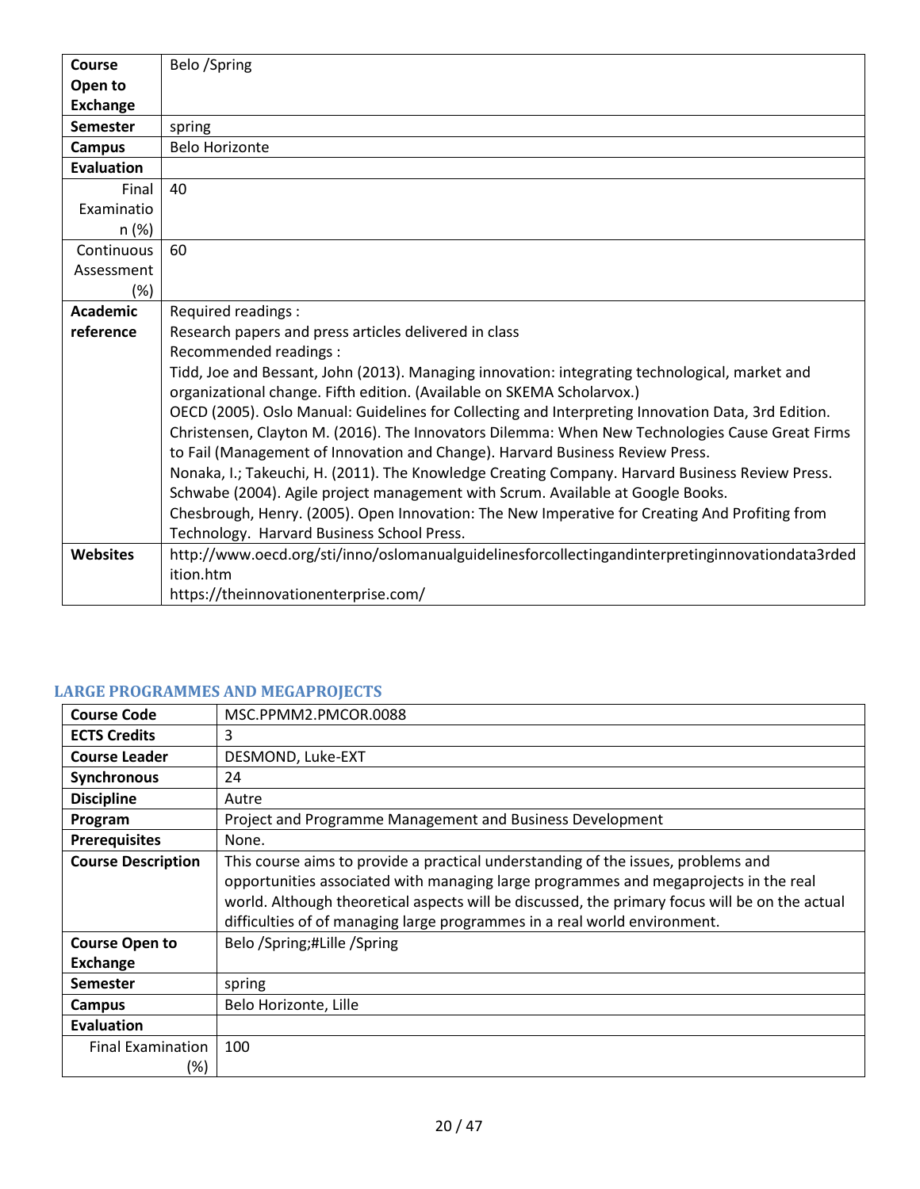| | |
|---|---|
| **Course Open to Exchange** | Belo /Spring |
| **Semester** | spring |
| **Campus** | Belo Horizonte |
| **Evaluation** | |
| Final Examination (%) | 40 |
| Continuous Assessment (%) | 60 |
| **Academic reference** | Required readings :<br>Research papers and press articles delivered in class<br>Recommended readings :<br>Tidd, Joe and Bessant, John (2013). Managing innovation: integrating technological, market and organizational change. Fifth edition. (Available on SKEMA Scholarvox.)<br>OECD (2005). Oslo Manual: Guidelines for Collecting and Interpreting Innovation Data, 3rd Edition.<br>Christensen, Clayton M. (2016). The Innovators Dilemma: When New Technologies Cause Great Firms to Fail (Management of Innovation and Change). Harvard Business Review Press.<br>Nonaka, I.; Takeuchi, H. (2011). The Knowledge Creating Company. Harvard Business Review Press.<br>Schwabe (2004). Agile project management with Scrum. Available at Google Books.<br>Chesbrough, Henry. (2005). Open Innovation: The New Imperative for Creating And Profiting from Technology. Harvard Business School Press. |
| **Websites** | http://www.oecd.org/sti/inno/oslomanualguidelinesforcollectingandinterpretinginnovationdata3rdedition.htm<br>https://theinnovationenterprise.com/ |

## LARGE PROGRAMMES AND MEGAPROJECTS

| | |
|---|---|
| **Course Code** | MSC.PPMM2.PMCOR.0088 |
| **ECTS Credits** | 3 |
| **Course Leader** | DESMOND, Luke-EXT |
| **Synchronous** | 24 |
| **Discipline** | Autre |
| **Program** | Project and Programme Management and Business Development |
| **Prerequisites** | None. |
| **Course Description** | This course aims to provide a practical understanding of the issues, problems and opportunities associated with managing large programmes and megaprojects in the real world. Although theoretical aspects will be discussed, the primary focus will be on the actual difficulties of of managing large programmes in a real world environment. |
| **Course Open to Exchange** | Belo /Spring;#Lille /Spring |
| **Semester** | spring |
| **Campus** | Belo Horizonte, Lille |
| **Evaluation** | |
| Final Examination (%) | 100 |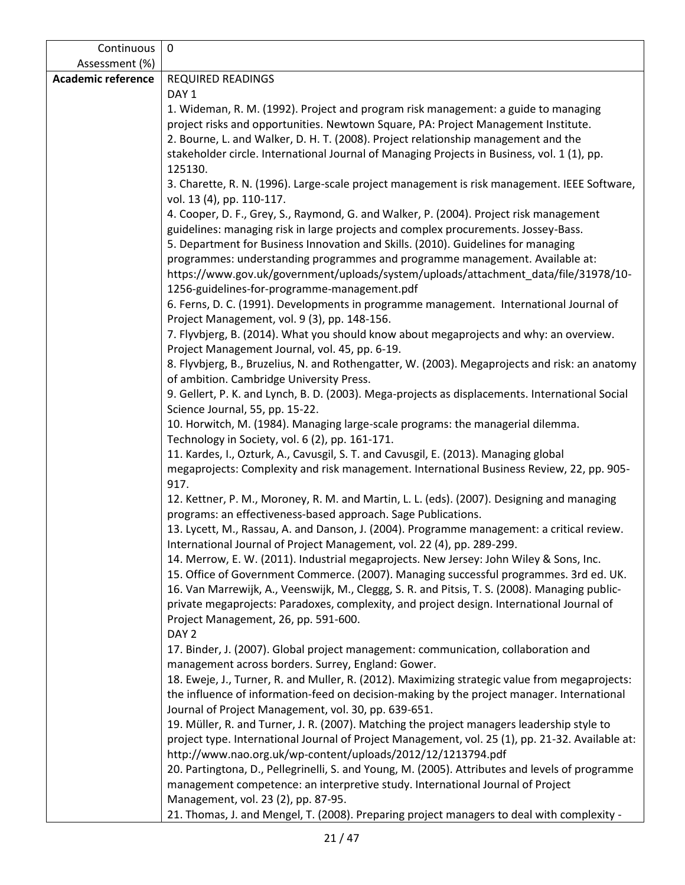| Continuous Assessment (%) | 0 |
|---|---|
| **Academic reference** | REQUIRED READINGS<br>DAY 1<br>1. Wideman, R. M. (1992). Project and program risk management: a guide to managing project risks and opportunities. Newtown Square, PA: Project Management Institute.<br>2. Bourne, L. and Walker, D. H. T. (2008). Project relationship management and the stakeholder circle. International Journal of Managing Projects in Business, vol. 1 (1), pp. 125130.<br>3. Charette, R. N. (1996). Large-scale project management is risk management. IEEE Software, vol. 13 (4), pp. 110-117.<br>4. Cooper, D. F., Grey, S., Raymond, G. and Walker, P. (2004). Project risk management guidelines: managing risk in large projects and complex procurements. Jossey-Bass.<br>5. Department for Business Innovation and Skills. (2010). Guidelines for managing programmes: understanding programmes and programme management. Available at: https://www.gov.uk/government/uploads/system/uploads/attachment_data/file/31978/10-1256-guidelines-for-programme-management.pdf<br>6. Ferns, D. C. (1991). Developments in programme management. International Journal of Project Management, vol. 9 (3), pp. 148-156.<br>7. Flyvbjerg, B. (2014). What you should know about megaprojects and why: an overview. Project Management Journal, vol. 45, pp. 6-19.<br>8. Flyvbjerg, B., Bruzelius, N. and Rothengatter, W. (2003). Megaprojects and risk: an anatomy of ambition. Cambridge University Press.<br>9. Gellert, P. K. and Lynch, B. D. (2003). Mega-projects as displacements. International Social Science Journal, 55, pp. 15-22.<br>10. Horwitch, M. (1984). Managing large-scale programs: the managerial dilemma. Technology in Society, vol. 6 (2), pp. 161-171.<br>11. Kardes, I., Ozturk, A., Cavusgil, S. T. and Cavusgil, E. (2013). Managing global megaprojects: Complexity and risk management. International Business Review, 22, pp. 905-917.<br>12. Kettner, P. M., Moroney, R. M. and Martin, L. L. (eds). (2007). Designing and managing programs: an effectiveness-based approach. Sage Publications.<br>13. Lycett, M., Rassau, A. and Danson, J. (2004). Programme management: a critical review. International Journal of Project Management, vol. 22 (4), pp. 289-299.<br>14. Merrow, E. W. (2011). Industrial megaprojects. New Jersey: John Wiley & Sons, Inc.<br>15. Office of Government Commerce. (2007). Managing successful programmes. 3rd ed. UK.<br>16. Van Marrewijk, A., Veenswijk, M., Cleggg, S. R. and Pitsis, T. S. (2008). Managing public-private megaprojects: Paradoxes, complexity, and project design. International Journal of Project Management, 26, pp. 591-600.<br>DAY 2<br>17. Binder, J. (2007). Global project management: communication, collaboration and management across borders. Surrey, England: Gower.<br>18. Eweje, J., Turner, R. and Muller, R. (2012). Maximizing strategic value from megaprojects: the influence of information-feed on decision-making by the project manager. International Journal of Project Management, vol. 30, pp. 639-651.<br>19. Müller, R. and Turner, J. R. (2007). Matching the project managers leadership style to project type. International Journal of Project Management, vol. 25 (1), pp. 21-32. Available at: http://www.nao.org.uk/wp-content/uploads/2012/12/1213794.pdf<br>20. Partingtona, D., Pellegrinelli, S. and Young, M. (2005). Attributes and levels of programme management competence: an interpretive study. International Journal of Project Management, vol. 23 (2), pp. 87-95.<br>21. Thomas, J. and Mengel, T. (2008). Preparing project managers to deal with complexity - |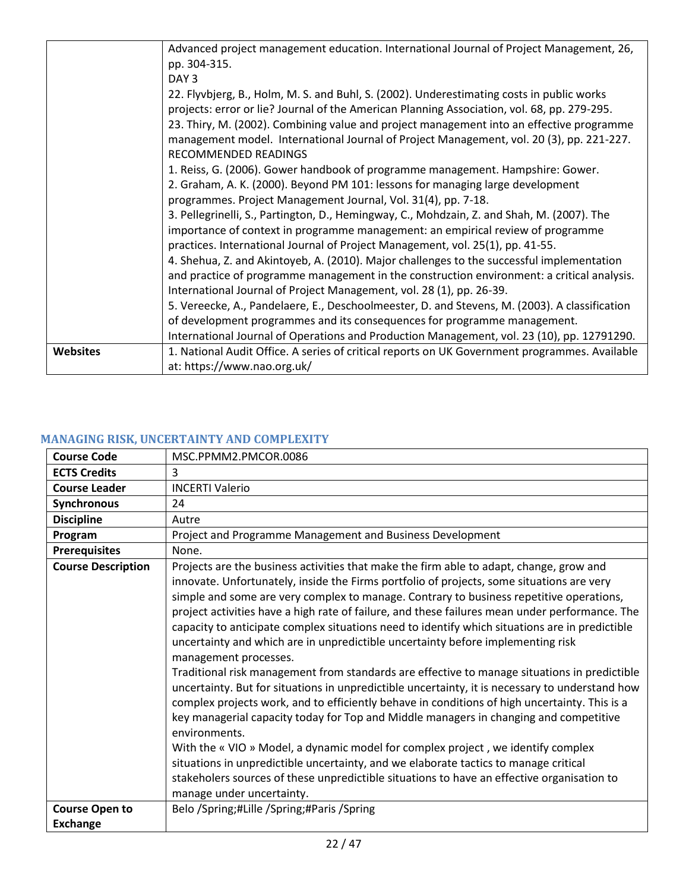| | |
|---|---|
| | Advanced project management education. International Journal of Project Management, 26, pp. 304-315.<br>DAY 3<br>22. Flyvbjerg, B., Holm, M. S. and Buhl, S. (2002). Underestimating costs in public works projects: error or lie? Journal of the American Planning Association, vol. 68, pp. 279-295.<br>23. Thiry, M. (2002). Combining value and project management into an effective programme management model. International Journal of Project Management, vol. 20 (3), pp. 221-227.<br>RECOMMENDED READINGS<br>1. Reiss, G. (2006). Gower handbook of programme management. Hampshire: Gower.<br>2. Graham, A. K. (2000). Beyond PM 101: lessons for managing large development programmes. Project Management Journal, Vol. 31(4), pp. 7-18.<br>3. Pellegrinelli, S., Partington, D., Hemingway, C., Mohdzain, Z. and Shah, M. (2007). The importance of context in programme management: an empirical review of programme practices. International Journal of Project Management, vol. 25(1), pp. 41-55.<br>4. Shehua, Z. and Akintoyeb, A. (2010). Major challenges to the successful implementation and practice of programme management in the construction environment: a critical analysis. International Journal of Project Management, vol. 28 (1), pp. 26-39.<br>5. Vereecke, A., Pandelaere, E., Deschoolmeester, D. and Stevens, M. (2003). A classification of development programmes and its consequences for programme management. International Journal of Operations and Production Management, vol. 23 (10), pp. 12791290. |
| **Websites** | 1. National Audit Office. A series of critical reports on UK Government programmes. Available at: https://www.nao.org.uk/ |

## MANAGING RISK, UNCERTAINTY AND COMPLEXITY

| | |
|---|---|
| **Course Code** | MSC.PPMM2.PMCOR.0086 |
| **ECTS Credits** | 3 |
| **Course Leader** | INCERTI Valerio |
| **Synchronous** | 24 |
| **Discipline** | Autre |
| **Program** | Project and Programme Management and Business Development |
| **Prerequisites** | None. |
| **Course Description** | Projects are the business activities that make the firm able to adapt, change, grow and innovate. Unfortunately, inside the Firms portfolio of projects, some situations are very simple and some are very complex to manage. Contrary to business repetitive operations, project activities have a high rate of failure, and these failures mean under performance. The capacity to anticipate complex situations need to identify which situations are in predictible uncertainty and which are in unpredictible uncertainty before implementing risk management processes.<br>Traditional risk management from standards are effective to manage situations in predictible uncertainty. But for situations in unpredictible uncertainty, it is necessary to understand how complex projects work, and to efficiently behave in conditions of high uncertainty. This is a key managerial capacity today for Top and Middle managers in changing and competitive environments.<br>With the « VIO » Model, a dynamic model for complex project , we identify complex situations in unpredictible uncertainty, and we elaborate tactics to manage critical stakeholers sources of these unpredictible situations to have an effective organisation to manage under uncertainty. |
| **Course Open to Exchange** | Belo /Spring;#Lille /Spring;#Paris /Spring |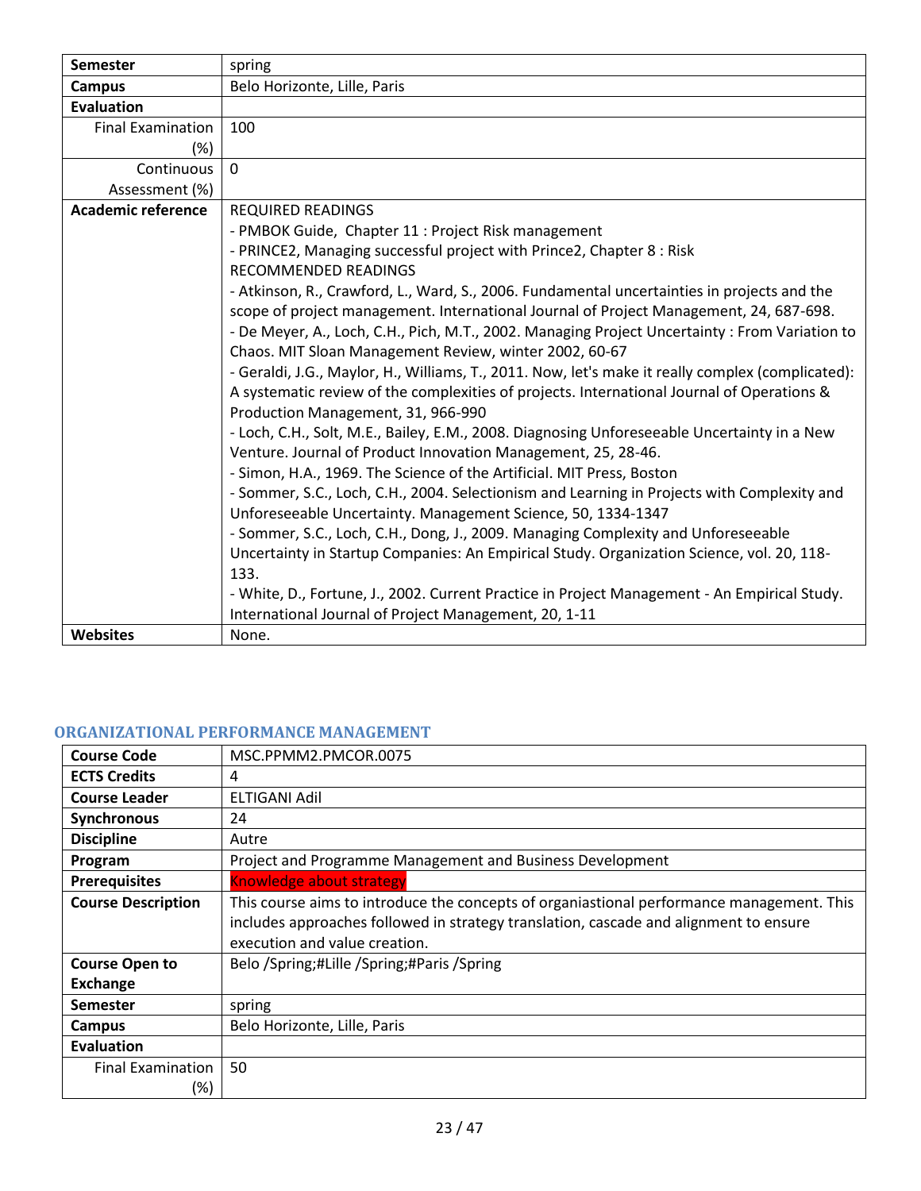| Semester | spring |
|---|---|
| Campus | Belo Horizonte, Lille, Paris |
| Evaluation | |
| Final Examination (%) | 100 |
| Continuous Assessment (%) | 0 |
| Academic reference | REQUIRED READINGS<br>- PMBOK Guide, Chapter 11 : Project Risk management<br>- PRINCE2, Managing successful project with Prince2, Chapter 8 : Risk<br>RECOMMENDED READINGS<br>- Atkinson, R., Crawford, L., Ward, S., 2006. Fundamental uncertainties in projects and the scope of project management. International Journal of Project Management, 24, 687-698.<br>- De Meyer, A., Loch, C.H., Pich, M.T., 2002. Managing Project Uncertainty : From Variation to Chaos. MIT Sloan Management Review, winter 2002, 60-67<br>- Geraldi, J.G., Maylor, H., Williams, T., 2011. Now, let's make it really complex (complicated): A systematic review of the complexities of projects. International Journal of Operations & Production Management, 31, 966-990<br>- Loch, C.H., Solt, M.E., Bailey, E.M., 2008. Diagnosing Unforeseeable Uncertainty in a New Venture. Journal of Product Innovation Management, 25, 28-46.<br>- Simon, H.A., 1969. The Science of the Artificial. MIT Press, Boston<br>- Sommer, S.C., Loch, C.H., 2004. Selectionism and Learning in Projects with Complexity and Unforeseeable Uncertainty. Management Science, 50, 1334-1347<br>- Sommer, S.C., Loch, C.H., Dong, J., 2009. Managing Complexity and Unforeseeable Uncertainty in Startup Companies: An Empirical Study. Organization Science, vol. 20, 118-133.<br>- White, D., Fortune, J., 2002. Current Practice in Project Management - An Empirical Study. International Journal of Project Management, 20, 1-11 |
| Websites | None. |

### ORGANIZATIONAL PERFORMANCE MANAGEMENT

| Course Code | MSC.PPMM2.PMCOR.0075 |
|---|---|
| ECTS Credits | 4 |
| Course Leader | ELTIGANI Adil |
| Synchronous | 24 |
| Discipline | Autre |
| Program | Project and Programme Management and Business Development |
| Prerequisites | Knowledge about strategy |
| Course Description | This course aims to introduce the concepts of organiastional performance management. This includes approaches followed in strategy translation, cascade and alignment to ensure execution and value creation. |
| Course Open to Exchange | Belo /Spring;#Lille /Spring;#Paris /Spring |
| Semester | spring |
| Campus | Belo Horizonte, Lille, Paris |
| Evaluation | |
| Final Examination (%) | 50 |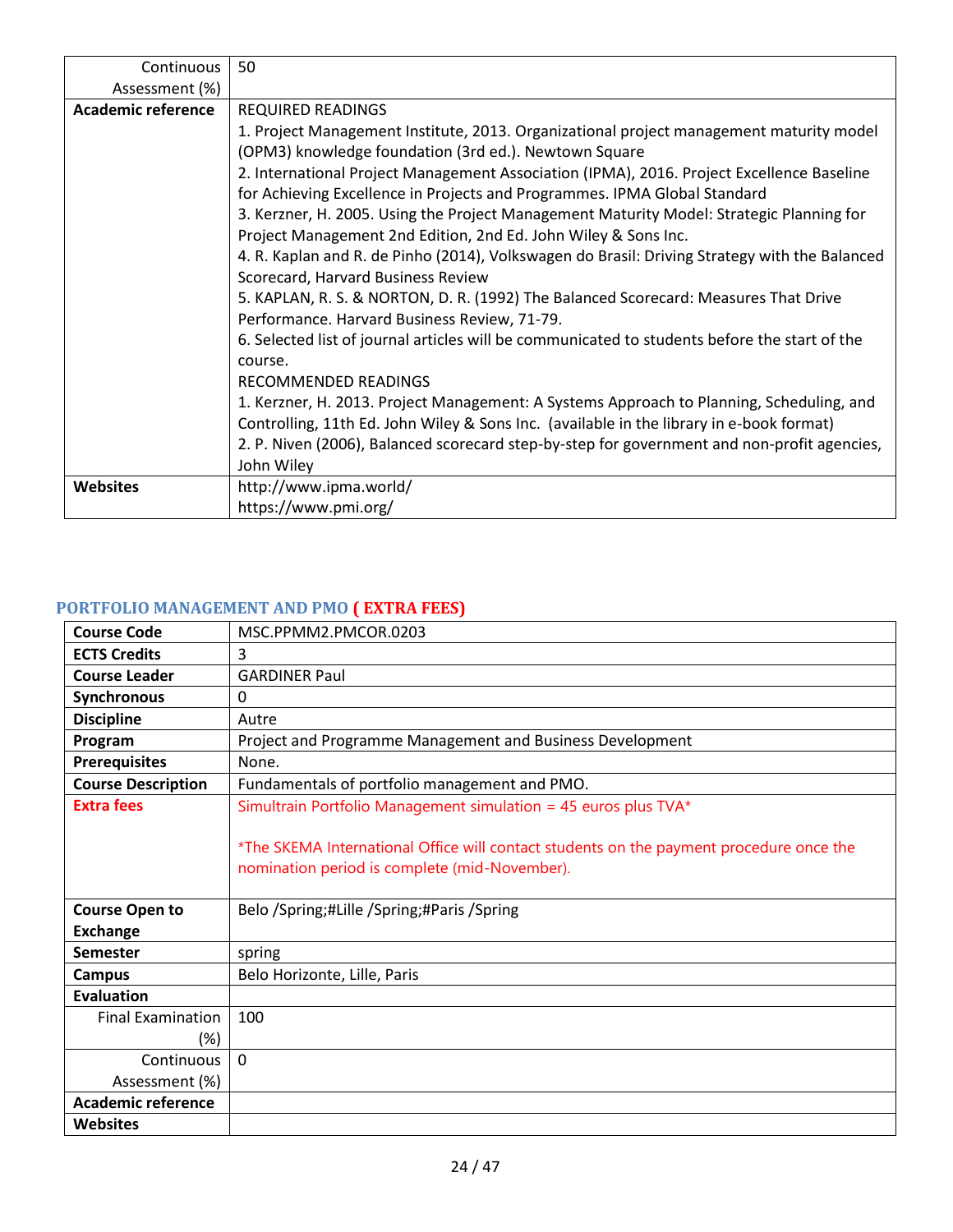| Continuous Assessment (%) | 50 |
|---|---|
| **Academic reference** | REQUIRED READINGS<br>1. Project Management Institute, 2013. Organizational project management maturity model (OPM3) knowledge foundation (3rd ed.). Newtown Square<br>2. International Project Management Association (IPMA), 2016. Project Excellence Baseline for Achieving Excellence in Projects and Programmes. IPMA Global Standard<br>3. Kerzner, H. 2005. Using the Project Management Maturity Model: Strategic Planning for Project Management 2nd Edition, 2nd Ed. John Wiley & Sons Inc.<br>4. R. Kaplan and R. de Pinho (2014), Volkswagen do Brasil: Driving Strategy with the Balanced Scorecard, Harvard Business Review<br>5. KAPLAN, R. S. & NORTON, D. R. (1992) The Balanced Scorecard: Measures That Drive Performance. Harvard Business Review, 71-79.<br>6. Selected list of journal articles will be communicated to students before the start of the course.<br>RECOMMENDED READINGS<br>1. Kerzner, H. 2013. Project Management: A Systems Approach to Planning, Scheduling, and Controlling, 11th Ed. John Wiley & Sons Inc. (available in the library in e-book format)<br>2. P. Niven (2006), Balanced scorecard step-by-step for government and non-profit agencies, John Wiley |
| **Websites** | http://www.ipma.world/<br>https://www.pmi.org/ |

## PORTFOLIO MANAGEMENT AND PMO ( EXTRA FEES)

| **Course Code** | MSC.PPMM2.PMCOR.0203 |
|---|---|
| **ECTS Credits** | 3 |
| **Course Leader** | GARDINER Paul |
| **Synchronous** | 0 |
| **Discipline** | Autre |
| **Program** | Project and Programme Management and Business Development |
| **Prerequisites** | None. |
| **Course Description** | Fundamentals of portfolio management and PMO. |
| **Extra fees** | Simultrain Portfolio Management simulation = 45 euros plus TVA*<br><br>*The SKEMA International Office will contact students on the payment procedure once the nomination period is complete (mid-November). |
| **Course Open to Exchange** | Belo /Spring;#Lille /Spring;#Paris /Spring |
| **Semester** | spring |
| **Campus** | Belo Horizonte, Lille, Paris |
| **Evaluation** | |
| Final Examination (%) | 100 |
| Continuous Assessment (%) | 0 |
| **Academic reference** | |
| **Websites** | |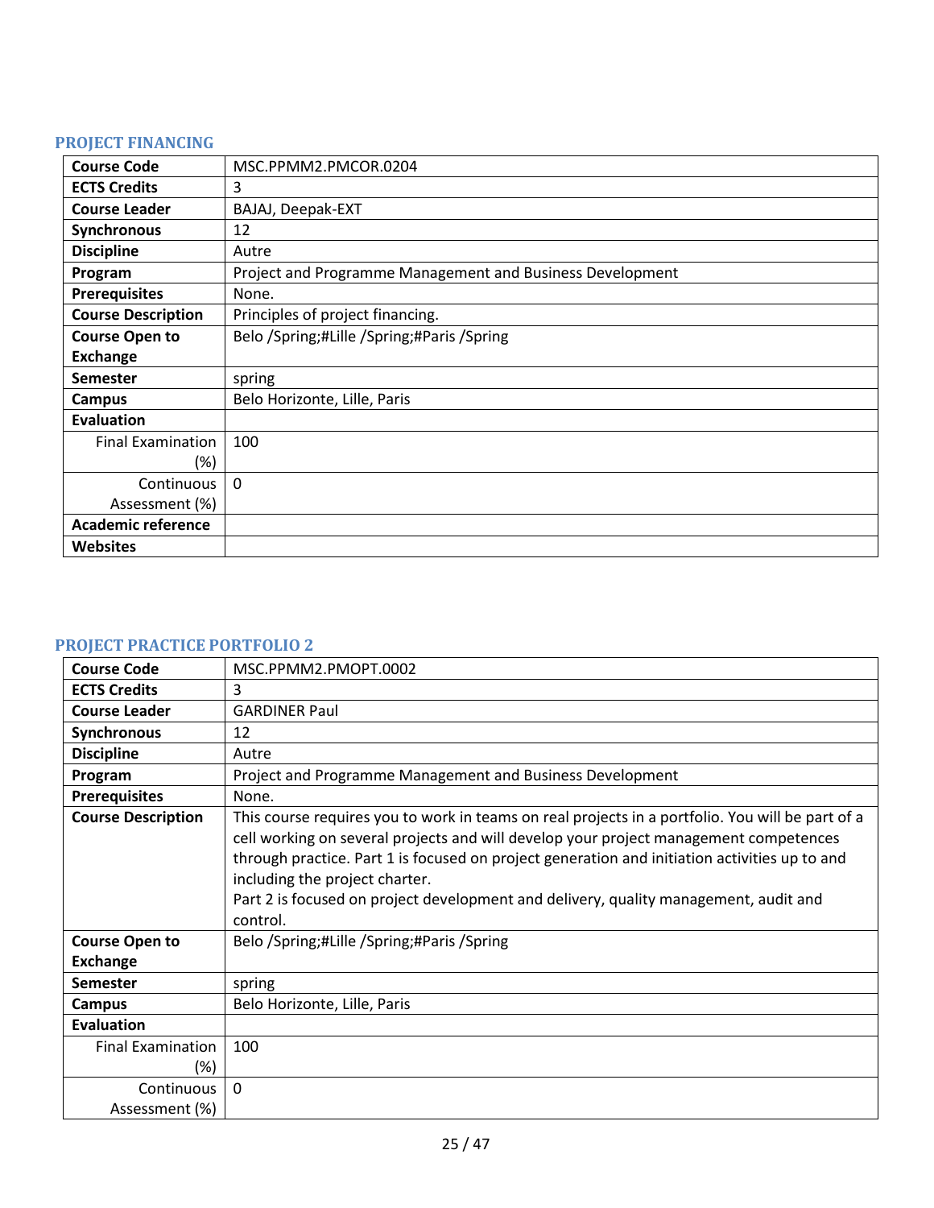### PROJECT FINANCING

| Course Code | MSC.PPMM2.PMCOR.0204 |
|---|---|
| ECTS Credits | 3 |
| Course Leader | BAJAJ, Deepak-EXT |
| Synchronous | 12 |
| Discipline | Autre |
| Program | Project and Programme Management and Business Development |
| Prerequisites | None. |
| Course Description | Principles of project financing. |
| Course Open to Exchange | Belo /Spring;#Lille /Spring;#Paris /Spring |
| Semester | spring |
| Campus | Belo Horizonte, Lille, Paris |
| Evaluation | |
| Final Examination (%) | 100 |
| Continuous Assessment (%) | 0 |
| Academic reference | |
| Websites | |

### PROJECT PRACTICE PORTFOLIO 2

| Course Code | MSC.PPMM2.PMOPT.0002 |
|---|---|
| ECTS Credits | 3 |
| Course Leader | GARDINER Paul |
| Synchronous | 12 |
| Discipline | Autre |
| Program | Project and Programme Management and Business Development |
| Prerequisites | None. |
| Course Description | This course requires you to work in teams on real projects in a portfolio. You will be part of a cell working on several projects and will develop your project management competences through practice. Part 1 is focused on project generation and initiation activities up to and including the project charter.<br>Part 2 is focused on project development and delivery, quality management, audit and control. |
| Course Open to Exchange | Belo /Spring;#Lille /Spring;#Paris /Spring |
| Semester | spring |
| Campus | Belo Horizonte, Lille, Paris |
| Evaluation | |
| Final Examination (%) | 100 |
| Continuous Assessment (%) | 0 |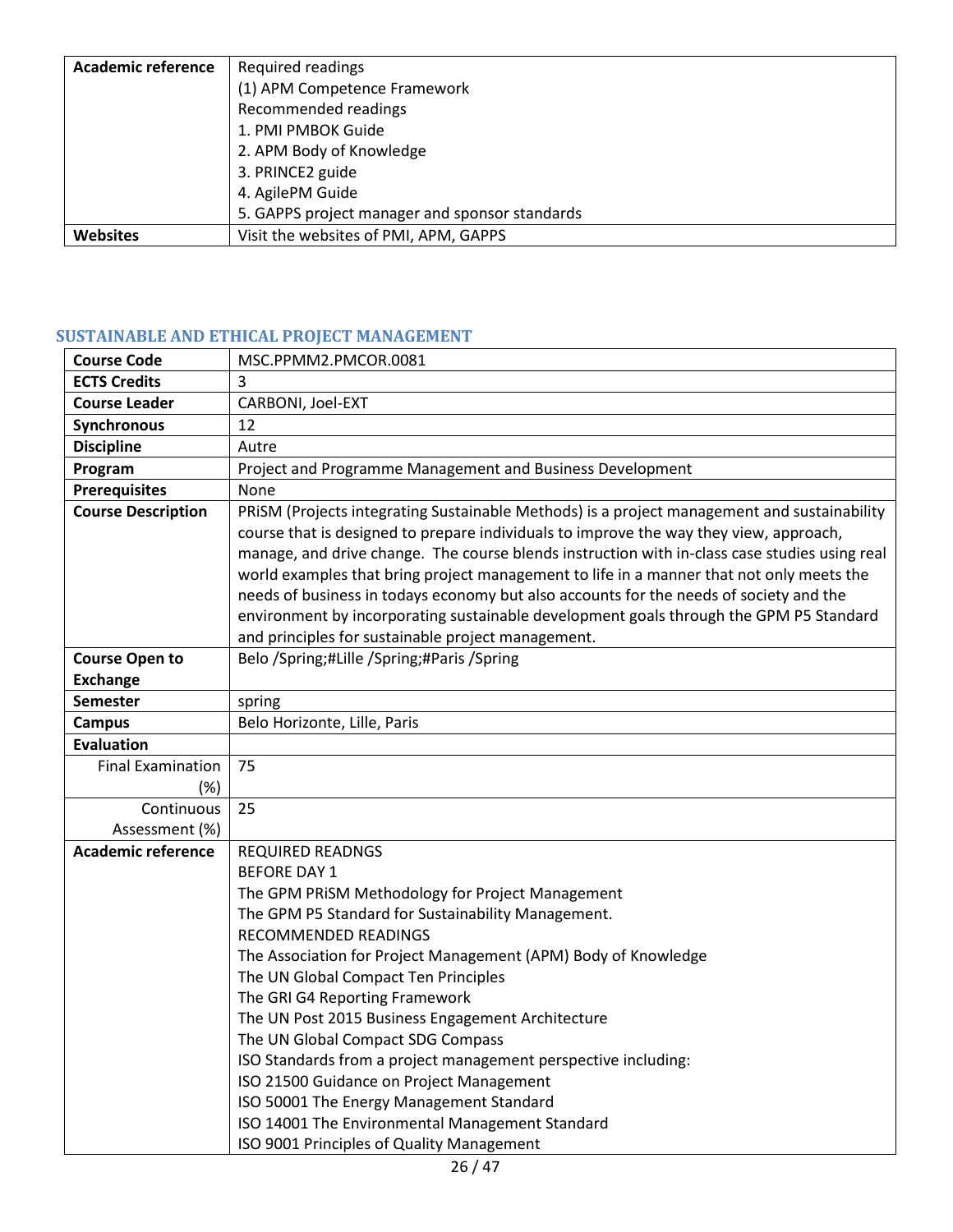| Academic reference | Required readings<br>(1) APM Competence Framework<br>Recommended readings<br>1. PMI PMBOK Guide<br>2. APM Body of Knowledge<br>3. PRINCE2 guide<br>4. AgilePM Guide<br>5. GAPPS project manager and sponsor standards |
|---|---|
| **Websites** | Visit the websites of PMI, APM, GAPPS |

## SUSTAINABLE AND ETHICAL PROJECT MANAGEMENT

| **Course Code** | MSC.PPMM2.PMCOR.0081 |
|---|---|
| **ECTS Credits** | 3 |
| **Course Leader** | CARBONI, Joel-EXT |
| **Synchronous** | 12 |
| **Discipline** | Autre |
| **Program** | Project and Programme Management and Business Development |
| **Prerequisites** | None |
| **Course Description** | PRiSM (Projects integrating Sustainable Methods) is a project management and sustainability course that is designed to prepare individuals to improve the way they view, approach, manage, and drive change. The course blends instruction with in-class case studies using real world examples that bring project management to life in a manner that not only meets the needs of business in todays economy but also accounts for the needs of society and the environment by incorporating sustainable development goals through the GPM P5 Standard and principles for sustainable project management. |
| **Course Open to Exchange** | Belo /Spring;#Lille /Spring;#Paris /Spring |
| **Semester** | spring |
| **Campus** | Belo Horizonte, Lille, Paris |
| **Evaluation** | |
| Final Examination (%) | 75 |
| Continuous Assessment (%) | 25 |
| **Academic reference** | REQUIRED READNGS<br>BEFORE DAY 1<br>The GPM PRiSM Methodology for Project Management<br>The GPM P5 Standard for Sustainability Management.<br>RECOMMENDED READINGS<br>The Association for Project Management (APM) Body of Knowledge<br>The UN Global Compact Ten Principles<br>The GRI G4 Reporting Framework<br>The UN Post 2015 Business Engagement Architecture<br>The UN Global Compact SDG Compass<br>ISO Standards from a project management perspective including:<br>ISO 21500 Guidance on Project Management<br>ISO 50001 The Energy Management Standard<br>ISO 14001 The Environmental Management Standard<br>ISO 9001 Principles of Quality Management |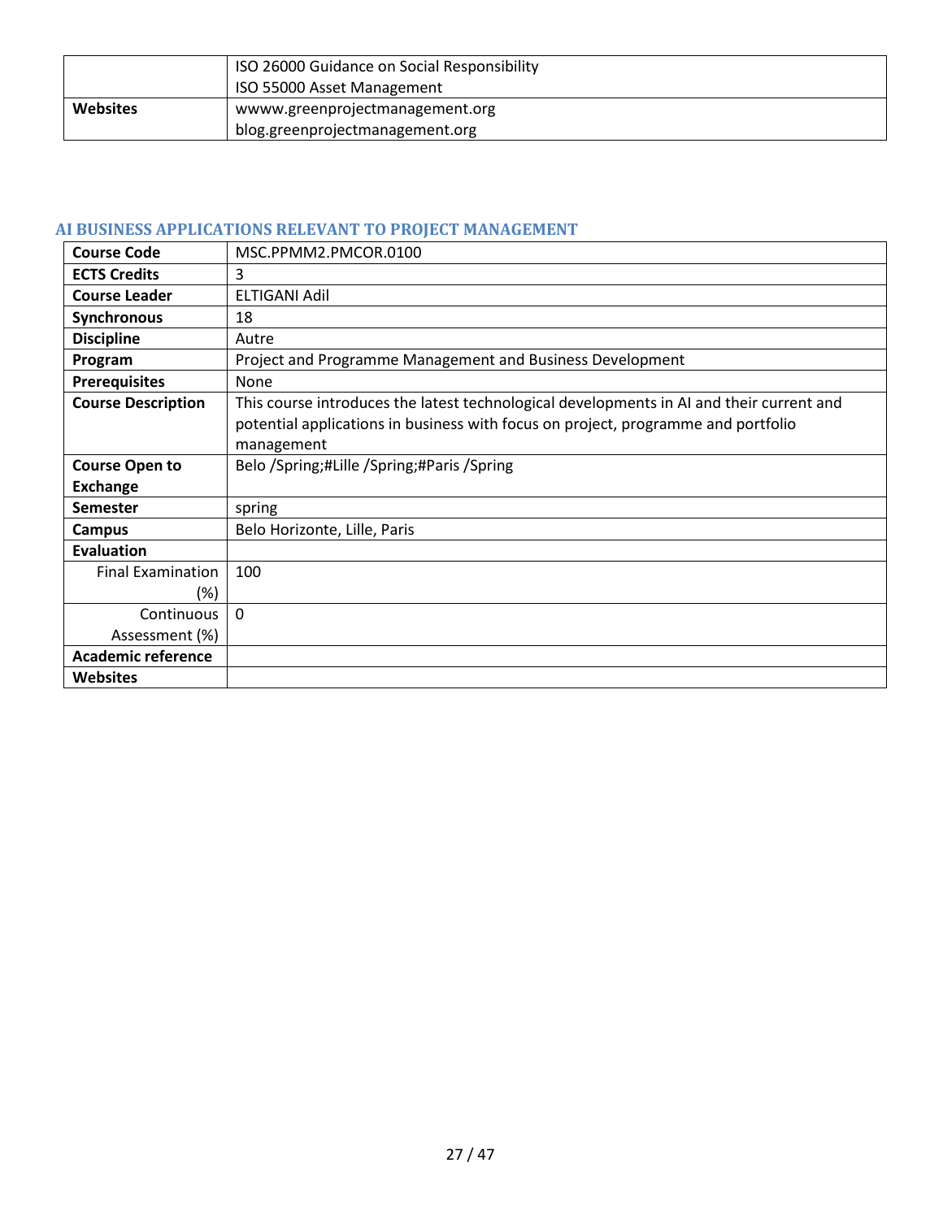| | |
|---|---|
| | ISO 26000 Guidance on Social Responsibility<br>ISO 55000 Asset Management |
| **Websites** | wwww.greenprojectmanagement.org<br>blog.greenprojectmanagement.org |

## AI BUSINESS APPLICATIONS RELEVANT TO PROJECT MANAGEMENT

| | |
|---|---|
| **Course Code** | MSC.PPMM2.PMCOR.0100 |
| **ECTS Credits** | 3 |
| **Course Leader** | ELTIGANI Adil |
| **Synchronous** | 18 |
| **Discipline** | Autre |
| **Program** | Project and Programme Management and Business Development |
| **Prerequisites** | None |
| **Course Description** | This course introduces the latest technological developments in AI and their current and potential applications in business with focus on project, programme and portfolio management |
| **Course Open to Exchange** | Belo /Spring;#Lille /Spring;#Paris /Spring |
| **Semester** | spring |
| **Campus** | Belo Horizonte, Lille, Paris |
| **Evaluation** | |
| Final Examination (%) | 100 |
| Continuous Assessment (%) | 0 |
| **Academic reference** | |
| **Websites** | |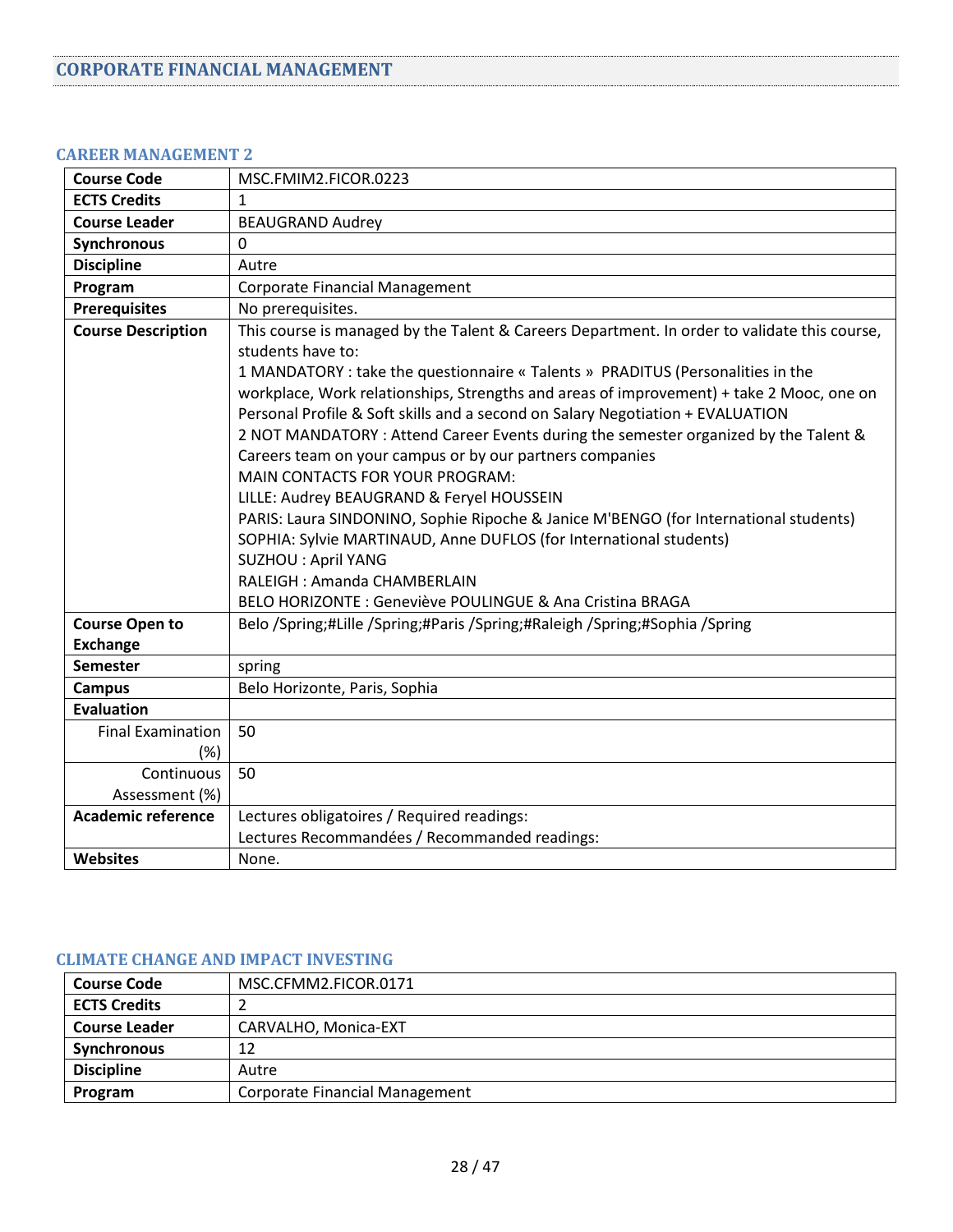## CORPORATE FINANCIAL MANAGEMENT

### CAREER MANAGEMENT 2

| | |
|---|---|
| **Course Code** | MSC.FMIM2.FICOR.0223 |
| **ECTS Credits** | 1 |
| **Course Leader** | BEAUGRAND Audrey |
| **Synchronous** | 0 |
| **Discipline** | Autre |
| **Program** | Corporate Financial Management |
| **Prerequisites** | No prerequisites. |
| **Course Description** | This course is managed by the Talent & Careers Department. In order to validate this course, students have to:<br>1 MANDATORY : take the questionnaire « Talents » PRADITUS (Personalities in the workplace, Work relationships, Strengths and areas of improvement) + take 2 Mooc, one on Personal Profile & Soft skills and a second on Salary Negotiation + EVALUATION<br>2 NOT MANDATORY : Attend Career Events during the semester organized by the Talent & Careers team on your campus or by our partners companies<br>MAIN CONTACTS FOR YOUR PROGRAM:<br>LILLE: Audrey BEAUGRAND & Feryel HOUSSEIN<br>PARIS: Laura SINDONINO, Sophie Ripoche & Janice M'BENGO (for International students)<br>SOPHIA: Sylvie MARTINAUD, Anne DUFLOS (for International students)<br>SUZHOU : April YANG<br>RALEIGH : Amanda CHAMBERLAIN<br>BELO HORIZONTE : Geneviève POULINGUE & Ana Cristina BRAGA |
| **Course Open to Exchange** | Belo /Spring;#Lille /Spring;#Paris /Spring;#Raleigh /Spring;#Sophia /Spring |
| **Semester** | spring |
| **Campus** | Belo Horizonte, Paris, Sophia |
| **Evaluation** | |
| Final Examination (%) | 50 |
| Continuous Assessment (%) | 50 |
| **Academic reference** | Lectures obligatoires / Required readings:<br>Lectures Recommandées / Recommanded readings: |
| **Websites** | None. |

### CLIMATE CHANGE AND IMPACT INVESTING

| | |
|---|---|
| **Course Code** | MSC.CFMM2.FICOR.0171 |
| **ECTS Credits** | 2 |
| **Course Leader** | CARVALHO, Monica-EXT |
| **Synchronous** | 12 |
| **Discipline** | Autre |
| **Program** | Corporate Financial Management |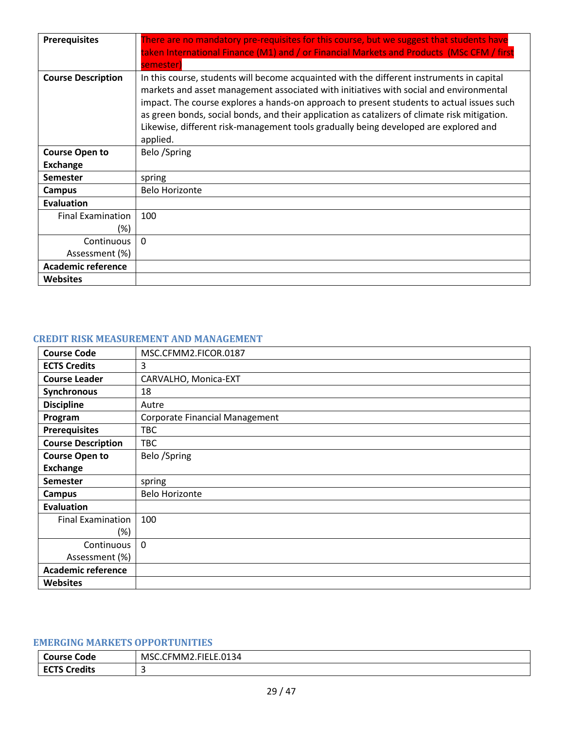| Prerequisites | There are no mandatory pre-requisites for this course, but we suggest that students have taken International Finance (M1) and / or Financial Markets and Products (MSc CFM / first semester) |
|---|---|
| Course Description | In this course, students will become acquainted with the different instruments in capital markets and asset management associated with initiatives with social and environmental impact. The course explores a hands-on approach to present students to actual issues such as green bonds, social bonds, and their application as catalizers of climate risk mitigation. Likewise, different risk-management tools gradually being developed are explored and applied. |
| Course Open to Exchange | Belo /Spring |
| Semester | spring |
| Campus | Belo Horizonte |
| Evaluation | |
| Final Examination (%) | 100 |
| Continuous Assessment (%) | 0 |
| Academic reference | |
| Websites | |

### CREDIT RISK MEASUREMENT AND MANAGEMENT

| Course Code | MSC.CFMM2.FICOR.0187 |
|---|---|
| ECTS Credits | 3 |
| Course Leader | CARVALHO, Monica-EXT |
| Synchronous | 18 |
| Discipline | Autre |
| Program | Corporate Financial Management |
| Prerequisites | TBC |
| Course Description | TBC |
| Course Open to Exchange | Belo /Spring |
| Semester | spring |
| Campus | Belo Horizonte |
| Evaluation | |
| Final Examination (%) | 100 |
| Continuous Assessment (%) | 0 |
| Academic reference | |
| Websites | |

### EMERGING MARKETS OPPORTUNITIES

| Course Code | MSC.CFMM2.FIELE.0134 |
|---|---|
| ECTS Credits | 3 |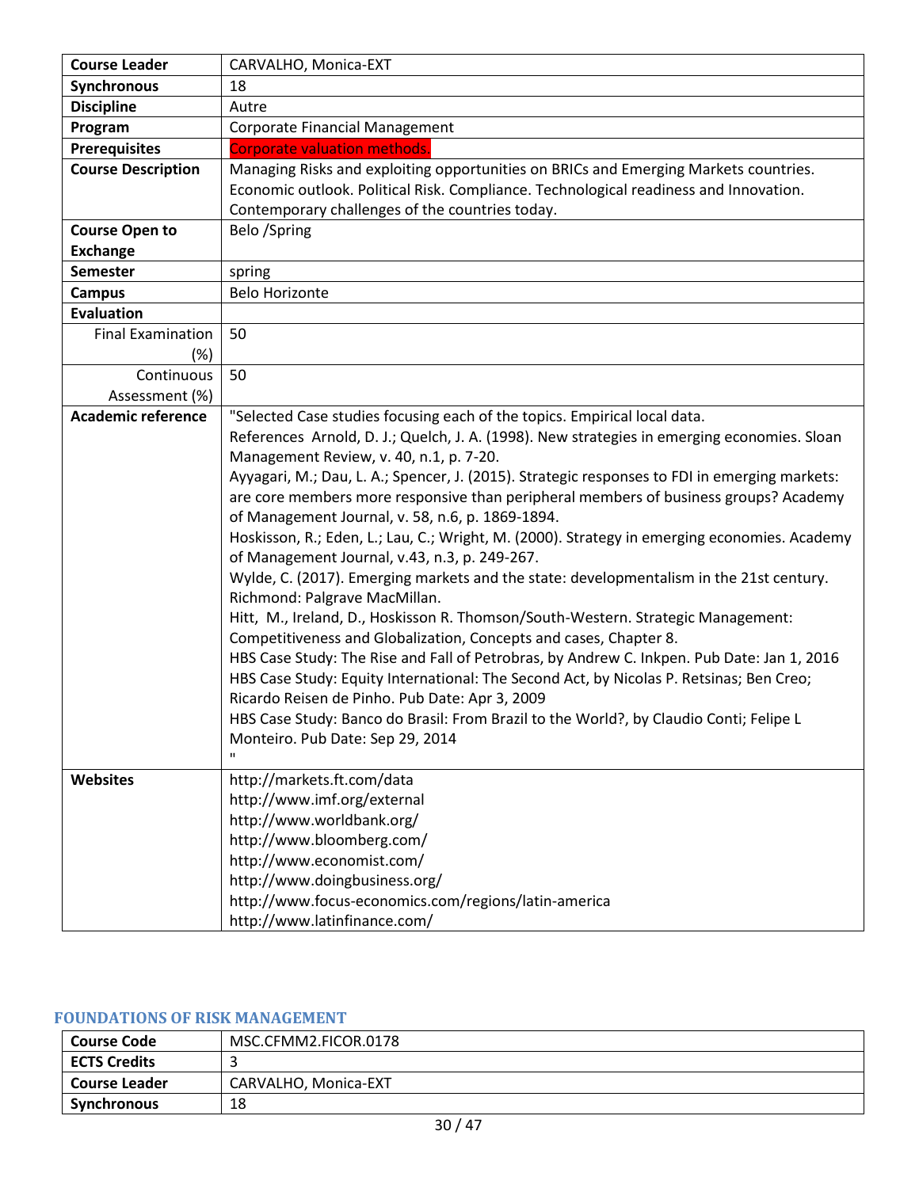| Course Leader | CARVALHO, Monica-EXT |
|---|---|
| Synchronous | 18 |
| Discipline | Autre |
| Program | Corporate Financial Management |
| Prerequisites | Corporate valuation methods. |
| Course Description | Managing Risks and exploiting opportunities on BRICs and Emerging Markets countries. Economic outlook. Political Risk. Compliance. Technological readiness and Innovation. Contemporary challenges of the countries today. |
| Course Open to Exchange | Belo /Spring |
| Semester | spring |
| Campus | Belo Horizonte |
| Evaluation | |
| Final Examination (%) | 50 |
| Continuous Assessment (%) | 50 |
| Academic reference | "Selected Case studies focusing each of the topics. Empirical local data.<br>References Arnold, D. J.; Quelch, J. A. (1998). New strategies in emerging economies. Sloan Management Review, v. 40, n.1, p. 7-20.<br>Ayyagari, M.; Dau, L. A.; Spencer, J. (2015). Strategic responses to FDI in emerging markets: are core members more responsive than peripheral members of business groups? Academy of Management Journal, v. 58, n.6, p. 1869-1894.<br>Hoskisson, R.; Eden, L.; Lau, C.; Wright, M. (2000). Strategy in emerging economies. Academy of Management Journal, v.43, n.3, p. 249-267.<br>Wylde, C. (2017). Emerging markets and the state: developmentalism in the 21st century. Richmond: Palgrave MacMillan.<br>Hitt, M., Ireland, D., Hoskisson R. Thomson/South-Western. Strategic Management: Competitiveness and Globalization, Concepts and cases, Chapter 8.<br>HBS Case Study: The Rise and Fall of Petrobras, by Andrew C. Inkpen. Pub Date: Jan 1, 2016<br>HBS Case Study: Equity International: The Second Act, by Nicolas P. Retsinas; Ben Creo; Ricardo Reisen de Pinho. Pub Date: Apr 3, 2009<br>HBS Case Study: Banco do Brasil: From Brazil to the World?, by Claudio Conti; Felipe L Monteiro. Pub Date: Sep 29, 2014<br>" |
| Websites | http://markets.ft.com/data<br>http://www.imf.org/external<br>http://www.worldbank.org/<br>http://www.bloomberg.com/<br>http://www.economist.com/<br>http://www.doingbusiness.org/<br>http://www.focus-economics.com/regions/latin-america<br>http://www.latinfinance.com/ |

## FOUNDATIONS OF RISK MANAGEMENT

| Course Code | MSC.CFMM2.FICOR.0178 |
|---|---|
| ECTS Credits | 3 |
| Course Leader | CARVALHO, Monica-EXT |
| Synchronous | 18 |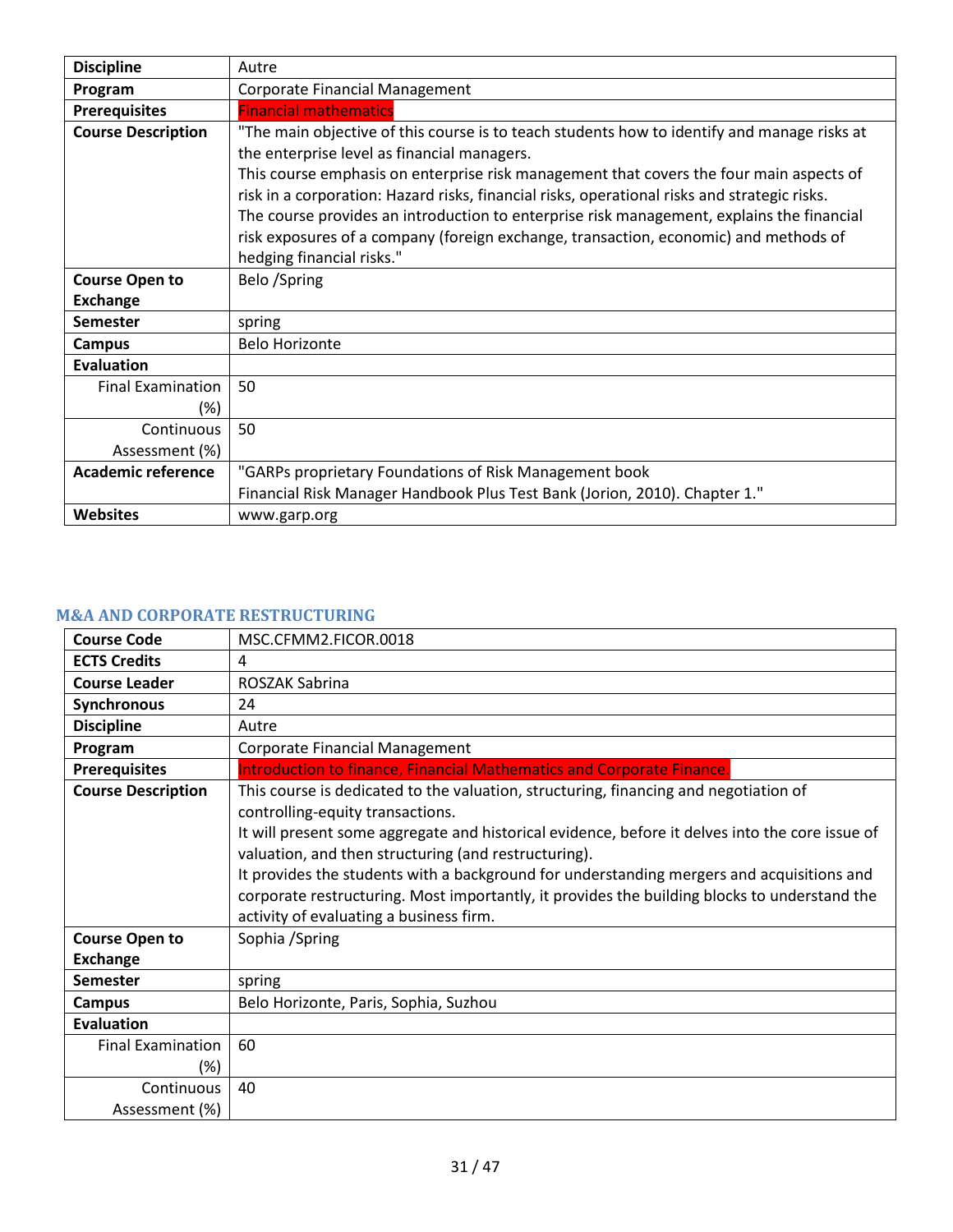| Discipline | Autre |
|---|---|
| Program | Corporate Financial Management |
| Prerequisites | Financial mathematics |
| Course Description | "The main objective of this course is to teach students how to identify and manage risks at the enterprise level as financial managers.<br>This course emphasis on enterprise risk management that covers the four main aspects of risk in a corporation: Hazard risks, financial risks, operational risks and strategic risks.<br>The course provides an introduction to enterprise risk management, explains the financial risk exposures of a company (foreign exchange, transaction, economic) and methods of hedging financial risks." |
| Course Open to Exchange | Belo /Spring |
| Semester | spring |
| Campus | Belo Horizonte |
| Evaluation | |
| Final Examination (%) | 50 |
| Continuous Assessment (%) | 50 |
| Academic reference | "GARPs proprietary Foundations of Risk Management book<br>Financial Risk Manager Handbook Plus Test Bank (Jorion, 2010). Chapter 1." |
| Websites | www.garp.org |

## M&A AND CORPORATE RESTRUCTURING

| Course Code | MSC.CFMM2.FICOR.0018 |
|---|---|
| ECTS Credits | 4 |
| Course Leader | ROSZAK Sabrina |
| Synchronous | 24 |
| Discipline | Autre |
| Program | Corporate Financial Management |
| Prerequisites | Introduction to finance, Financial Mathematics and Corporate Finance. |
| Course Description | This course is dedicated to the valuation, structuring, financing and negotiation of controlling-equity transactions.<br>It will present some aggregate and historical evidence, before it delves into the core issue of valuation, and then structuring (and restructuring).<br>It provides the students with a background for understanding mergers and acquisitions and corporate restructuring. Most importantly, it provides the building blocks to understand the activity of evaluating a business firm. |
| Course Open to Exchange | Sophia /Spring |
| Semester | spring |
| Campus | Belo Horizonte, Paris, Sophia, Suzhou |
| Evaluation | |
| Final Examination (%) | 60 |
| Continuous Assessment (%) | 40 |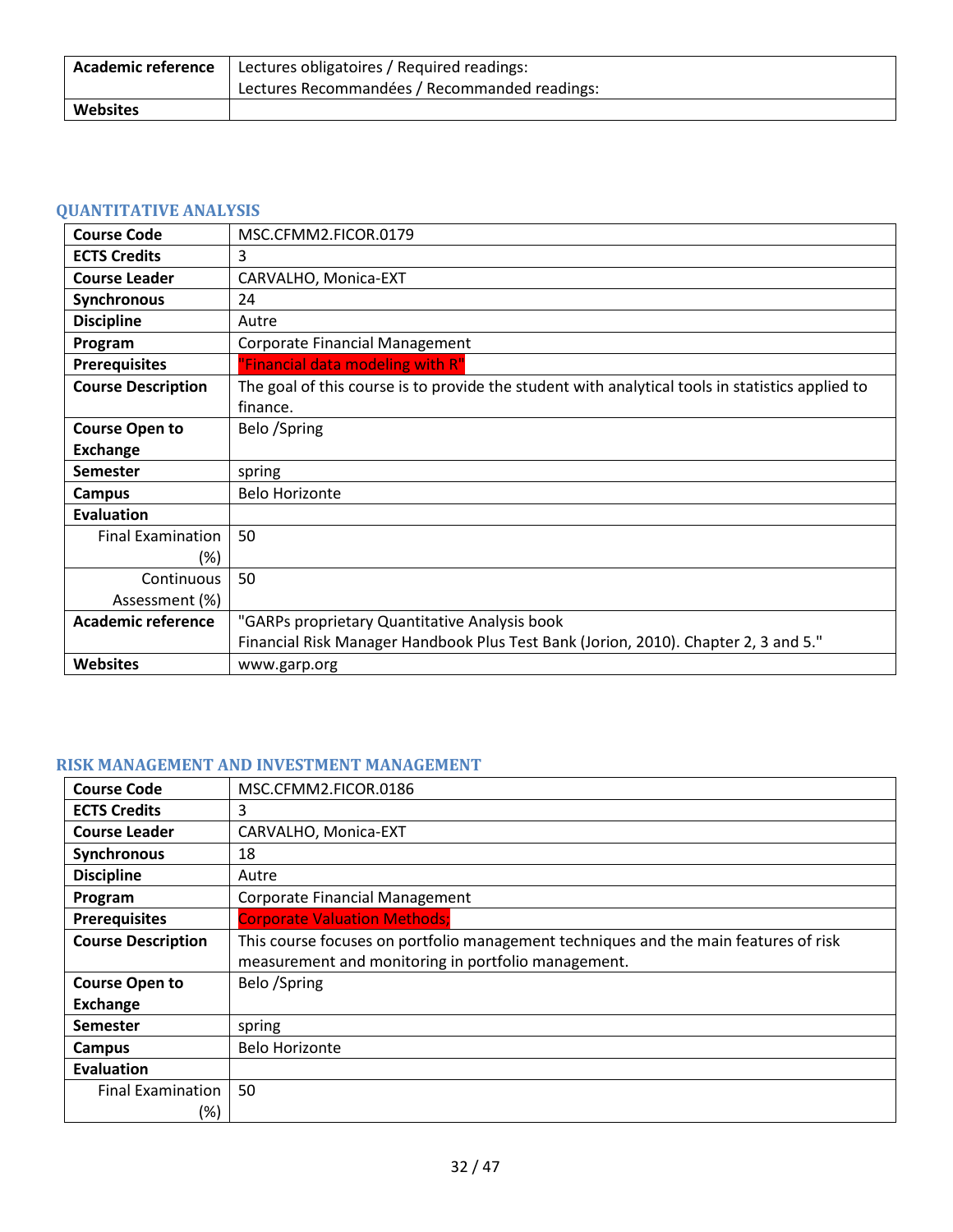| Academic reference | Lectures obligatoires / Required readings:<br>Lectures Recommandées / Recommanded readings: |
|---|---|
| Websites | |

### QUANTITATIVE ANALYSIS

| Course Code | MSC.CFMM2.FICOR.0179 |
|---|---|
| ECTS Credits | 3 |
| Course Leader | CARVALHO, Monica-EXT |
| Synchronous | 24 |
| Discipline | Autre |
| Program | Corporate Financial Management |
| Prerequisites | "Financial data modeling with R" |
| Course Description | The goal of this course is to provide the student with analytical tools in statistics applied to finance. |
| Course Open to Exchange | Belo /Spring |
| Semester | spring |
| Campus | Belo Horizonte |
| Evaluation | |
| Final Examination (%) | 50 |
| Continuous Assessment (%) | 50 |
| Academic reference | "GARPs proprietary Quantitative Analysis book<br>Financial Risk Manager Handbook Plus Test Bank (Jorion, 2010). Chapter 2, 3 and 5." |
| Websites | www.garp.org |

### RISK MANAGEMENT AND INVESTMENT MANAGEMENT

| Course Code | MSC.CFMM2.FICOR.0186 |
|---|---|
| ECTS Credits | 3 |
| Course Leader | CARVALHO, Monica-EXT |
| Synchronous | 18 |
| Discipline | Autre |
| Program | Corporate Financial Management |
| Prerequisites | Corporate Valuation Methods; |
| Course Description | This course focuses on portfolio management techniques and the main features of risk measurement and monitoring in portfolio management. |
| Course Open to Exchange | Belo /Spring |
| Semester | spring |
| Campus | Belo Horizonte |
| Evaluation | |
| Final Examination (%) | 50 |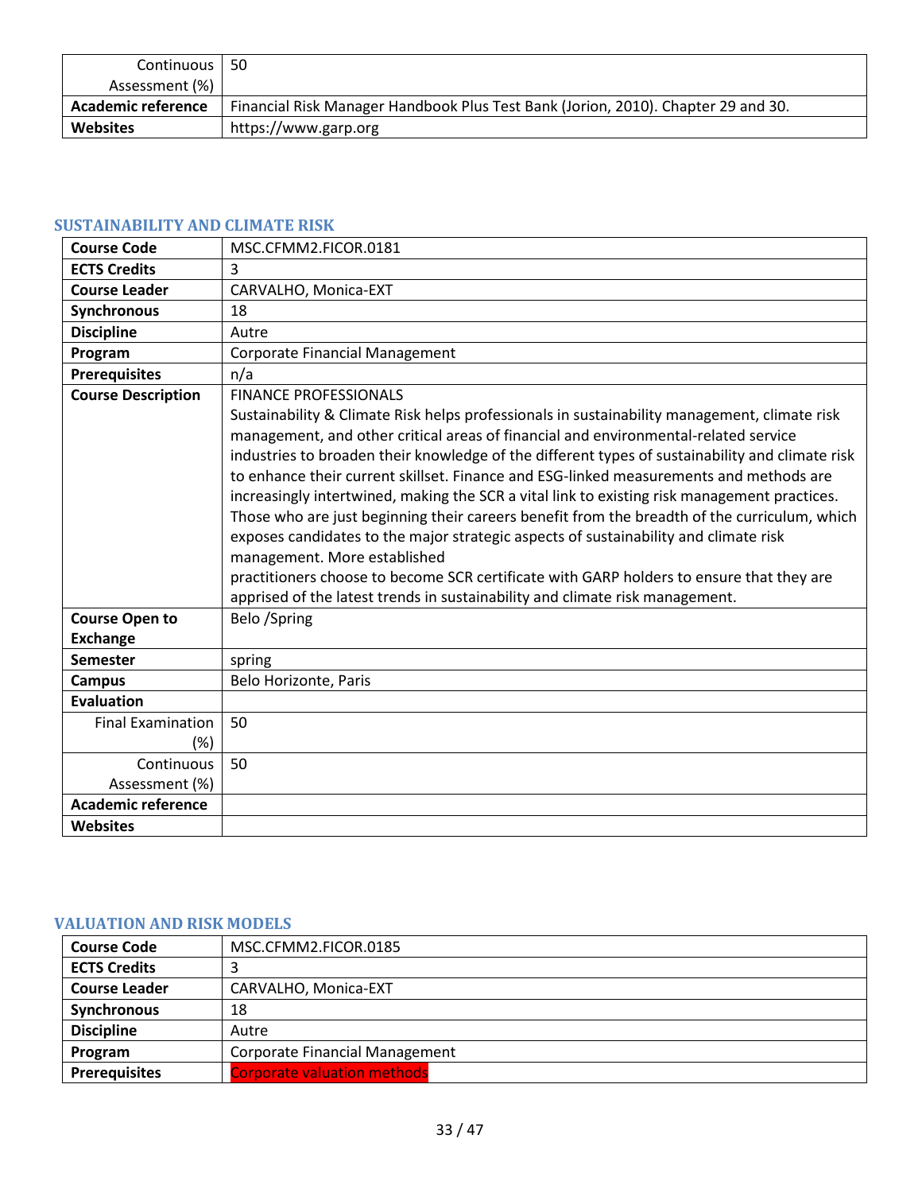| | |
|---|---|
| Continuous Assessment (%) | 50 |
| **Academic reference** | Financial Risk Manager Handbook Plus Test Bank (Jorion, 2010). Chapter 29 and 30. |
| **Websites** | https://www.garp.org |

## SUSTAINABILITY AND CLIMATE RISK

| | |
|---|---|
| **Course Code** | MSC.CFMM2.FICOR.0181 |
| **ECTS Credits** | 3 |
| **Course Leader** | CARVALHO, Monica-EXT |
| **Synchronous** | 18 |
| **Discipline** | Autre |
| **Program** | Corporate Financial Management |
| **Prerequisites** | n/a |
| **Course Description** | FINANCE PROFESSIONALS<br>Sustainability & Climate Risk helps professionals in sustainability management, climate risk management, and other critical areas of financial and environmental-related service industries to broaden their knowledge of the different types of sustainability and climate risk to enhance their current skillset. Finance and ESG-linked measurements and methods are increasingly intertwined, making the SCR a vital link to existing risk management practices. Those who are just beginning their careers benefit from the breadth of the curriculum, which exposes candidates to the major strategic aspects of sustainability and climate risk management. More established<br>practitioners choose to become SCR certificate with GARP holders to ensure that they are apprised of the latest trends in sustainability and climate risk management. |
| **Course Open to Exchange** | Belo /Spring |
| **Semester** | spring |
| **Campus** | Belo Horizonte, Paris |
| **Evaluation** | |
| Final Examination (%) | 50 |
| Continuous Assessment (%) | 50 |
| **Academic reference** | |
| **Websites** | |

## VALUATION AND RISK MODELS

| | |
|---|---|
| **Course Code** | MSC.CFMM2.FICOR.0185 |
| **ECTS Credits** | 3 |
| **Course Leader** | CARVALHO, Monica-EXT |
| **Synchronous** | 18 |
| **Discipline** | Autre |
| **Program** | Corporate Financial Management |
| **Prerequisites** | Corporate valuation methods |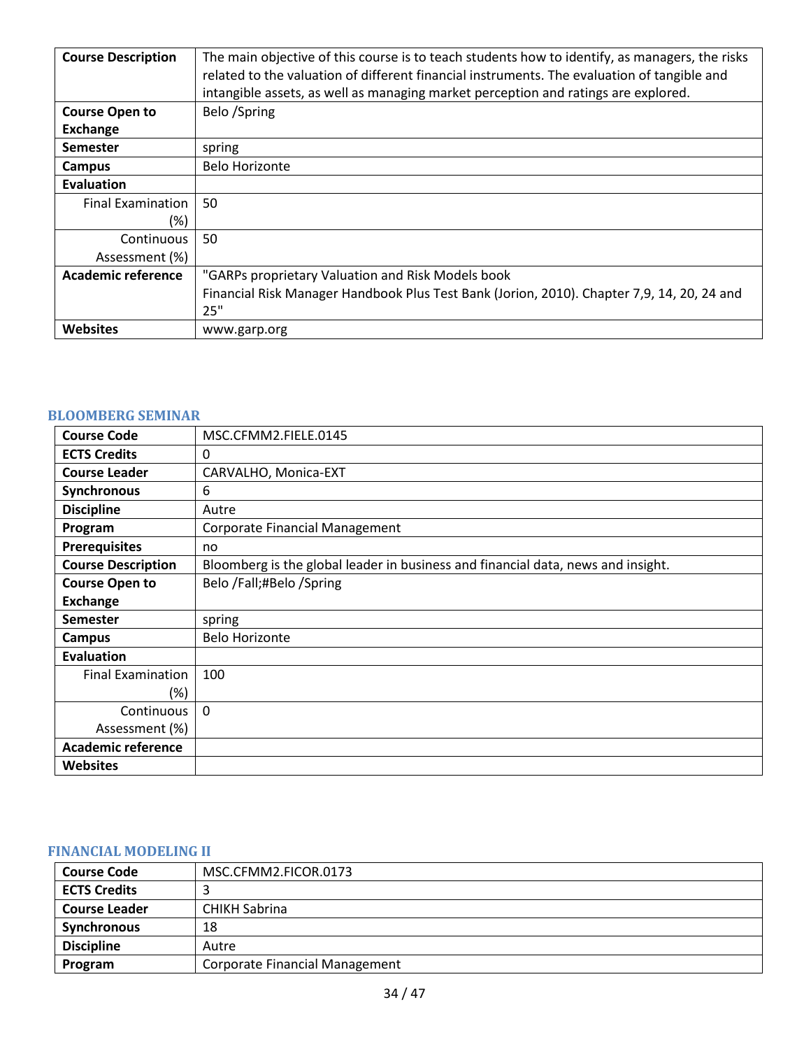| | |
|---|---|
| **Course Description** | The main objective of this course is to teach students how to identify, as managers, the risks related to the valuation of different financial instruments. The evaluation of tangible and intangible assets, as well as managing market perception and ratings are explored. |
| **Course Open to Exchange** | Belo /Spring |
| **Semester** | spring |
| **Campus** | Belo Horizonte |
| **Evaluation** | |
| Final Examination (%) | 50 |
| Continuous Assessment (%) | 50 |
| **Academic reference** | "GARPs proprietary Valuation and Risk Models book<br>Financial Risk Manager Handbook Plus Test Bank (Jorion, 2010). Chapter 7,9, 14, 20, 24 and 25" |
| **Websites** | www.garp.org |

### BLOOMBERG SEMINAR

| | |
|---|---|
| **Course Code** | MSC.CFMM2.FIELE.0145 |
| **ECTS Credits** | 0 |
| **Course Leader** | CARVALHO, Monica-EXT |
| **Synchronous** | 6 |
| **Discipline** | Autre |
| **Program** | Corporate Financial Management |
| **Prerequisites** | no |
| **Course Description** | Bloomberg is the global leader in business and financial data, news and insight. |
| **Course Open to Exchange** | Belo /Fall;#Belo /Spring |
| **Semester** | spring |
| **Campus** | Belo Horizonte |
| **Evaluation** | |
| Final Examination (%) | 100 |
| Continuous Assessment (%) | 0 |
| **Academic reference** | |
| **Websites** | |

### FINANCIAL MODELING II

| | |
|---|---|
| **Course Code** | MSC.CFMM2.FICOR.0173 |
| **ECTS Credits** | 3 |
| **Course Leader** | CHIKH Sabrina |
| **Synchronous** | 18 |
| **Discipline** | Autre |
| **Program** | Corporate Financial Management |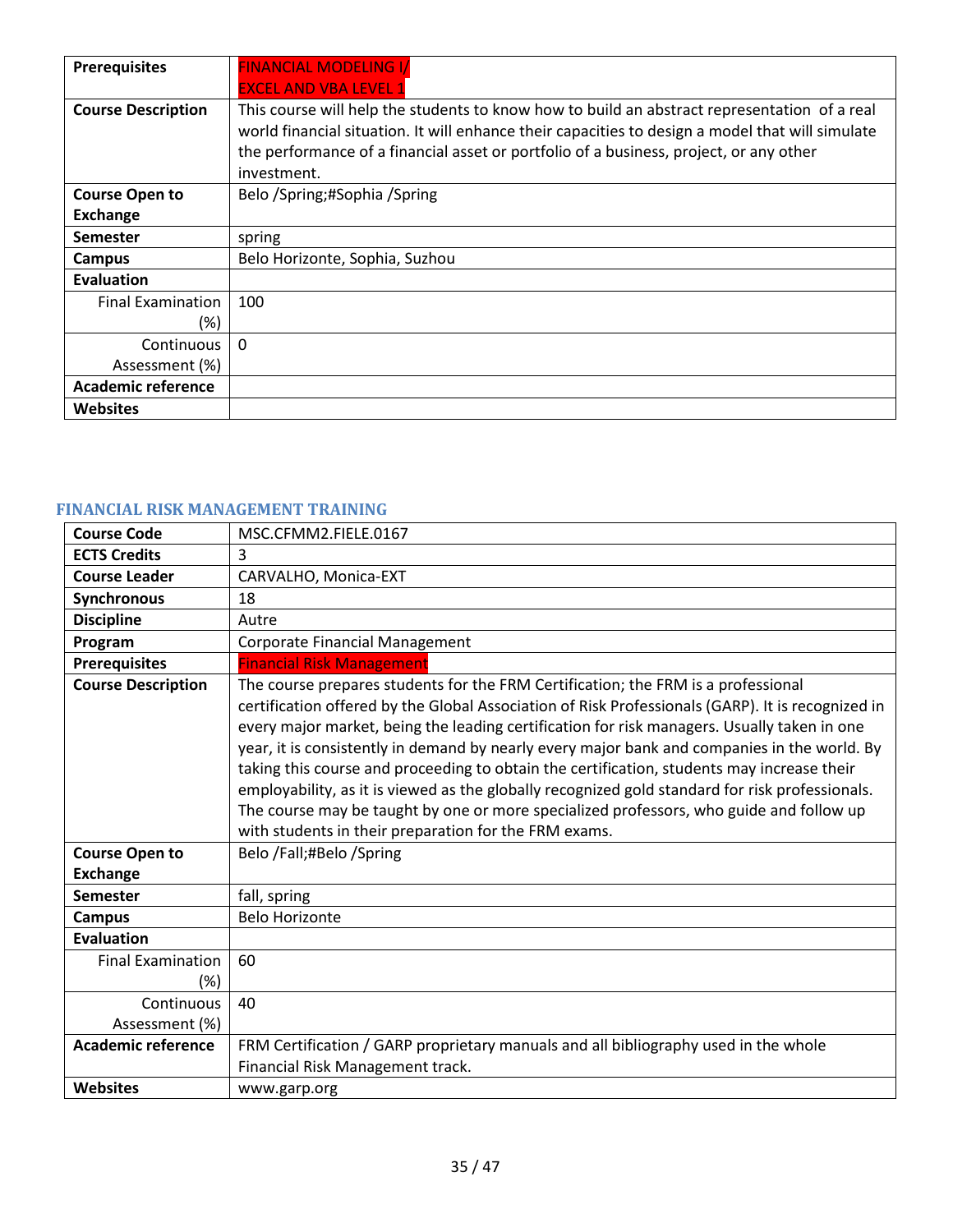| Prerequisites | FINANCIAL MODELING I/ EXCEL AND VBA LEVEL 1 |
|---|---|
| Course Description | This course will help the students to know how to build an abstract representation of a real world financial situation. It will enhance their capacities to design a model that will simulate the performance of a financial asset or portfolio of a business, project, or any other investment. |
| Course Open to Exchange | Belo /Spring;#Sophia /Spring |
| Semester | spring |
| Campus | Belo Horizonte, Sophia, Suzhou |
| Evaluation | |
| Final Examination (%) | 100 |
| Continuous Assessment (%) | 0 |
| Academic reference | |
| Websites | |

### FINANCIAL RISK MANAGEMENT TRAINING

| Course Code | MSC.CFMM2.FIELE.0167 |
|---|---|
| ECTS Credits | 3 |
| Course Leader | CARVALHO, Monica-EXT |
| Synchronous | 18 |
| Discipline | Autre |
| Program | Corporate Financial Management |
| Prerequisites | Financial Risk Management |
| Course Description | The course prepares students for the FRM Certification; the FRM is a professional certification offered by the Global Association of Risk Professionals (GARP). It is recognized in every major market, being the leading certification for risk managers. Usually taken in one year, it is consistently in demand by nearly every major bank and companies in the world. By taking this course and proceeding to obtain the certification, students may increase their employability, as it is viewed as the globally recognized gold standard for risk professionals. The course may be taught by one or more specialized professors, who guide and follow up with students in their preparation for the FRM exams. |
| Course Open to Exchange | Belo /Fall;#Belo /Spring |
| Semester | fall, spring |
| Campus | Belo Horizonte |
| Evaluation | |
| Final Examination (%) | 60 |
| Continuous Assessment (%) | 40 |
| Academic reference | FRM Certification / GARP proprietary manuals and all bibliography used in the whole Financial Risk Management track. |
| Websites | www.garp.org |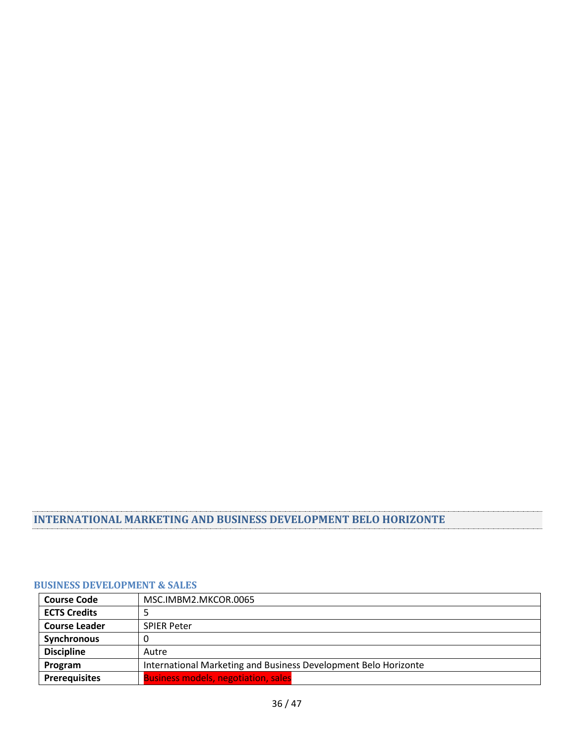# INTERNATIONAL MARKETING AND BUSINESS DEVELOPMENT BELO HORIZONTE

## BUSINESS DEVELOPMENT & SALES

| **Course Code** | MSC.IMBM2.MKCOR.0065 |
|---|---|
| **ECTS Credits** | 5 |
| **Course Leader** | SPIER Peter |
| **Synchronous** | 0 |
| **Discipline** | Autre |
| **Program** | International Marketing and Business Development Belo Horizonte |
| **Prerequisites** | Business models, negotiation, sales |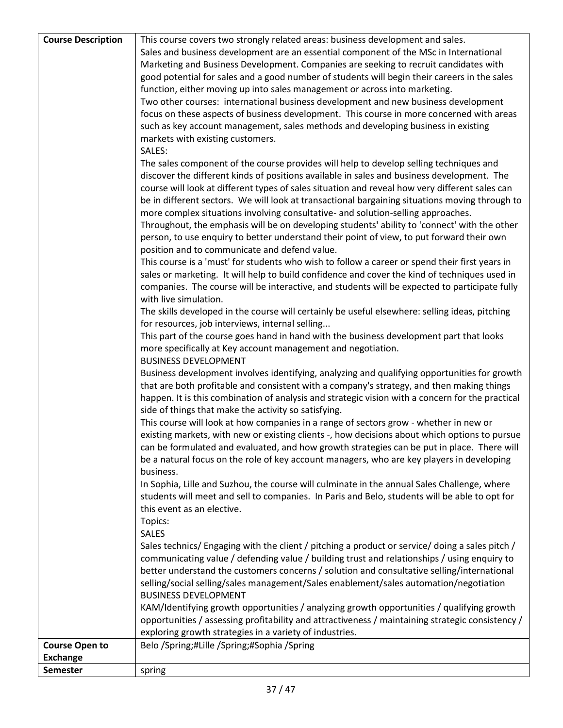| Course Description | This course covers two strongly related areas: business development and sales.<br>Sales and business development are an essential component of the MSc in International Marketing and Business Development. Companies are seeking to recruit candidates with good potential for sales and a good number of students will begin their careers in the sales function, either moving up into sales management or across into marketing.<br>Two other courses: international business development and new business development focus on these aspects of business development. This course in more concerned with areas such as key account management, sales methods and developing business in existing markets with existing customers.<br>SALES:<br>The sales component of the course provides will help to develop selling techniques and discover the different kinds of positions available in sales and business development. The course will look at different types of sales situation and reveal how very different sales can be in different sectors. We will look at transactional bargaining situations moving through to more complex situations involving consultative- and solution-selling approaches.<br>Throughout, the emphasis will be on developing students' ability to 'connect' with the other person, to use enquiry to better understand their point of view, to put forward their own position and to communicate and defend value.<br>This course is a 'must' for students who wish to follow a career or spend their first years in sales or marketing. It will help to build confidence and cover the kind of techniques used in companies. The course will be interactive, and students will be expected to participate fully with live simulation.<br>The skills developed in the course will certainly be useful elsewhere: selling ideas, pitching for resources, job interviews, internal selling...<br>This part of the course goes hand in hand with the business development part that looks more specifically at Key account management and negotiation.<br>BUSINESS DEVELOPMENT<br>Business development involves identifying, analyzing and qualifying opportunities for growth that are both profitable and consistent with a company's strategy, and then making things happen. It is this combination of analysis and strategic vision with a concern for the practical side of things that make the activity so satisfying.<br>This course will look at how companies in a range of sectors grow - whether in new or existing markets, with new or existing clients -, how decisions about which options to pursue can be formulated and evaluated, and how growth strategies can be put in place. There will be a natural focus on the role of key account managers, who are key players in developing business.<br>In Sophia, Lille and Suzhou, the course will culminate in the annual Sales Challenge, where students will meet and sell to companies. In Paris and Belo, students will be able to opt for this event as an elective.<br>Topics:<br>SALES<br>Sales technics/ Engaging with the client / pitching a product or service/ doing a sales pitch / communicating value / defending value / building trust and relationships / using enquiry to better understand the customers concerns / solution and consultative selling/international selling/social selling/sales management/Sales enablement/sales automation/negotiation<br>BUSINESS DEVELOPMENT<br>KAM/Identifying growth opportunities / analyzing growth opportunities / qualifying growth opportunities / assessing profitability and attractiveness / maintaining strategic consistency / exploring growth strategies in a variety of industries. |
|---|---|
| Course Open to Exchange | Belo /Spring;#Lille /Spring;#Sophia /Spring |
| Semester | spring |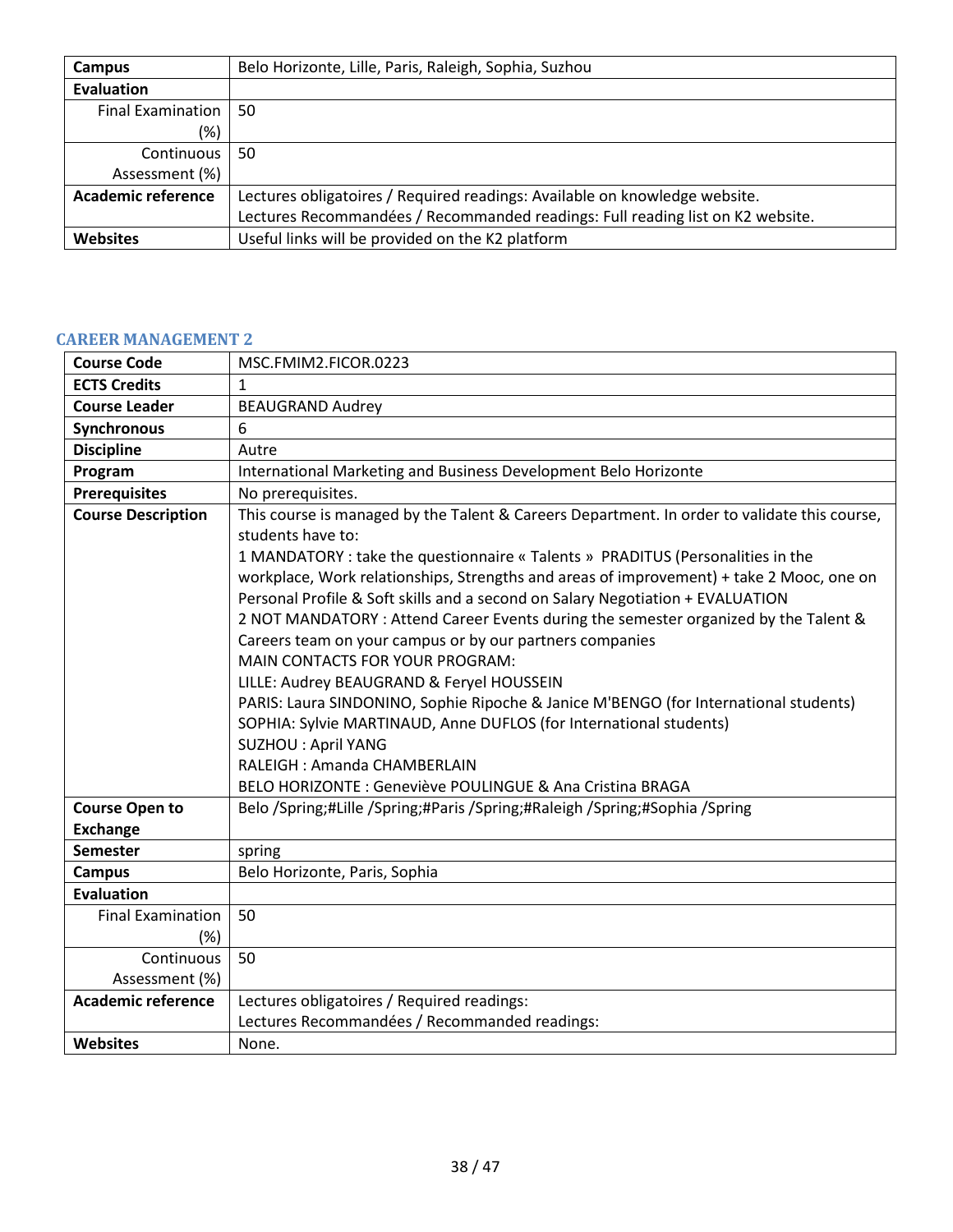| | |
|---|---|
| **Campus** | Belo Horizonte, Lille, Paris, Raleigh, Sophia, Suzhou |
| **Evaluation** | |
| Final Examination (%) | 50 |
| Continuous Assessment (%) | 50 |
| **Academic reference** | Lectures obligatoires / Required readings: Available on knowledge website.<br>Lectures Recommandées / Recommanded readings: Full reading list on K2 website. |
| **Websites** | Useful links will be provided on the K2 platform |

### CAREER MANAGEMENT 2

| | |
|---|---|
| **Course Code** | MSC.FMIM2.FICOR.0223 |
| **ECTS Credits** | 1 |
| **Course Leader** | BEAUGRAND Audrey |
| **Synchronous** | 6 |
| **Discipline** | Autre |
| **Program** | International Marketing and Business Development Belo Horizonte |
| **Prerequisites** | No prerequisites. |
| **Course Description** | This course is managed by the Talent & Careers Department. In order to validate this course, students have to:<br>1 MANDATORY : take the questionnaire « Talents » PRADITUS (Personalities in the workplace, Work relationships, Strengths and areas of improvement) + take 2 Mooc, one on Personal Profile & Soft skills and a second on Salary Negotiation + EVALUATION<br>2 NOT MANDATORY : Attend Career Events during the semester organized by the Talent & Careers team on your campus or by our partners companies<br>MAIN CONTACTS FOR YOUR PROGRAM:<br>LILLE: Audrey BEAUGRAND & Feryel HOUSSEIN<br>PARIS: Laura SINDONINO, Sophie Ripoche & Janice M'BENGO (for International students)<br>SOPHIA: Sylvie MARTINAUD, Anne DUFLOS (for International students)<br>SUZHOU : April YANG<br>RALEIGH : Amanda CHAMBERLAIN<br>BELO HORIZONTE : Geneviève POULINGUE & Ana Cristina BRAGA |
| **Course Open to Exchange** | Belo /Spring;#Lille /Spring;#Paris /Spring;#Raleigh /Spring;#Sophia /Spring |
| **Semester** | spring |
| **Campus** | Belo Horizonte, Paris, Sophia |
| **Evaluation** | |
| Final Examination (%) | 50 |
| Continuous Assessment (%) | 50 |
| **Academic reference** | Lectures obligatoires / Required readings:<br>Lectures Recommandées / Recommanded readings: |
| **Websites** | None. |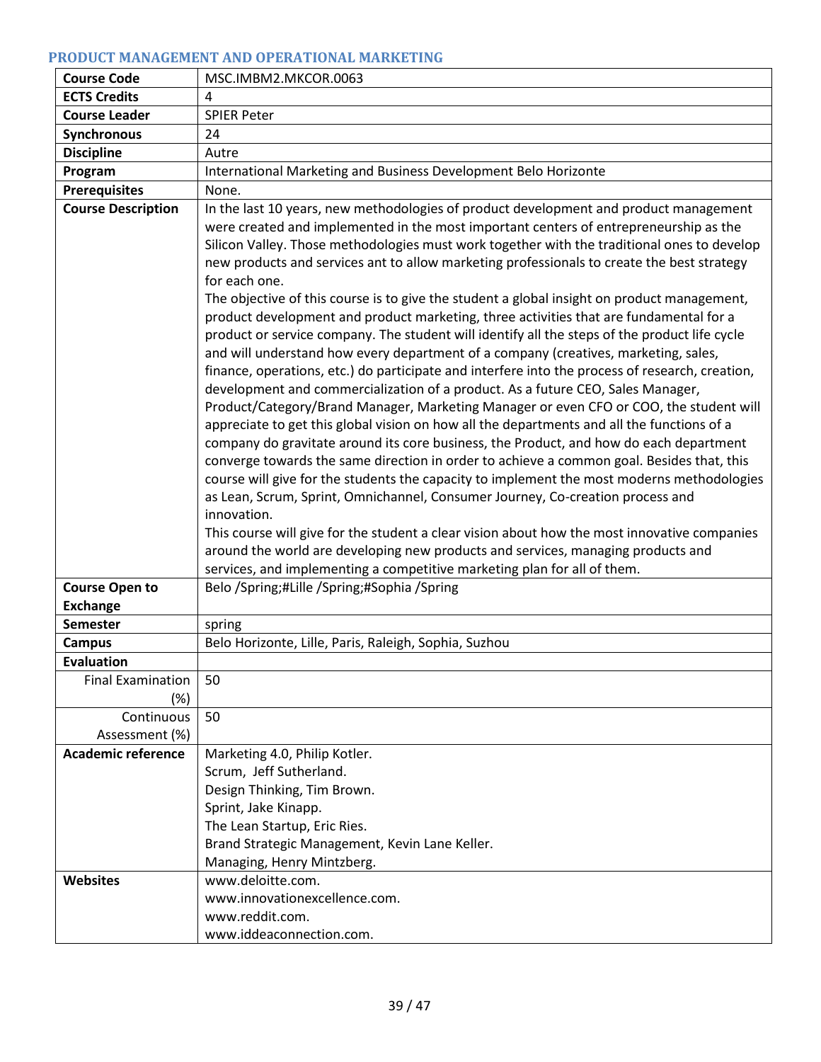### PRODUCT MANAGEMENT AND OPERATIONAL MARKETING

| Course Code | MSC.IMBM2.MKCOR.0063 |
|---|---|
| ECTS Credits | 4 |
| Course Leader | SPIER Peter |
| Synchronous | 24 |
| Discipline | Autre |
| Program | International Marketing and Business Development Belo Horizonte |
| Prerequisites | None. |
| Course Description | In the last 10 years, new methodologies of product development and product management were created and implemented in the most important centers of entrepreneurship as the Silicon Valley. Those methodologies must work together with the traditional ones to develop new products and services ant to allow marketing professionals to create the best strategy for each one.<br>The objective of this course is to give the student a global insight on product management, product development and product marketing, three activities that are fundamental for a product or service company. The student will identify all the steps of the product life cycle and will understand how every department of a company (creatives, marketing, sales, finance, operations, etc.) do participate and interfere into the process of research, creation, development and commercialization of a product. As a future CEO, Sales Manager, Product/Category/Brand Manager, Marketing Manager or even CFO or COO, the student will appreciate to get this global vision on how all the departments and all the functions of a company do gravitate around its core business, the Product, and how do each department converge towards the same direction in order to achieve a common goal. Besides that, this course will give for the students the capacity to implement the most moderns methodologies as Lean, Scrum, Sprint, Omnichannel, Consumer Journey, Co-creation process and innovation.<br>This course will give for the student a clear vision about how the most innovative companies around the world are developing new products and services, managing products and services, and implementing a competitive marketing plan for all of them. |
| Course Open to Exchange | Belo /Spring;#Lille /Spring;#Sophia /Spring |
| Semester | spring |
| Campus | Belo Horizonte, Lille, Paris, Raleigh, Sophia, Suzhou |
| Evaluation | |
| Final Examination (%) | 50 |
| Continuous Assessment (%) | 50 |
| Academic reference | Marketing 4.0, Philip Kotler.<br>Scrum, Jeff Sutherland.<br>Design Thinking, Tim Brown.<br>Sprint, Jake Kinapp.<br>The Lean Startup, Eric Ries.<br>Brand Strategic Management, Kevin Lane Keller.<br>Managing, Henry Mintzberg. |
| Websites | www.deloitte.com.<br>www.innovationexcellence.com.<br>www.reddit.com.<br>www.iddeaconnection.com. |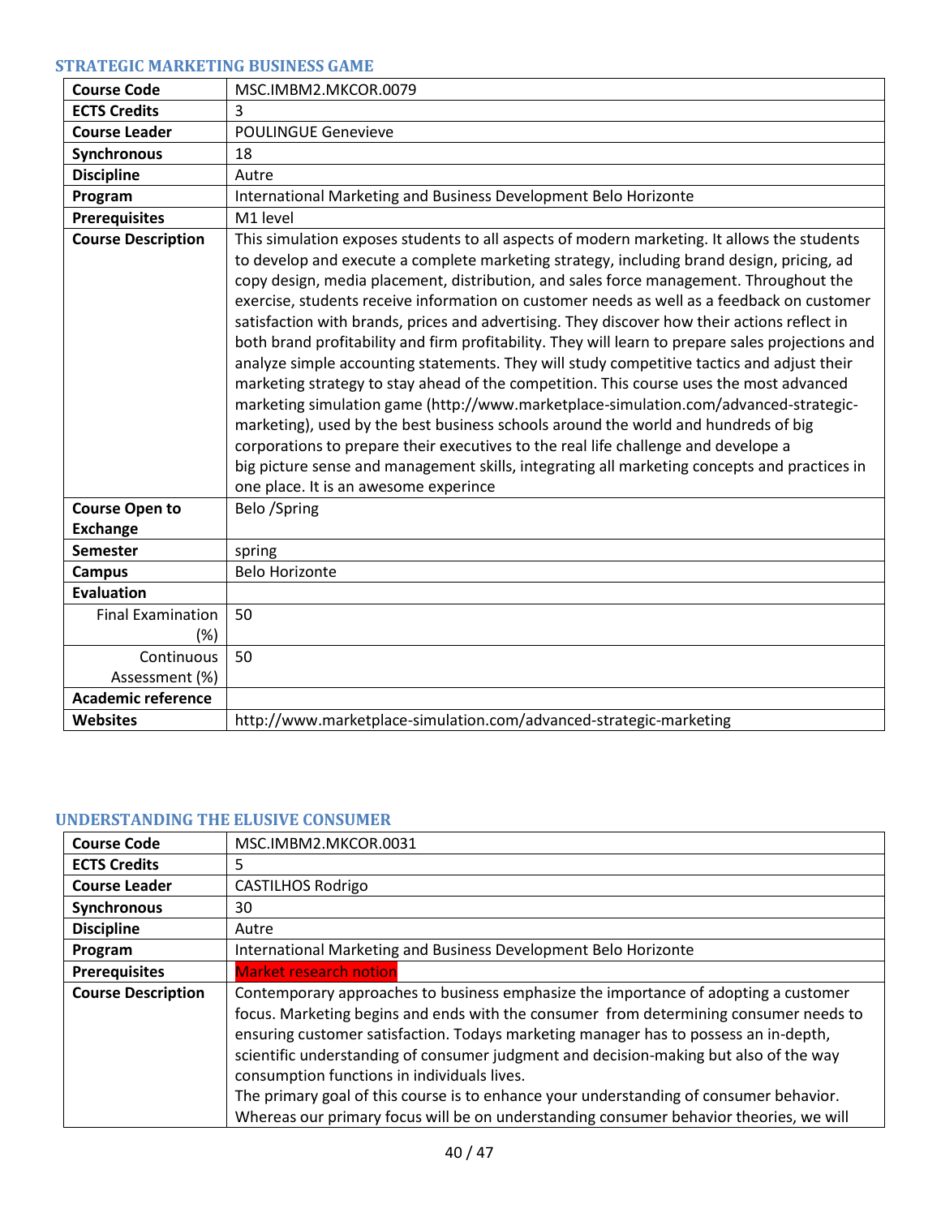### STRATEGIC MARKETING BUSINESS GAME

| **Course Code** | MSC.IMBM2.MKCOR.0079 |
|---|---|
| **ECTS Credits** | 3 |
| **Course Leader** | POULINGUE Genevieve |
| **Synchronous** | 18 |
| **Discipline** | Autre |
| **Program** | International Marketing and Business Development Belo Horizonte |
| **Prerequisites** | M1 level |
| **Course Description** | This simulation exposes students to all aspects of modern marketing. It allows the students to develop and execute a complete marketing strategy, including brand design, pricing, ad copy design, media placement, distribution, and sales force management. Throughout the exercise, students receive information on customer needs as well as a feedback on customer satisfaction with brands, prices and advertising. They discover how their actions reflect in both brand profitability and firm profitability. They will learn to prepare sales projections and analyze simple accounting statements. They will study competitive tactics and adjust their marketing strategy to stay ahead of the competition. This course uses the most advanced marketing simulation game (http://www.marketplace-simulation.com/advanced-strategic-marketing), used by the best business schools around the world and hundreds of big corporations to prepare their executives to the real life challenge and develope a big picture sense and management skills, integrating all marketing concepts and practices in one place. It is an awesome experince |
| **Course Open to Exchange** | Belo /Spring |
| **Semester** | spring |
| **Campus** | Belo Horizonte |
| **Evaluation** | |
| Final Examination (%) | 50 |
| Continuous Assessment (%) | 50 |
| **Academic reference** | |
| **Websites** | http://www.marketplace-simulation.com/advanced-strategic-marketing |

### UNDERSTANDING THE ELUSIVE CONSUMER

| **Course Code** | MSC.IMBM2.MKCOR.0031 |
|---|---|
| **ECTS Credits** | 5 |
| **Course Leader** | CASTILHOS Rodrigo |
| **Synchronous** | 30 |
| **Discipline** | Autre |
| **Program** | International Marketing and Business Development Belo Horizonte |
| **Prerequisites** | Market research notion |
| **Course Description** | Contemporary approaches to business emphasize the importance of adopting a customer focus. Marketing begins and ends with the consumer from determining consumer needs to ensuring customer satisfaction. Todays marketing manager has to possess an in-depth, scientific understanding of consumer judgment and decision-making but also of the way consumption functions in individuals lives.<br>The primary goal of this course is to enhance your understanding of consumer behavior. Whereas our primary focus will be on understanding consumer behavior theories, we will |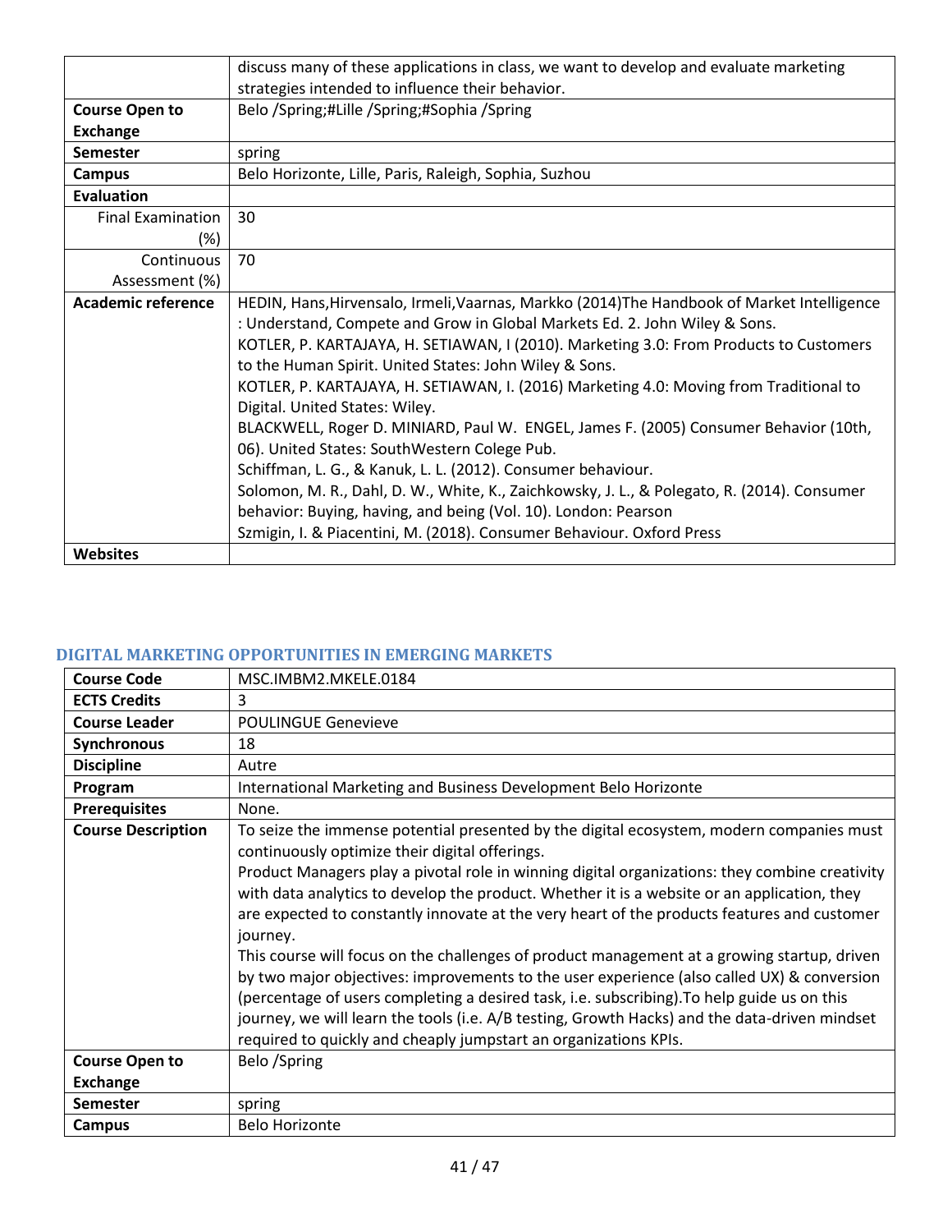| | |
|---|---|
| | discuss many of these applications in class, we want to develop and evaluate marketing strategies intended to influence their behavior. |
| **Course Open to Exchange** | Belo /Spring;#Lille /Spring;#Sophia /Spring |
| **Semester** | spring |
| **Campus** | Belo Horizonte, Lille, Paris, Raleigh, Sophia, Suzhou |
| **Evaluation** | |
| Final Examination (%) | 30 |
| Continuous Assessment (%) | 70 |
| **Academic reference** | HEDIN, Hans,Hirvensalo, Irmeli,Vaarnas, Markko (2014)The Handbook of Market Intelligence : Understand, Compete and Grow in Global Markets Ed. 2. John Wiley & Sons.<br>KOTLER, P. KARTAJAYA, H. SETIAWAN, I (2010). Marketing 3.0: From Products to Customers to the Human Spirit. United States: John Wiley & Sons.<br>KOTLER, P. KARTAJAYA, H. SETIAWAN, I. (2016) Marketing 4.0: Moving from Traditional to Digital. United States: Wiley.<br>BLACKWELL, Roger D. MINIARD, Paul W. ENGEL, James F. (2005) Consumer Behavior (10th, 06). United States: SouthWestern Colege Pub.<br>Schiffman, L. G., & Kanuk, L. L. (2012). Consumer behaviour.<br>Solomon, M. R., Dahl, D. W., White, K., Zaichkowsky, J. L., & Polegato, R. (2014). Consumer behavior: Buying, having, and being (Vol. 10). London: Pearson<br>Szmigin, I. & Piacentini, M. (2018). Consumer Behaviour. Oxford Press |
| **Websites** | |

### DIGITAL MARKETING OPPORTUNITIES IN EMERGING MARKETS

| | |
|---|---|
| **Course Code** | MSC.IMBM2.MKELE.0184 |
| **ECTS Credits** | 3 |
| **Course Leader** | POULINGUE Genevieve |
| **Synchronous** | 18 |
| **Discipline** | Autre |
| **Program** | International Marketing and Business Development Belo Horizonte |
| **Prerequisites** | None. |
| **Course Description** | To seize the immense potential presented by the digital ecosystem, modern companies must continuously optimize their digital offerings.<br>Product Managers play a pivotal role in winning digital organizations: they combine creativity with data analytics to develop the product. Whether it is a website or an application, they are expected to constantly innovate at the very heart of the products features and customer journey.<br>This course will focus on the challenges of product management at a growing startup, driven by two major objectives: improvements to the user experience (also called UX) & conversion (percentage of users completing a desired task, i.e. subscribing).To help guide us on this journey, we will learn the tools (i.e. A/B testing, Growth Hacks) and the data-driven mindset required to quickly and cheaply jumpstart an organizations KPIs. |
| **Course Open to Exchange** | Belo /Spring |
| **Semester** | spring |
| **Campus** | Belo Horizonte |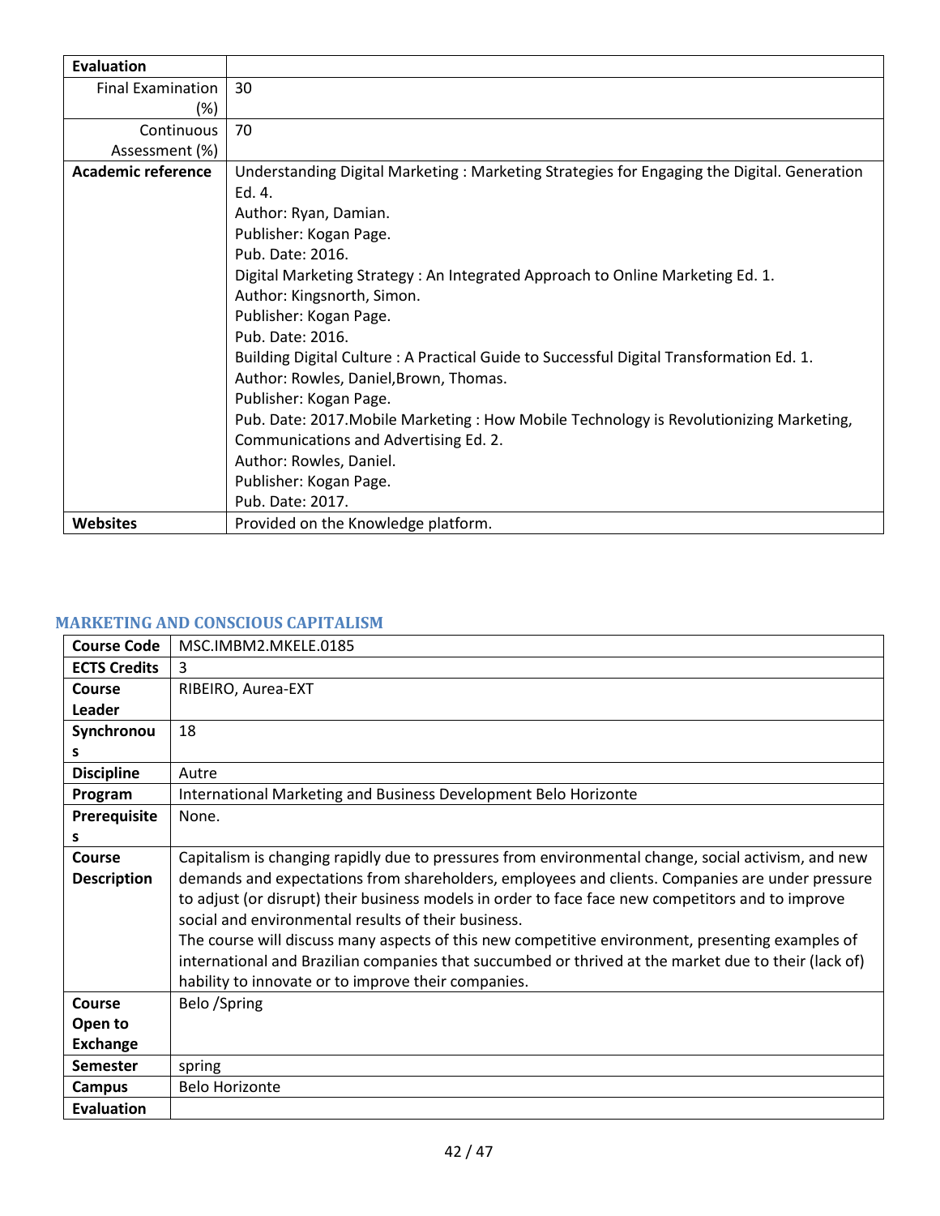| Evaluation | |
|---|---|
| Final Examination (%) | 30 |
| Continuous Assessment (%) | 70 |
| **Academic reference** | Understanding Digital Marketing : Marketing Strategies for Engaging the Digital. Generation Ed. 4.<br>Author: Ryan, Damian.<br>Publisher: Kogan Page.<br>Pub. Date: 2016.<br>Digital Marketing Strategy : An Integrated Approach to Online Marketing Ed. 1.<br>Author: Kingsnorth, Simon.<br>Publisher: Kogan Page.<br>Pub. Date: 2016.<br>Building Digital Culture : A Practical Guide to Successful Digital Transformation Ed. 1.<br>Author: Rowles, Daniel,Brown, Thomas.<br>Publisher: Kogan Page.<br>Pub. Date: 2017.Mobile Marketing : How Mobile Technology is Revolutionizing Marketing, Communications and Advertising Ed. 2.<br>Author: Rowles, Daniel.<br>Publisher: Kogan Page.<br>Pub. Date: 2017. |
| **Websites** | Provided on the Knowledge platform. |

### MARKETING AND CONSCIOUS CAPITALISM

| Course Code | MSC.IMBM2.MKELE.0185 |
|---|---|
| **ECTS Credits** | 3 |
| **Course Leader** | RIBEIRO, Aurea-EXT |
| **Synchronous** | 18 |
| **Discipline** | Autre |
| **Program** | International Marketing and Business Development Belo Horizonte |
| **Prerequisites** | None. |
| **Course Description** | Capitalism is changing rapidly due to pressures from environmental change, social activism, and new demands and expectations from shareholders, employees and clients. Companies are under pressure to adjust (or disrupt) their business models in order to face face new competitors and to improve social and environmental results of their business.<br>The course will discuss many aspects of this new competitive environment, presenting examples of international and Brazilian companies that succumbed or thrived at the market due to their (lack of) hability to innovate or to improve their companies. |
| **Course Open to Exchange** | Belo /Spring |
| **Semester** | spring |
| **Campus** | Belo Horizonte |
| **Evaluation** | |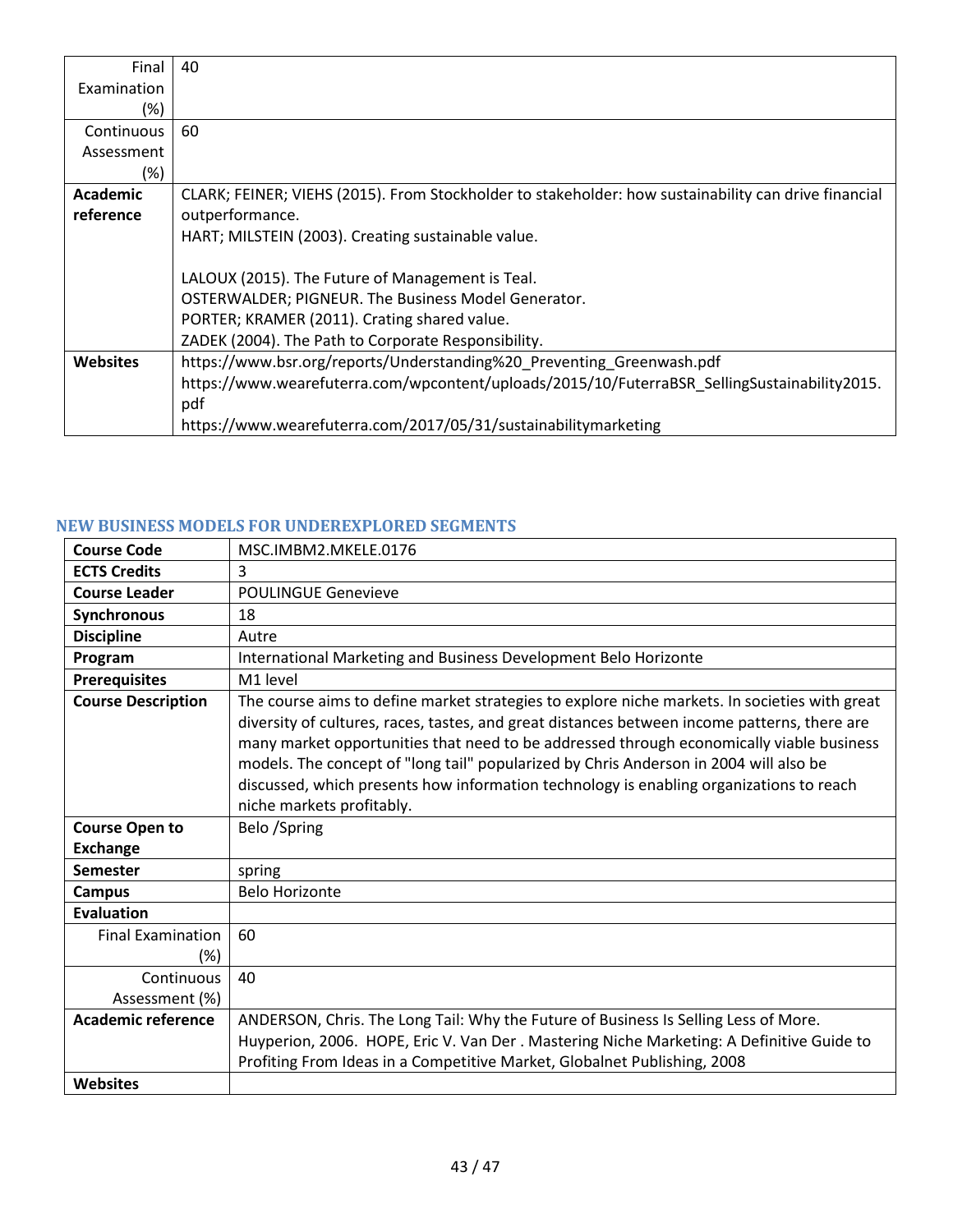| | |
|---|---|
| Final Examination (%) | 40 |
| Continuous Assessment (%) | 60 |
| **Academic reference** | CLARK; FEINER; VIEHS (2015). From Stockholder to stakeholder: how sustainability can drive financial outperformance.<br>HART; MILSTEIN (2003). Creating sustainable value.<br><br>LALOUX (2015). The Future of Management is Teal.<br>OSTERWALDER; PIGNEUR. The Business Model Generator.<br>PORTER; KRAMER (2011). Crating shared value.<br>ZADEK (2004). The Path to Corporate Responsibility. |
| **Websites** | https://www.bsr.org/reports/Understanding%20_Preventing_Greenwash.pdf<br>https://www.wearefuterra.com/wpcontent/uploads/2015/10/FuterraBSR_SellingSustainability2015.pdf<br>https://www.wearefuterra.com/2017/05/31/sustainabilitymarketing |

## NEW BUSINESS MODELS FOR UNDEREXPLORED SEGMENTS

| | |
|---|---|
| **Course Code** | MSC.IMBM2.MKELE.0176 |
| **ECTS Credits** | 3 |
| **Course Leader** | POULINGUE Genevieve |
| **Synchronous** | 18 |
| **Discipline** | Autre |
| **Program** | International Marketing and Business Development Belo Horizonte |
| **Prerequisites** | M1 level |
| **Course Description** | The course aims to define market strategies to explore niche markets. In societies with great diversity of cultures, races, tastes, and great distances between income patterns, there are many market opportunities that need to be addressed through economically viable business models. The concept of "long tail" popularized by Chris Anderson in 2004 will also be discussed, which presents how information technology is enabling organizations to reach niche markets profitably. |
| **Course Open to Exchange** | Belo /Spring |
| **Semester** | spring |
| **Campus** | Belo Horizonte |
| **Evaluation** | |
| Final Examination (%) | 60 |
| Continuous Assessment (%) | 40 |
| **Academic reference** | ANDERSON, Chris. The Long Tail: Why the Future of Business Is Selling Less of More. Huyperion, 2006. HOPE, Eric V. Van Der . Mastering Niche Marketing: A Definitive Guide to Profiting From Ideas in a Competitive Market, Globalnet Publishing, 2008 |
| **Websites** | |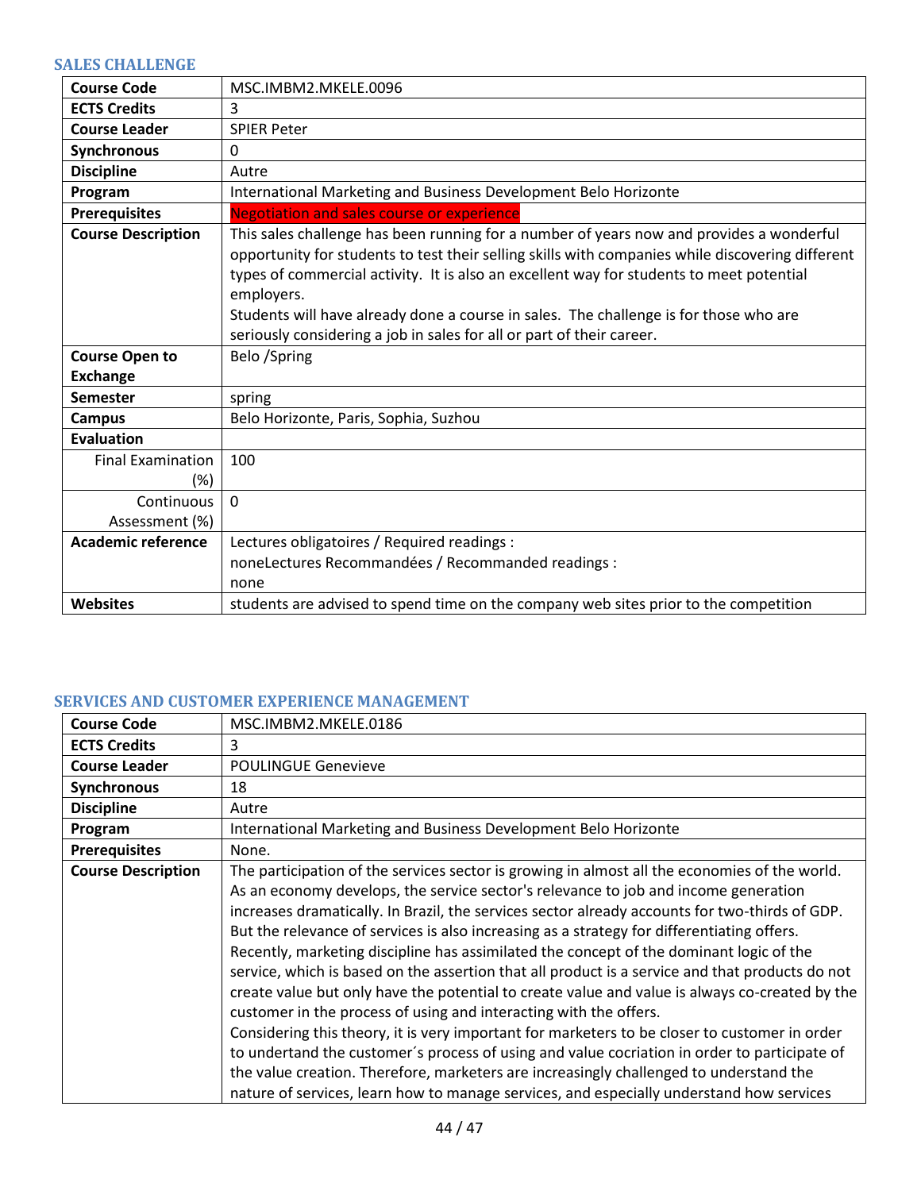### SALES CHALLENGE

| | |
|---|---|
| **Course Code** | MSC.IMBM2.MKELE.0096 |
| **ECTS Credits** | 3 |
| **Course Leader** | SPIER Peter |
| **Synchronous** | 0 |
| **Discipline** | Autre |
| **Program** | International Marketing and Business Development Belo Horizonte |
| **Prerequisites** | Negotiation and sales course or experience |
| **Course Description** | This sales challenge has been running for a number of years now and provides a wonderful opportunity for students to test their selling skills with companies while discovering different types of commercial activity. It is also an excellent way for students to meet potential employers.<br>Students will have already done a course in sales. The challenge is for those who are seriously considering a job in sales for all or part of their career. |
| **Course Open to Exchange** | Belo /Spring |
| **Semester** | spring |
| **Campus** | Belo Horizonte, Paris, Sophia, Suzhou |
| **Evaluation** | |
| Final Examination (%) | 100 |
| Continuous Assessment (%) | 0 |
| **Academic reference** | Lectures obligatoires / Required readings :<br>noneLectures Recommandées / Recommanded readings :<br>none |
| **Websites** | students are advised to spend time on the company web sites prior to the competition |

### SERVICES AND CUSTOMER EXPERIENCE MANAGEMENT

| | |
|---|---|
| **Course Code** | MSC.IMBM2.MKELE.0186 |
| **ECTS Credits** | 3 |
| **Course Leader** | POULINGUE Genevieve |
| **Synchronous** | 18 |
| **Discipline** | Autre |
| **Program** | International Marketing and Business Development Belo Horizonte |
| **Prerequisites** | None. |
| **Course Description** | The participation of the services sector is growing in almost all the economies of the world. As an economy develops, the service sector's relevance to job and income generation increases dramatically. In Brazil, the services sector already accounts for two-thirds of GDP. But the relevance of services is also increasing as a strategy for differentiating offers. Recently, marketing discipline has assimilated the concept of the dominant logic of the service, which is based on the assertion that all product is a service and that products do not create value but only have the potential to create value and value is always co-created by the customer in the process of using and interacting with the offers.<br>Considering this theory, it is very important for marketers to be closer to customer in order to undertand the customer´s process of using and value cocriation in order to participate of the value creation. Therefore, marketers are increasingly challenged to understand the nature of services, learn how to manage services, and especially understand how services |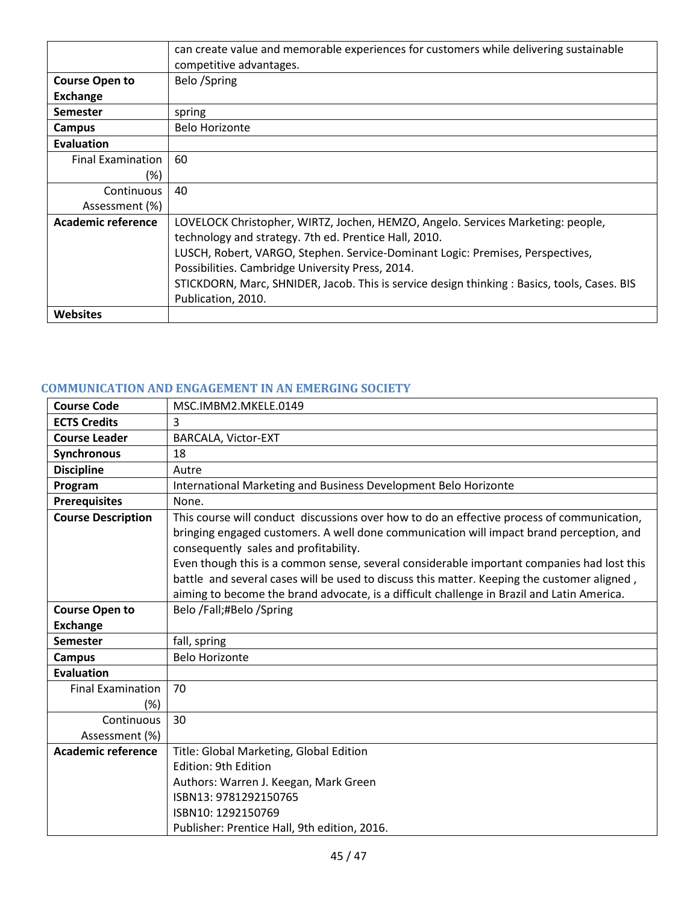| | |
|---|---|
| | can create value and memorable experiences for customers while delivering sustainable competitive advantages. |
| **Course Open to Exchange** | Belo /Spring |
| **Semester** | spring |
| **Campus** | Belo Horizonte |
| **Evaluation** | |
| Final Examination (%) | 60 |
| Continuous Assessment (%) | 40 |
| **Academic reference** | LOVELOCK Christopher, WIRTZ, Jochen, HEMZO, Angelo. Services Marketing: people, technology and strategy. 7th ed. Prentice Hall, 2010.<br>LUSCH, Robert, VARGO, Stephen. Service-Dominant Logic: Premises, Perspectives, Possibilities. Cambridge University Press, 2014.<br>STICKDORN, Marc, SHNIDER, Jacob. This is service design thinking : Basics, tools, Cases. BIS Publication, 2010. |
| **Websites** | |

## COMMUNICATION AND ENGAGEMENT IN AN EMERGING SOCIETY

| | |
|---|---|
| **Course Code** | MSC.IMBM2.MKELE.0149 |
| **ECTS Credits** | 3 |
| **Course Leader** | BARCALA, Victor-EXT |
| **Synchronous** | 18 |
| **Discipline** | Autre |
| **Program** | International Marketing and Business Development Belo Horizonte |
| **Prerequisites** | None. |
| **Course Description** | This course will conduct discussions over how to do an effective process of communication, bringing engaged customers. A well done communication will impact brand perception, and consequently sales and profitability.<br>Even though this is a common sense, several considerable important companies had lost this battle and several cases will be used to discuss this matter. Keeping the customer aligned , aiming to become the brand advocate, is a difficult challenge in Brazil and Latin America. |
| **Course Open to Exchange** | Belo /Fall;#Belo /Spring |
| **Semester** | fall, spring |
| **Campus** | Belo Horizonte |
| **Evaluation** | |
| Final Examination (%) | 70 |
| Continuous Assessment (%) | 30 |
| **Academic reference** | Title: Global Marketing, Global Edition<br>Edition: 9th Edition<br>Authors: Warren J. Keegan, Mark Green<br>ISBN13: 9781292150765<br>ISBN10: 1292150769<br>Publisher: Prentice Hall, 9th edition, 2016. |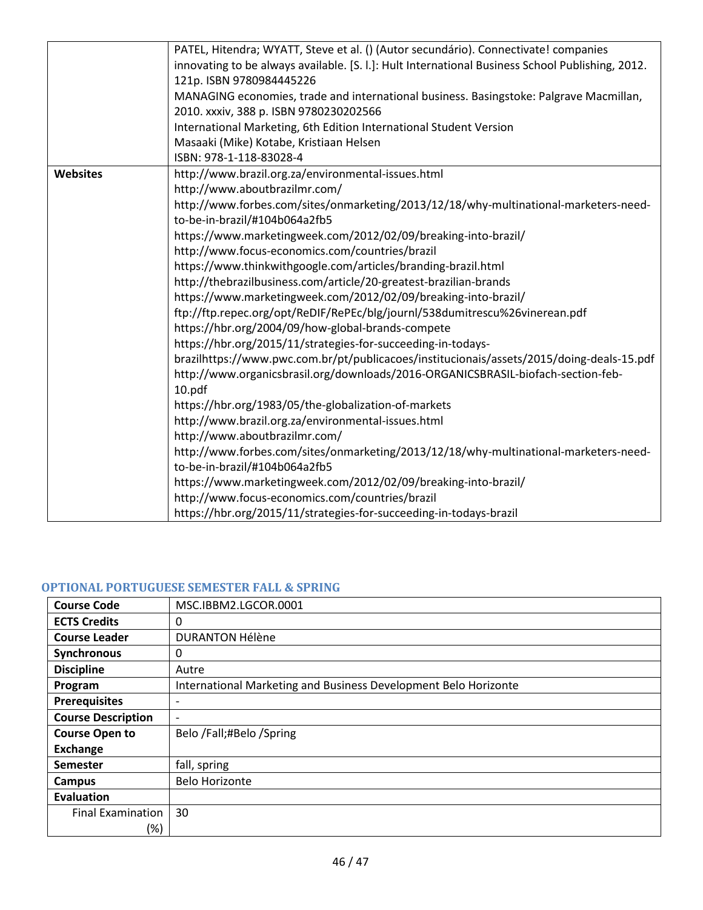| | |
|---|---|
| | PATEL, Hitendra; WYATT, Steve et al. () (Autor secundário). Connectivate! companies innovating to be always available. [S. l.]: Hult International Business School Publishing, 2012. 121p. ISBN 9780984445226<br>MANAGING economies, trade and international business. Basingstoke: Palgrave Macmillan, 2010. xxxiv, 388 p. ISBN 9780230202566<br>International Marketing, 6th Edition International Student Version<br>Masaaki (Mike) Kotabe, Kristiaan Helsen<br>ISBN: 978-1-118-83028-4 |
| **Websites** | http://www.brazil.org.za/environmental-issues.html<br>http://www.aboutbrazilmr.com/<br>http://www.forbes.com/sites/onmarketing/2013/12/18/why-multinational-marketers-need-to-be-in-brazil/#104b064a2fb5<br>https://www.marketingweek.com/2012/02/09/breaking-into-brazil/<br>http://www.focus-economics.com/countries/brazil<br>https://www.thinkwithgoogle.com/articles/branding-brazil.html<br>http://thebrazilbusiness.com/article/20-greatest-brazilian-brands<br>https://www.marketingweek.com/2012/02/09/breaking-into-brazil/<br>ftp://ftp.repec.org/opt/ReDIF/RePEc/blg/journl/538dumitrescu%26vinerean.pdf<br>https://hbr.org/2004/09/how-global-brands-compete<br>https://hbr.org/2015/11/strategies-for-succeeding-in-todays-brazilhttps://www.pwc.com.br/pt/publicacoes/institucionais/assets/2015/doing-deals-15.pdf<br>http://www.organicsbrasil.org/downloads/2016-ORGANICSBRASIL-biofach-section-feb-10.pdf<br>https://hbr.org/1983/05/the-globalization-of-markets<br>http://www.brazil.org.za/environmental-issues.html<br>http://www.aboutbrazilmr.com/<br>http://www.forbes.com/sites/onmarketing/2013/12/18/why-multinational-marketers-need-to-be-in-brazil/#104b064a2fb5<br>https://www.marketingweek.com/2012/02/09/breaking-into-brazil/<br>http://www.focus-economics.com/countries/brazil<br>https://hbr.org/2015/11/strategies-for-succeeding-in-todays-brazil |

### OPTIONAL PORTUGUESE SEMESTER FALL & SPRING

| | |
|---|---|
| **Course Code** | MSC.IBBM2.LGCOR.0001 |
| **ECTS Credits** | 0 |
| **Course Leader** | DURANTON Hélène |
| **Synchronous** | 0 |
| **Discipline** | Autre |
| **Program** | International Marketing and Business Development Belo Horizonte |
| **Prerequisites** | - |
| **Course Description** | - |
| **Course Open to Exchange** | Belo /Fall;#Belo /Spring |
| **Semester** | fall, spring |
| **Campus** | Belo Horizonte |
| **Evaluation** | |
| Final Examination (%) | 30 |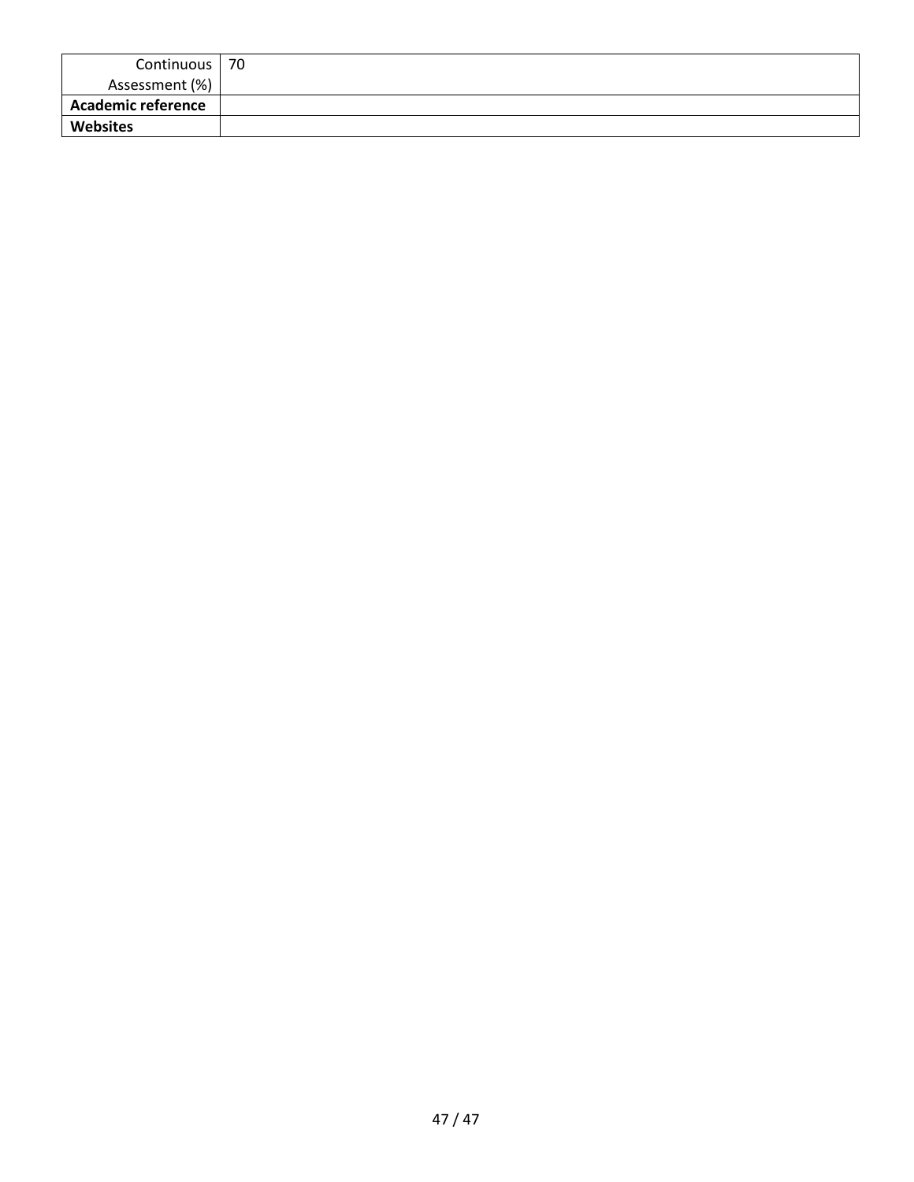| | |
|---|---|
| Continuous Assessment (%) | 70 |
| **Academic reference** | |
| **Websites** | |